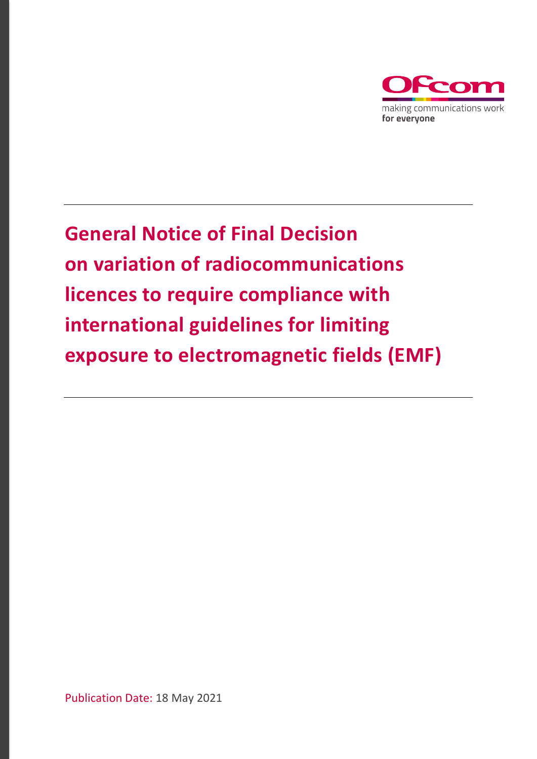Ofcom

making communications work
**for everyone**

# General Notice of Final Decision on variation of radiocommunications licences to require compliance with international guidelines for limiting exposure to electromagnetic fields (EMF)

Publication Date: 18 May 2021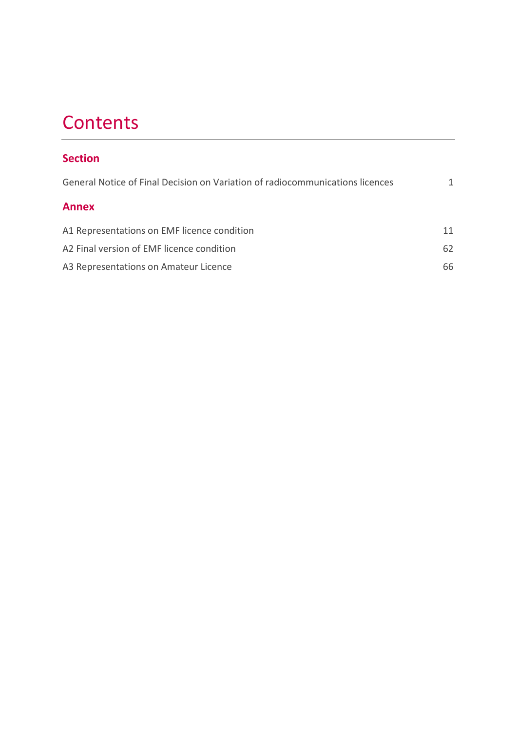# Contents

## Section

General Notice of Final Decision on Variation of radiocommunications licences 1

## Annex

A1 Representations on EMF licence condition 11

A2 Final version of EMF licence condition 62

A3 Representations on Amateur Licence 66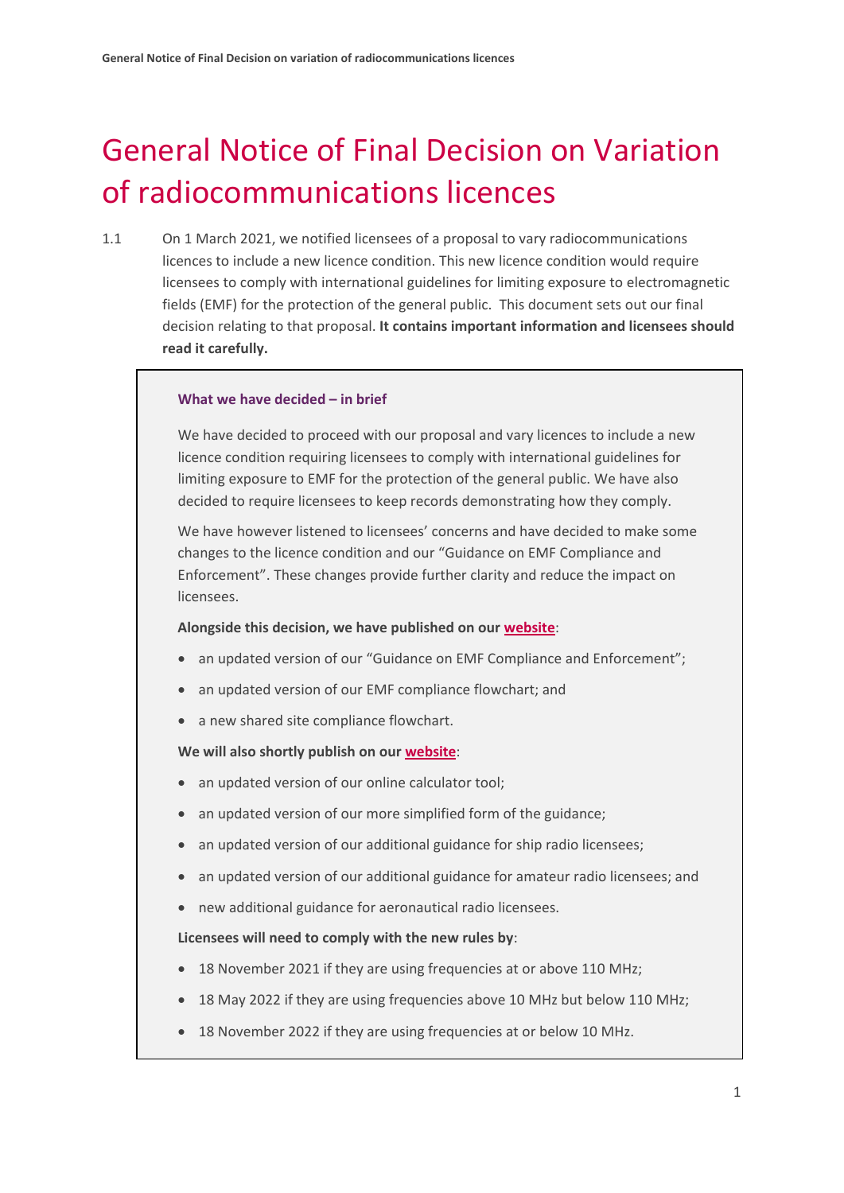# General Notice of Final Decision on Variation of radiocommunications licences

1.1 On 1 March 2021, we notified licensees of a proposal to vary radiocommunications licences to include a new licence condition. This new licence condition would require licensees to comply with international guidelines for limiting exposure to electromagnetic fields (EMF) for the protection of the general public. This document sets out our final decision relating to that proposal. **It contains important information and licensees should read it carefully.**

> **What we have decided – in brief**
>
> We have decided to proceed with our proposal and vary licences to include a new licence condition requiring licensees to comply with international guidelines for limiting exposure to EMF for the protection of the general public. We have also decided to require licensees to keep records demonstrating how they comply.
>
> We have however listened to licensees' concerns and have decided to make some changes to the licence condition and our "Guidance on EMF Compliance and Enforcement". These changes provide further clarity and reduce the impact on licensees.
>
> **Alongside this decision, we have published on our website:**
>
> - an updated version of our "Guidance on EMF Compliance and Enforcement";
> - an updated version of our EMF compliance flowchart; and
> - a new shared site compliance flowchart.
>
> **We will also shortly publish on our website:**
>
> - an updated version of our online calculator tool;
> - an updated version of our more simplified form of the guidance;
> - an updated version of our additional guidance for ship radio licensees;
> - an updated version of our additional guidance for amateur radio licensees; and
> - new additional guidance for aeronautical radio licensees.
>
> **Licensees will need to comply with the new rules by:**
>
> - 18 November 2021 if they are using frequencies at or above 110 MHz;
> - 18 May 2022 if they are using frequencies above 10 MHz but below 110 MHz;
> - 18 November 2022 if they are using frequencies at or below 10 MHz.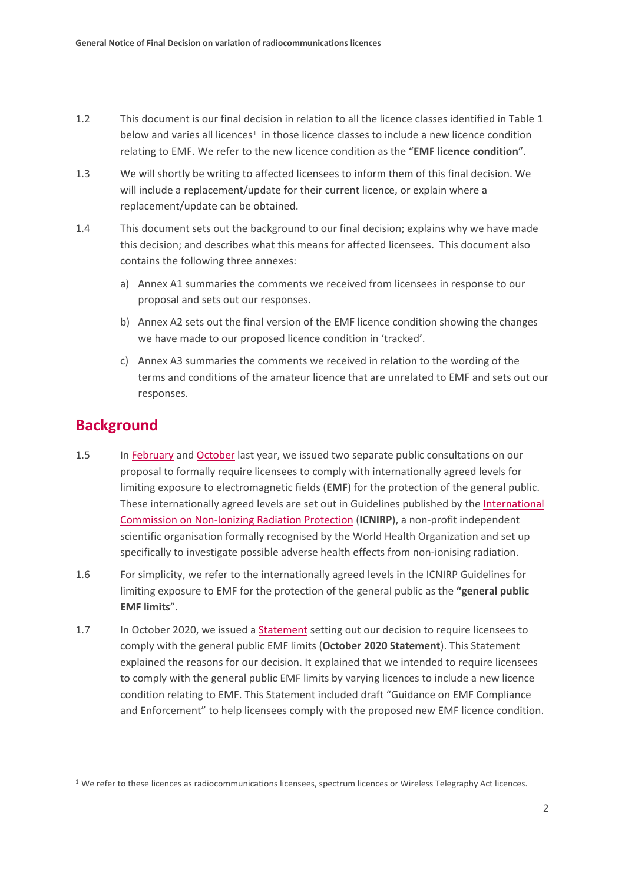1.2 This document is our final decision in relation to all the licence classes identified in Table 1 below and varies all licences[1] in those licence classes to include a new licence condition relating to EMF. We refer to the new licence condition as the "**EMF licence condition**".

1.3 We will shortly be writing to affected licensees to inform them of this final decision. We will include a replacement/update for their current licence, or explain where a replacement/update can be obtained.

1.4 This document sets out the background to our final decision; explains why we have made this decision; and describes what this means for affected licensees. This document also contains the following three annexes:

a) Annex A1 summaries the comments we received from licensees in response to our proposal and sets out our responses.

b) Annex A2 sets out the final version of the EMF licence condition showing the changes we have made to our proposed licence condition in 'tracked'.

c) Annex A3 summaries the comments we received in relation to the wording of the terms and conditions of the amateur licence that are unrelated to EMF and sets out our responses.

## Background

1.5 In February and October last year, we issued two separate public consultations on our proposal to formally require licensees to comply with internationally agreed levels for limiting exposure to electromagnetic fields (**EMF**) for the protection of the general public. These internationally agreed levels are set out in Guidelines published by the International Commission on Non-Ionizing Radiation Protection (**ICNIRP**), a non-profit independent scientific organisation formally recognised by the World Health Organization and set up specifically to investigate possible adverse health effects from non-ionising radiation.

1.6 For simplicity, we refer to the internationally agreed levels in the ICNIRP Guidelines for limiting exposure to EMF for the protection of the general public as the **"general public EMF limits**".

1.7 In October 2020, we issued a Statement setting out our decision to require licensees to comply with the general public EMF limits (**October 2020 Statement**). This Statement explained the reasons for our decision. It explained that we intended to require licensees to comply with the general public EMF limits by varying licences to include a new licence condition relating to EMF. This Statement included draft "Guidance on EMF Compliance and Enforcement" to help licensees comply with the proposed new EMF licence condition.

[1] We refer to these licences as radiocommunications licensees, spectrum licences or Wireless Telegraphy Act licences.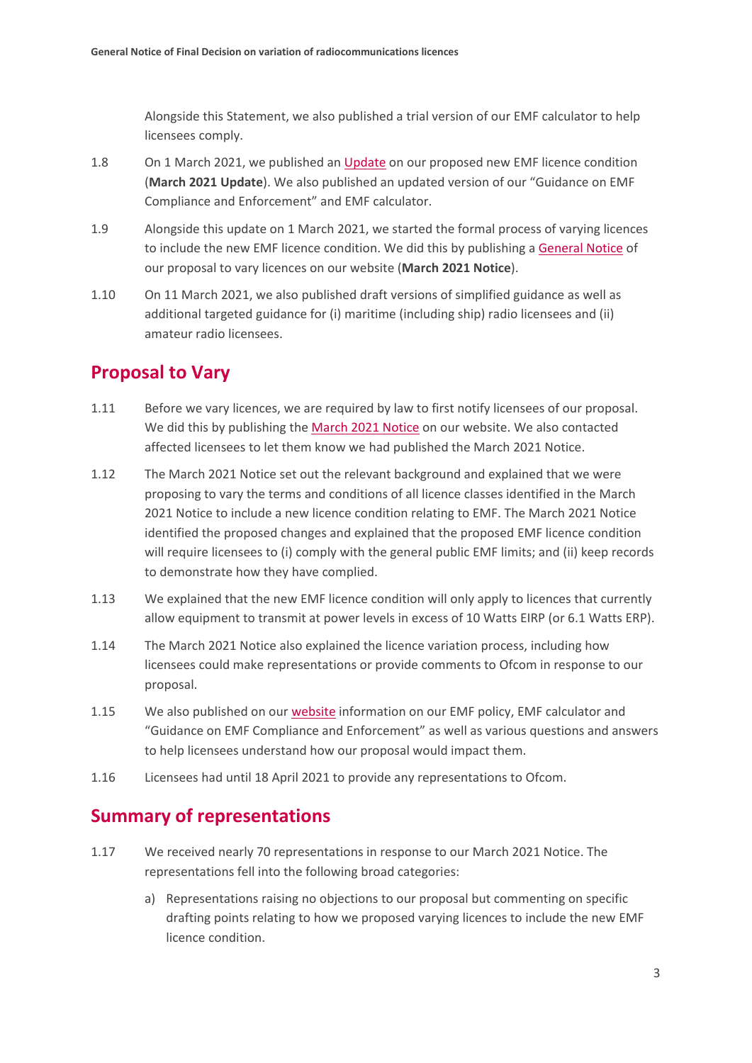Alongside this Statement, we also published a trial version of our EMF calculator to help licensees comply.

1.8 On 1 March 2021, we published an Update on our proposed new EMF licence condition (**March 2021 Update**). We also published an updated version of our "Guidance on EMF Compliance and Enforcement" and EMF calculator.

1.9 Alongside this update on 1 March 2021, we started the formal process of varying licences to include the new EMF licence condition. We did this by publishing a General Notice of our proposal to vary licences on our website (**March 2021 Notice**).

1.10 On 11 March 2021, we also published draft versions of simplified guidance as well as additional targeted guidance for (i) maritime (including ship) radio licensees and (ii) amateur radio licensees.

## Proposal to Vary

1.11 Before we vary licences, we are required by law to first notify licensees of our proposal. We did this by publishing the March 2021 Notice on our website. We also contacted affected licensees to let them know we had published the March 2021 Notice.

1.12 The March 2021 Notice set out the relevant background and explained that we were proposing to vary the terms and conditions of all licence classes identified in the March 2021 Notice to include a new licence condition relating to EMF. The March 2021 Notice identified the proposed changes and explained that the proposed EMF licence condition will require licensees to (i) comply with the general public EMF limits; and (ii) keep records to demonstrate how they have complied.

1.13 We explained that the new EMF licence condition will only apply to licences that currently allow equipment to transmit at power levels in excess of 10 Watts EIRP (or 6.1 Watts ERP).

1.14 The March 2021 Notice also explained the licence variation process, including how licensees could make representations or provide comments to Ofcom in response to our proposal.

1.15 We also published on our website information on our EMF policy, EMF calculator and "Guidance on EMF Compliance and Enforcement" as well as various questions and answers to help licensees understand how our proposal would impact them.

1.16 Licensees had until 18 April 2021 to provide any representations to Ofcom.

## Summary of representations

1.17 We received nearly 70 representations in response to our March 2021 Notice. The representations fell into the following broad categories:

a) Representations raising no objections to our proposal but commenting on specific drafting points relating to how we proposed varying licences to include the new EMF licence condition.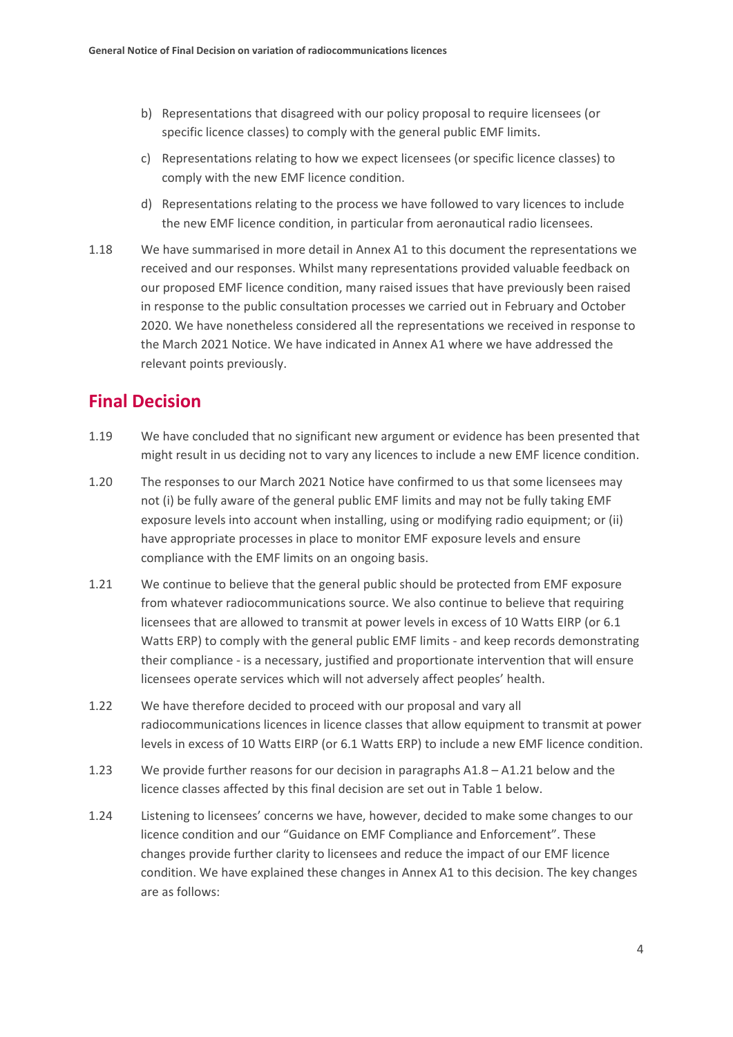b) Representations that disagreed with our policy proposal to require licensees (or specific licence classes) to comply with the general public EMF limits.

c) Representations relating to how we expect licensees (or specific licence classes) to comply with the new EMF licence condition.

d) Representations relating to the process we have followed to vary licences to include the new EMF licence condition, in particular from aeronautical radio licensees.

1.18 We have summarised in more detail in Annex A1 to this document the representations we received and our responses. Whilst many representations provided valuable feedback on our proposed EMF licence condition, many raised issues that have previously been raised in response to the public consultation processes we carried out in February and October 2020. We have nonetheless considered all the representations we received in response to the March 2021 Notice. We have indicated in Annex A1 where we have addressed the relevant points previously.

## Final Decision

1.19 We have concluded that no significant new argument or evidence has been presented that might result in us deciding not to vary any licences to include a new EMF licence condition.

1.20 The responses to our March 2021 Notice have confirmed to us that some licensees may not (i) be fully aware of the general public EMF limits and may not be fully taking EMF exposure levels into account when installing, using or modifying radio equipment; or (ii) have appropriate processes in place to monitor EMF exposure levels and ensure compliance with the EMF limits on an ongoing basis.

1.21 We continue to believe that the general public should be protected from EMF exposure from whatever radiocommunications source. We also continue to believe that requiring licensees that are allowed to transmit at power levels in excess of 10 Watts EIRP (or 6.1 Watts ERP) to comply with the general public EMF limits - and keep records demonstrating their compliance - is a necessary, justified and proportionate intervention that will ensure licensees operate services which will not adversely affect peoples' health.

1.22 We have therefore decided to proceed with our proposal and vary all radiocommunications licences in licence classes that allow equipment to transmit at power levels in excess of 10 Watts EIRP (or 6.1 Watts ERP) to include a new EMF licence condition.

1.23 We provide further reasons for our decision in paragraphs A1.8 – A1.21 below and the licence classes affected by this final decision are set out in Table 1 below.

1.24 Listening to licensees' concerns we have, however, decided to make some changes to our licence condition and our "Guidance on EMF Compliance and Enforcement". These changes provide further clarity to licensees and reduce the impact of our EMF licence condition. We have explained these changes in Annex A1 to this decision. The key changes are as follows: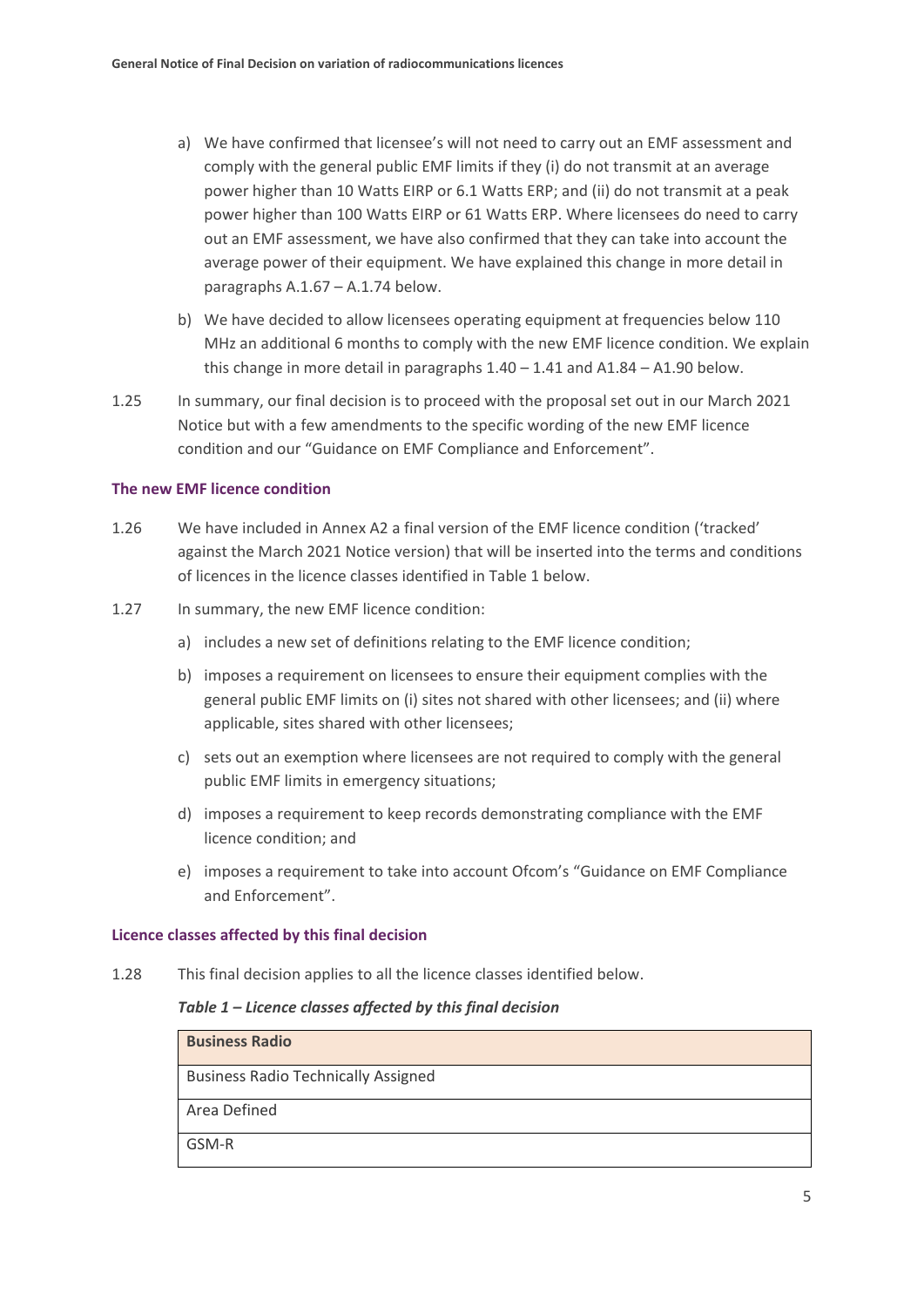a) We have confirmed that licensee's will not need to carry out an EMF assessment and comply with the general public EMF limits if they (i) do not transmit at an average power higher than 10 Watts EIRP or 6.1 Watts ERP; and (ii) do not transmit at a peak power higher than 100 Watts EIRP or 61 Watts ERP. Where licensees do need to carry out an EMF assessment, we have also confirmed that they can take into account the average power of their equipment. We have explained this change in more detail in paragraphs A.1.67 – A.1.74 below.

b) We have decided to allow licensees operating equipment at frequencies below 110 MHz an additional 6 months to comply with the new EMF licence condition. We explain this change in more detail in paragraphs 1.40 – 1.41 and A1.84 – A1.90 below.

1.25 In summary, our final decision is to proceed with the proposal set out in our March 2021 Notice but with a few amendments to the specific wording of the new EMF licence condition and our "Guidance on EMF Compliance and Enforcement".

### The new EMF licence condition

1.26 We have included in Annex A2 a final version of the EMF licence condition ('tracked' against the March 2021 Notice version) that will be inserted into the terms and conditions of licences in the licence classes identified in Table 1 below.

1.27 In summary, the new EMF licence condition:

a) includes a new set of definitions relating to the EMF licence condition;

b) imposes a requirement on licensees to ensure their equipment complies with the general public EMF limits on (i) sites not shared with other licensees; and (ii) where applicable, sites shared with other licensees;

c) sets out an exemption where licensees are not required to comply with the general public EMF limits in emergency situations;

d) imposes a requirement to keep records demonstrating compliance with the EMF licence condition; and

e) imposes a requirement to take into account Ofcom's "Guidance on EMF Compliance and Enforcement".

### Licence classes affected by this final decision

1.28 This final decision applies to all the licence classes identified below.

***Table 1 – Licence classes affected by this final decision***

| **Business Radio** |
|---|
| Business Radio Technically Assigned |
| Area Defined |
| GSM-R |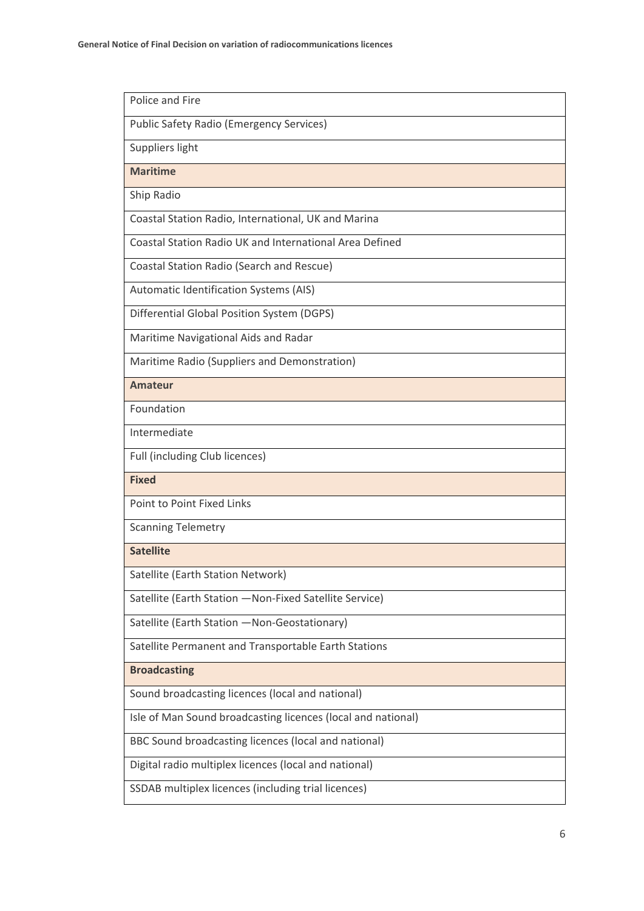| Police and Fire |
| --- |
| Public Safety Radio (Emergency Services) |
| Suppliers light |
| **Maritime** |
| Ship Radio |
| Coastal Station Radio, International, UK and Marina |
| Coastal Station Radio UK and International Area Defined |
| Coastal Station Radio (Search and Rescue) |
| Automatic Identification Systems (AIS) |
| Differential Global Position System (DGPS) |
| Maritime Navigational Aids and Radar |
| Maritime Radio (Suppliers and Demonstration) |
| **Amateur** |
| Foundation |
| Intermediate |
| Full (including Club licences) |
| **Fixed** |
| Point to Point Fixed Links |
| Scanning Telemetry |
| **Satellite** |
| Satellite (Earth Station Network) |
| Satellite (Earth Station —Non-Fixed Satellite Service) |
| Satellite (Earth Station —Non-Geostationary) |
| Satellite Permanent and Transportable Earth Stations |
| **Broadcasting** |
| Sound broadcasting licences (local and national) |
| Isle of Man Sound broadcasting licences (local and national) |
| BBC Sound broadcasting licences (local and national) |
| Digital radio multiplex licences (local and national) |
| SSDAB multiplex licences (including trial licences) |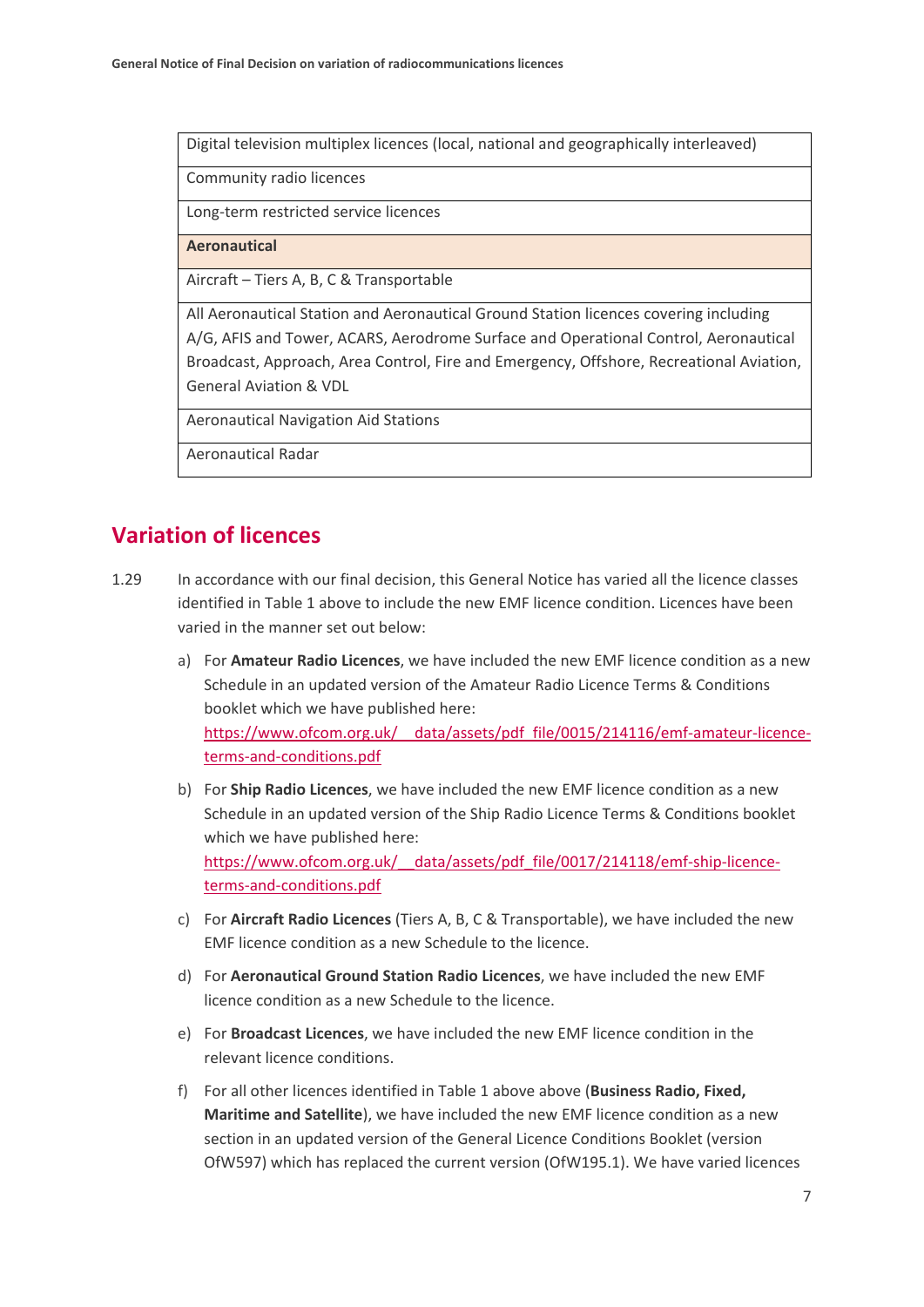| |
|---|
| Digital television multiplex licences (local, national and geographically interleaved) |
| Community radio licences |
| Long-term restricted service licences |
| **Aeronautical** |
| Aircraft – Tiers A, B, C & Transportable |
| All Aeronautical Station and Aeronautical Ground Station licences covering including A/G, AFIS and Tower, ACARS, Aerodrome Surface and Operational Control, Aeronautical Broadcast, Approach, Area Control, Fire and Emergency, Offshore, Recreational Aviation, General Aviation & VDL |
| Aeronautical Navigation Aid Stations |
| Aeronautical Radar |

## Variation of licences

1.29 In accordance with our final decision, this General Notice has varied all the licence classes identified in Table 1 above to include the new EMF licence condition. Licences have been varied in the manner set out below:

a) For **Amateur Radio Licences**, we have included the new EMF licence condition as a new Schedule in an updated version of the Amateur Radio Licence Terms & Conditions booklet which we have published here: https://www.ofcom.org.uk/__data/assets/pdf_file/0015/214116/emf-amateur-licence-terms-and-conditions.pdf

b) For **Ship Radio Licences**, we have included the new EMF licence condition as a new Schedule in an updated version of the Ship Radio Licence Terms & Conditions booklet which we have published here: https://www.ofcom.org.uk/__data/assets/pdf_file/0017/214118/emf-ship-licence-terms-and-conditions.pdf

c) For **Aircraft Radio Licences** (Tiers A, B, C & Transportable), we have included the new EMF licence condition as a new Schedule to the licence.

d) For **Aeronautical Ground Station Radio Licences**, we have included the new EMF licence condition as a new Schedule to the licence.

e) For **Broadcast Licences**, we have included the new EMF licence condition in the relevant licence conditions.

f) For all other licences identified in Table 1 above above (**Business Radio, Fixed, Maritime and Satellite**), we have included the new EMF licence condition as a new section in an updated version of the General Licence Conditions Booklet (version OfW597) which has replaced the current version (OfW195.1). We have varied licences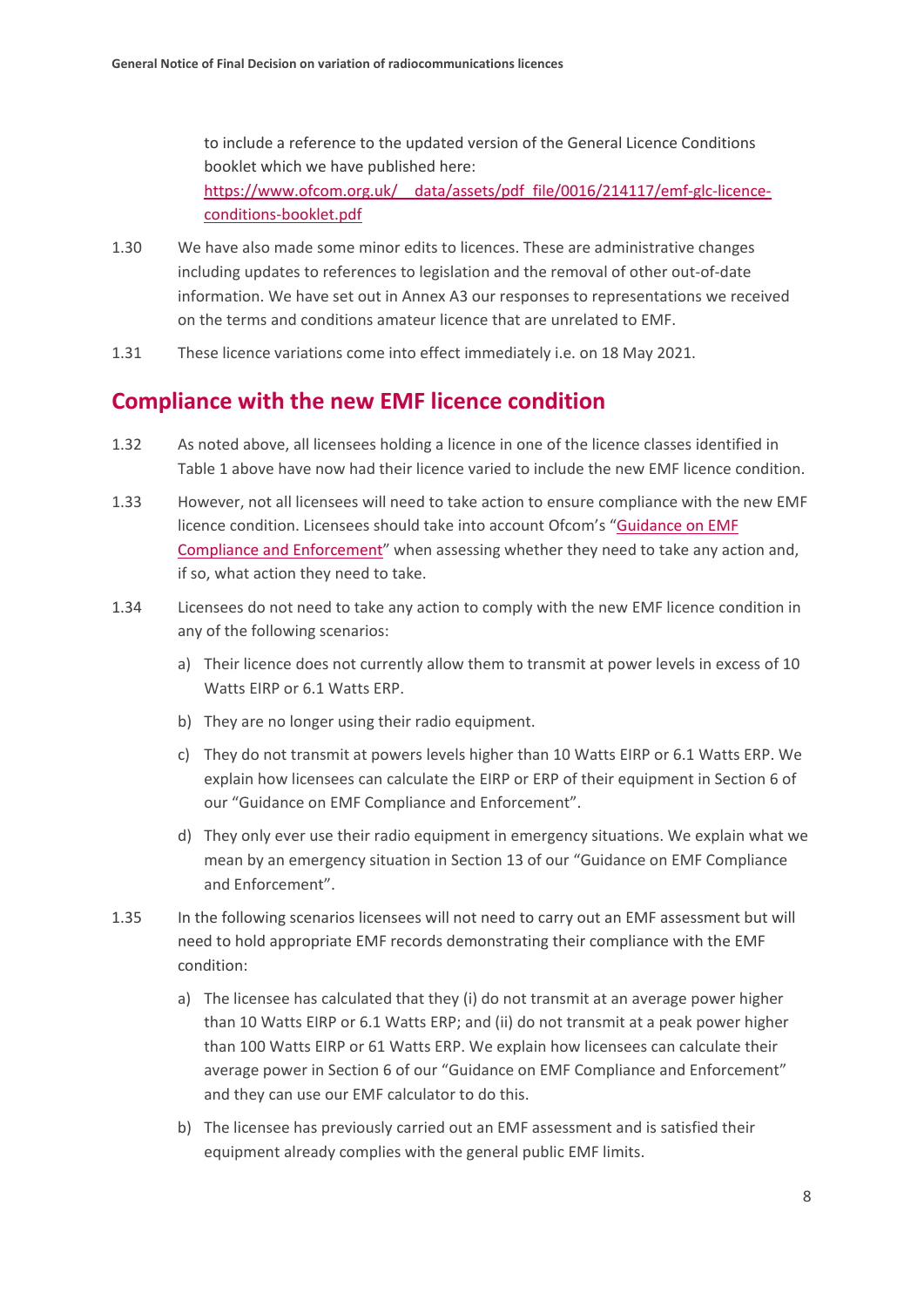to include a reference to the updated version of the General Licence Conditions booklet which we have published here: [https://www.ofcom.org.uk/__data/assets/pdf_file/0016/214117/emf-glc-licence-conditions-booklet.pdf](https://www.ofcom.org.uk/__data/assets/pdf_file/0016/214117/emf-glc-licence-conditions-booklet.pdf)

1.30 We have also made some minor edits to licences. These are administrative changes including updates to references to legislation and the removal of other out-of-date information. We have set out in Annex A3 our responses to representations we received on the terms and conditions amateur licence that are unrelated to EMF.

1.31 These licence variations come into effect immediately i.e. on 18 May 2021.

## Compliance with the new EMF licence condition

1.32 As noted above, all licensees holding a licence in one of the licence classes identified in Table 1 above have now had their licence varied to include the new EMF licence condition.

1.33 However, not all licensees will need to take action to ensure compliance with the new EMF licence condition. Licensees should take into account Ofcom's "Guidance on EMF Compliance and Enforcement" when assessing whether they need to take any action and, if so, what action they need to take.

1.34 Licensees do not need to take any action to comply with the new EMF licence condition in any of the following scenarios:

a) Their licence does not currently allow them to transmit at power levels in excess of 10 Watts EIRP or 6.1 Watts ERP.

b) They are no longer using their radio equipment.

c) They do not transmit at powers levels higher than 10 Watts EIRP or 6.1 Watts ERP. We explain how licensees can calculate the EIRP or ERP of their equipment in Section 6 of our "Guidance on EMF Compliance and Enforcement".

d) They only ever use their radio equipment in emergency situations. We explain what we mean by an emergency situation in Section 13 of our "Guidance on EMF Compliance and Enforcement".

1.35 In the following scenarios licensees will not need to carry out an EMF assessment but will need to hold appropriate EMF records demonstrating their compliance with the EMF condition:

a) The licensee has calculated that they (i) do not transmit at an average power higher than 10 Watts EIRP or 6.1 Watts ERP; and (ii) do not transmit at a peak power higher than 100 Watts EIRP or 61 Watts ERP. We explain how licensees can calculate their average power in Section 6 of our "Guidance on EMF Compliance and Enforcement" and they can use our EMF calculator to do this.

b) The licensee has previously carried out an EMF assessment and is satisfied their equipment already complies with the general public EMF limits.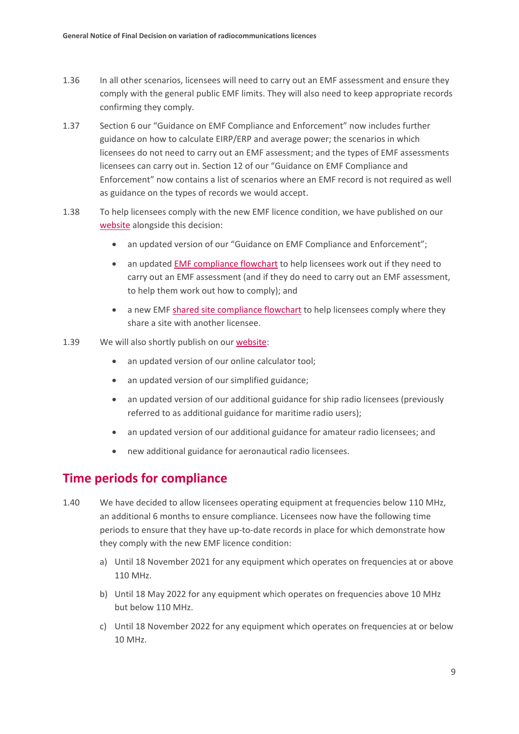1.36 In all other scenarios, licensees will need to carry out an EMF assessment and ensure they comply with the general public EMF limits. They will also need to keep appropriate records confirming they comply.

1.37 Section 6 our "Guidance on EMF Compliance and Enforcement" now includes further guidance on how to calculate EIRP/ERP and average power; the scenarios in which licensees do not need to carry out an EMF assessment; and the types of EMF assessments licensees can carry out in. Section 12 of our "Guidance on EMF Compliance and Enforcement" now contains a list of scenarios where an EMF record is not required as well as guidance on the types of records we would accept.

1.38 To help licensees comply with the new EMF licence condition, we have published on our website alongside this decision:

- an updated version of our "Guidance on EMF Compliance and Enforcement";
- an updated EMF compliance flowchart to help licensees work out if they need to carry out an EMF assessment (and if they do need to carry out an EMF assessment, to help them work out how to comply); and
- a new EMF shared site compliance flowchart to help licensees comply where they share a site with another licensee.

1.39 We will also shortly publish on our website:

- an updated version of our online calculator tool;
- an updated version of our simplified guidance;
- an updated version of our additional guidance for ship radio licensees (previously referred to as additional guidance for maritime radio users);
- an updated version of our additional guidance for amateur radio licensees; and
- new additional guidance for aeronautical radio licensees.

## Time periods for compliance

1.40 We have decided to allow licensees operating equipment at frequencies below 110 MHz, an additional 6 months to ensure compliance. Licensees now have the following time periods to ensure that they have up-to-date records in place for which demonstrate how they comply with the new EMF licence condition:

a) Until 18 November 2021 for any equipment which operates on frequencies at or above 110 MHz.

b) Until 18 May 2022 for any equipment which operates on frequencies above 10 MHz but below 110 MHz.

c) Until 18 November 2022 for any equipment which operates on frequencies at or below 10 MHz.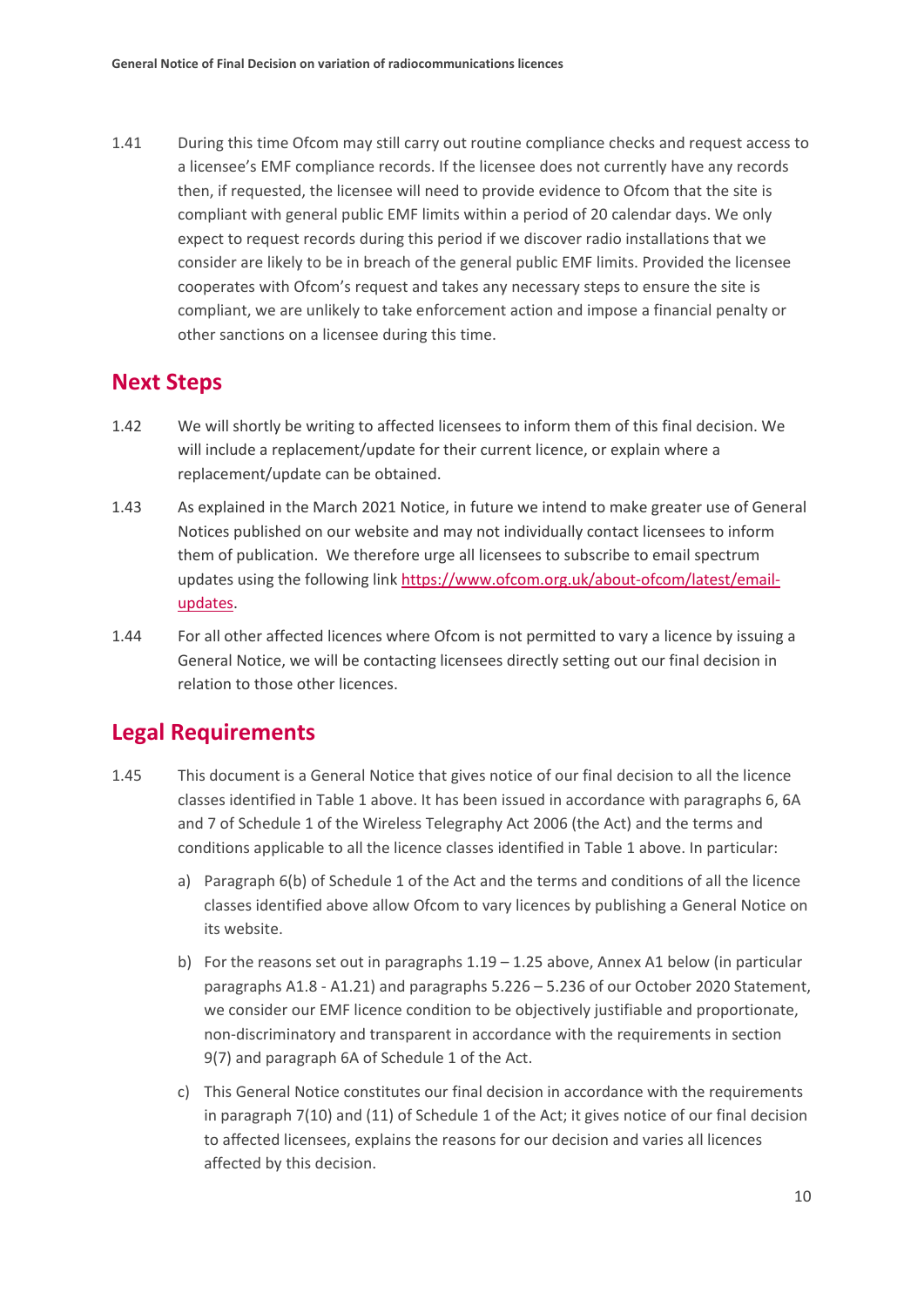1.41 During this time Ofcom may still carry out routine compliance checks and request access to a licensee's EMF compliance records. If the licensee does not currently have any records then, if requested, the licensee will need to provide evidence to Ofcom that the site is compliant with general public EMF limits within a period of 20 calendar days. We only expect to request records during this period if we discover radio installations that we consider are likely to be in breach of the general public EMF limits. Provided the licensee cooperates with Ofcom's request and takes any necessary steps to ensure the site is compliant, we are unlikely to take enforcement action and impose a financial penalty or other sanctions on a licensee during this time.

## Next Steps

1.42 We will shortly be writing to affected licensees to inform them of this final decision. We will include a replacement/update for their current licence, or explain where a replacement/update can be obtained.

1.43 As explained in the March 2021 Notice, in future we intend to make greater use of General Notices published on our website and may not individually contact licensees to inform them of publication. We therefore urge all licensees to subscribe to email spectrum updates using the following link [https://www.ofcom.org.uk/about-ofcom/latest/email-updates](https://www.ofcom.org.uk/about-ofcom/latest/email-updates).

1.44 For all other affected licences where Ofcom is not permitted to vary a licence by issuing a General Notice, we will be contacting licensees directly setting out our final decision in relation to those other licences.

## Legal Requirements

1.45 This document is a General Notice that gives notice of our final decision to all the licence classes identified in Table 1 above. It has been issued in accordance with paragraphs 6, 6A and 7 of Schedule 1 of the Wireless Telegraphy Act 2006 (the Act) and the terms and conditions applicable to all the licence classes identified in Table 1 above. In particular:

a) Paragraph 6(b) of Schedule 1 of the Act and the terms and conditions of all the licence classes identified above allow Ofcom to vary licences by publishing a General Notice on its website.

b) For the reasons set out in paragraphs 1.19 – 1.25 above, Annex A1 below (in particular paragraphs A1.8 - A1.21) and paragraphs 5.226 – 5.236 of our October 2020 Statement, we consider our EMF licence condition to be objectively justifiable and proportionate, non-discriminatory and transparent in accordance with the requirements in section 9(7) and paragraph 6A of Schedule 1 of the Act.

c) This General Notice constitutes our final decision in accordance with the requirements in paragraph 7(10) and (11) of Schedule 1 of the Act; it gives notice of our final decision to affected licensees, explains the reasons for our decision and varies all licences affected by this decision.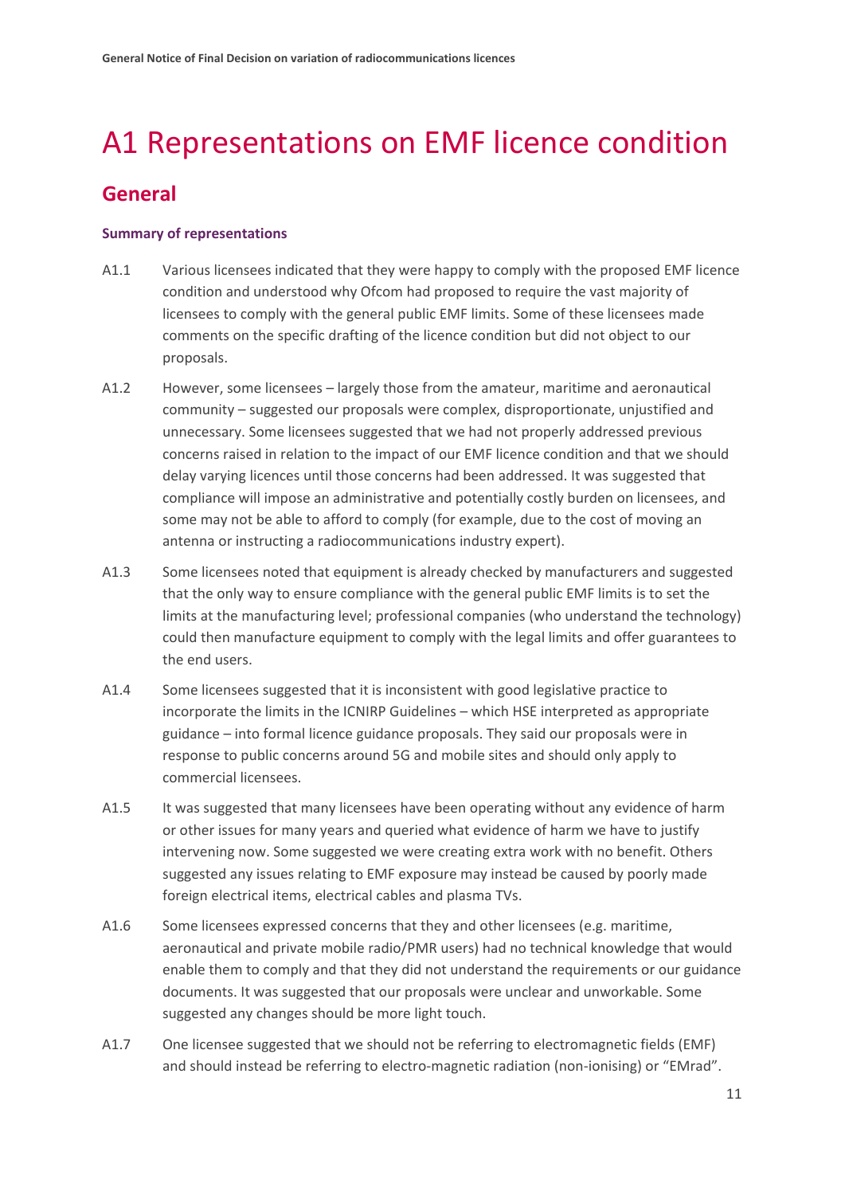# A1 Representations on EMF licence condition

## General

#### Summary of representations

A1.1 Various licensees indicated that they were happy to comply with the proposed EMF licence condition and understood why Ofcom had proposed to require the vast majority of licensees to comply with the general public EMF limits. Some of these licensees made comments on the specific drafting of the licence condition but did not object to our proposals.

A1.2 However, some licensees – largely those from the amateur, maritime and aeronautical community – suggested our proposals were complex, disproportionate, unjustified and unnecessary. Some licensees suggested that we had not properly addressed previous concerns raised in relation to the impact of our EMF licence condition and that we should delay varying licences until those concerns had been addressed. It was suggested that compliance will impose an administrative and potentially costly burden on licensees, and some may not be able to afford to comply (for example, due to the cost of moving an antenna or instructing a radiocommunications industry expert).

A1.3 Some licensees noted that equipment is already checked by manufacturers and suggested that the only way to ensure compliance with the general public EMF limits is to set the limits at the manufacturing level; professional companies (who understand the technology) could then manufacture equipment to comply with the legal limits and offer guarantees to the end users.

A1.4 Some licensees suggested that it is inconsistent with good legislative practice to incorporate the limits in the ICNIRP Guidelines – which HSE interpreted as appropriate guidance – into formal licence guidance proposals. They said our proposals were in response to public concerns around 5G and mobile sites and should only apply to commercial licensees.

A1.5 It was suggested that many licensees have been operating without any evidence of harm or other issues for many years and queried what evidence of harm we have to justify intervening now. Some suggested we were creating extra work with no benefit. Others suggested any issues relating to EMF exposure may instead be caused by poorly made foreign electrical items, electrical cables and plasma TVs.

A1.6 Some licensees expressed concerns that they and other licensees (e.g. maritime, aeronautical and private mobile radio/PMR users) had no technical knowledge that would enable them to comply and that they did not understand the requirements or our guidance documents. It was suggested that our proposals were unclear and unworkable. Some suggested any changes should be more light touch.

A1.7 One licensee suggested that we should not be referring to electromagnetic fields (EMF) and should instead be referring to electro-magnetic radiation (non-ionising) or "EMrad".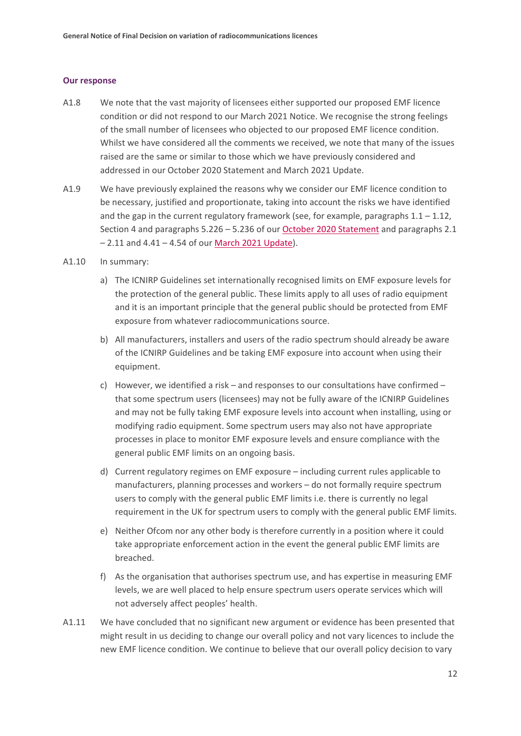### Our response

A1.8 We note that the vast majority of licensees either supported our proposed EMF licence condition or did not respond to our March 2021 Notice. We recognise the strong feelings of the small number of licensees who objected to our proposed EMF licence condition. Whilst we have considered all the comments we received, we note that many of the issues raised are the same or similar to those which we have previously considered and addressed in our October 2020 Statement and March 2021 Update.

A1.9 We have previously explained the reasons why we consider our EMF licence condition to be necessary, justified and proportionate, taking into account the risks we have identified and the gap in the current regulatory framework (see, for example, paragraphs 1.1 – 1.12, Section 4 and paragraphs 5.226 – 5.236 of our October 2020 Statement and paragraphs 2.1 – 2.11 and 4.41 – 4.54 of our March 2021 Update).

A1.10 In summary:

a) The ICNIRP Guidelines set internationally recognised limits on EMF exposure levels for the protection of the general public. These limits apply to all uses of radio equipment and it is an important principle that the general public should be protected from EMF exposure from whatever radiocommunications source.

b) All manufacturers, installers and users of the radio spectrum should already be aware of the ICNIRP Guidelines and be taking EMF exposure into account when using their equipment.

c) However, we identified a risk – and responses to our consultations have confirmed – that some spectrum users (licensees) may not be fully aware of the ICNIRP Guidelines and may not be fully taking EMF exposure levels into account when installing, using or modifying radio equipment. Some spectrum users may also not have appropriate processes in place to monitor EMF exposure levels and ensure compliance with the general public EMF limits on an ongoing basis.

d) Current regulatory regimes on EMF exposure – including current rules applicable to manufacturers, planning processes and workers – do not formally require spectrum users to comply with the general public EMF limits i.e. there is currently no legal requirement in the UK for spectrum users to comply with the general public EMF limits.

e) Neither Ofcom nor any other body is therefore currently in a position where it could take appropriate enforcement action in the event the general public EMF limits are breached.

f) As the organisation that authorises spectrum use, and has expertise in measuring EMF levels, we are well placed to help ensure spectrum users operate services which will not adversely affect peoples' health.

A1.11 We have concluded that no significant new argument or evidence has been presented that might result in us deciding to change our overall policy and not vary licences to include the new EMF licence condition. We continue to believe that our overall policy decision to vary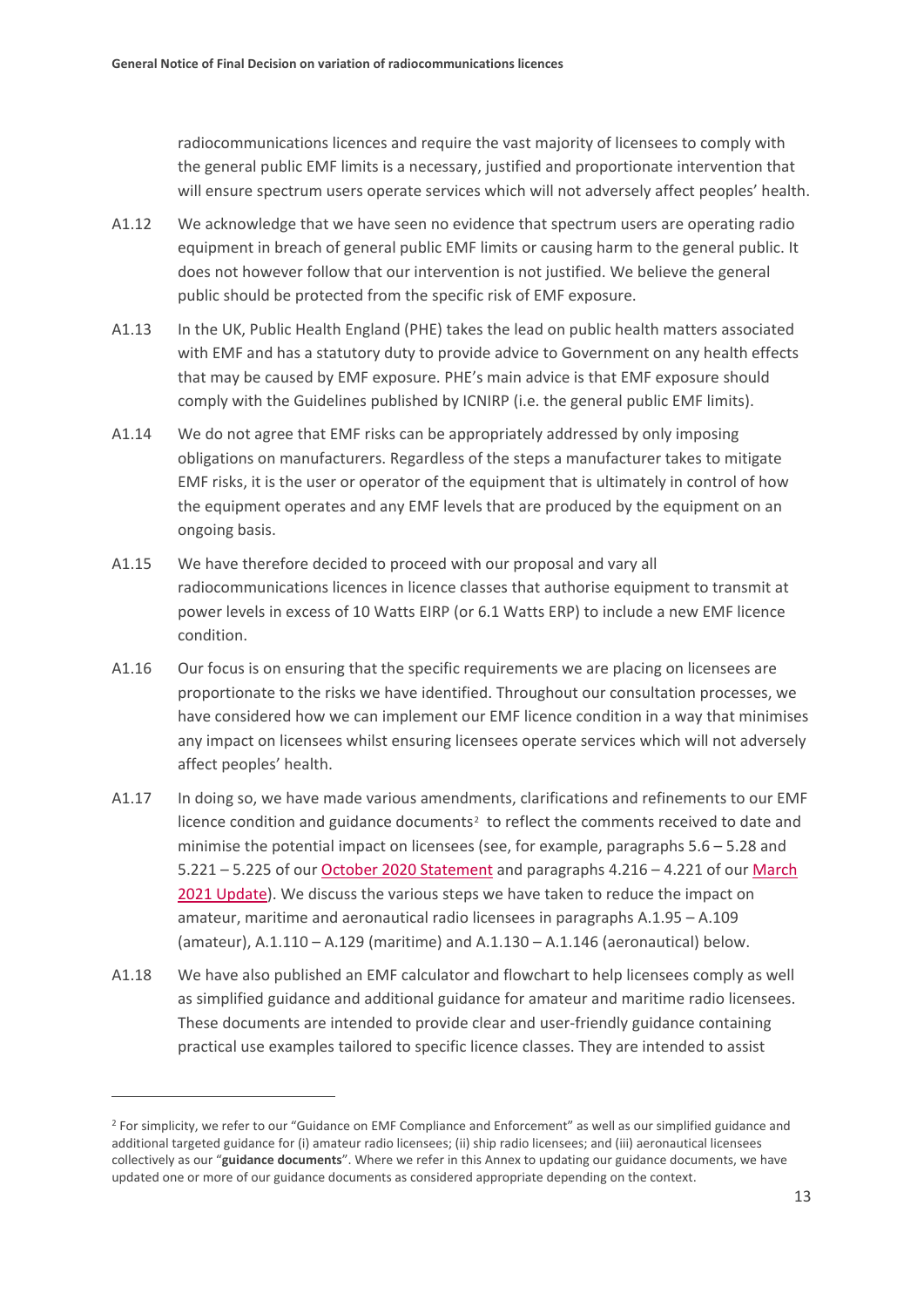radiocommunications licences and require the vast majority of licensees to comply with the general public EMF limits is a necessary, justified and proportionate intervention that will ensure spectrum users operate services which will not adversely affect peoples' health.

A1.12 We acknowledge that we have seen no evidence that spectrum users are operating radio equipment in breach of general public EMF limits or causing harm to the general public. It does not however follow that our intervention is not justified. We believe the general public should be protected from the specific risk of EMF exposure.

A1.13 In the UK, Public Health England (PHE) takes the lead on public health matters associated with EMF and has a statutory duty to provide advice to Government on any health effects that may be caused by EMF exposure. PHE's main advice is that EMF exposure should comply with the Guidelines published by ICNIRP (i.e. the general public EMF limits).

A1.14 We do not agree that EMF risks can be appropriately addressed by only imposing obligations on manufacturers. Regardless of the steps a manufacturer takes to mitigate EMF risks, it is the user or operator of the equipment that is ultimately in control of how the equipment operates and any EMF levels that are produced by the equipment on an ongoing basis.

A1.15 We have therefore decided to proceed with our proposal and vary all radiocommunications licences in licence classes that authorise equipment to transmit at power levels in excess of 10 Watts EIRP (or 6.1 Watts ERP) to include a new EMF licence condition.

A1.16 Our focus is on ensuring that the specific requirements we are placing on licensees are proportionate to the risks we have identified. Throughout our consultation processes, we have considered how we can implement our EMF licence condition in a way that minimises any impact on licensees whilst ensuring licensees operate services which will not adversely affect peoples' health.

A1.17 In doing so, we have made various amendments, clarifications and refinements to our EMF licence condition and guidance documents[2] to reflect the comments received to date and minimise the potential impact on licensees (see, for example, paragraphs 5.6 – 5.28 and 5.221 – 5.225 of our October 2020 Statement and paragraphs 4.216 – 4.221 of our March 2021 Update). We discuss the various steps we have taken to reduce the impact on amateur, maritime and aeronautical radio licensees in paragraphs A.1.95 – A.109 (amateur), A.1.110 – A.129 (maritime) and A.1.130 – A.1.146 (aeronautical) below.

A1.18 We have also published an EMF calculator and flowchart to help licensees comply as well as simplified guidance and additional guidance for amateur and maritime radio licensees. These documents are intended to provide clear and user-friendly guidance containing practical use examples tailored to specific licence classes. They are intended to assist

[2] For simplicity, we refer to our "Guidance on EMF Compliance and Enforcement" as well as our simplified guidance and additional targeted guidance for (i) amateur radio licensees; (ii) ship radio licensees; and (iii) aeronautical licensees collectively as our "**guidance documents**". Where we refer in this Annex to updating our guidance documents, we have updated one or more of our guidance documents as considered appropriate depending on the context.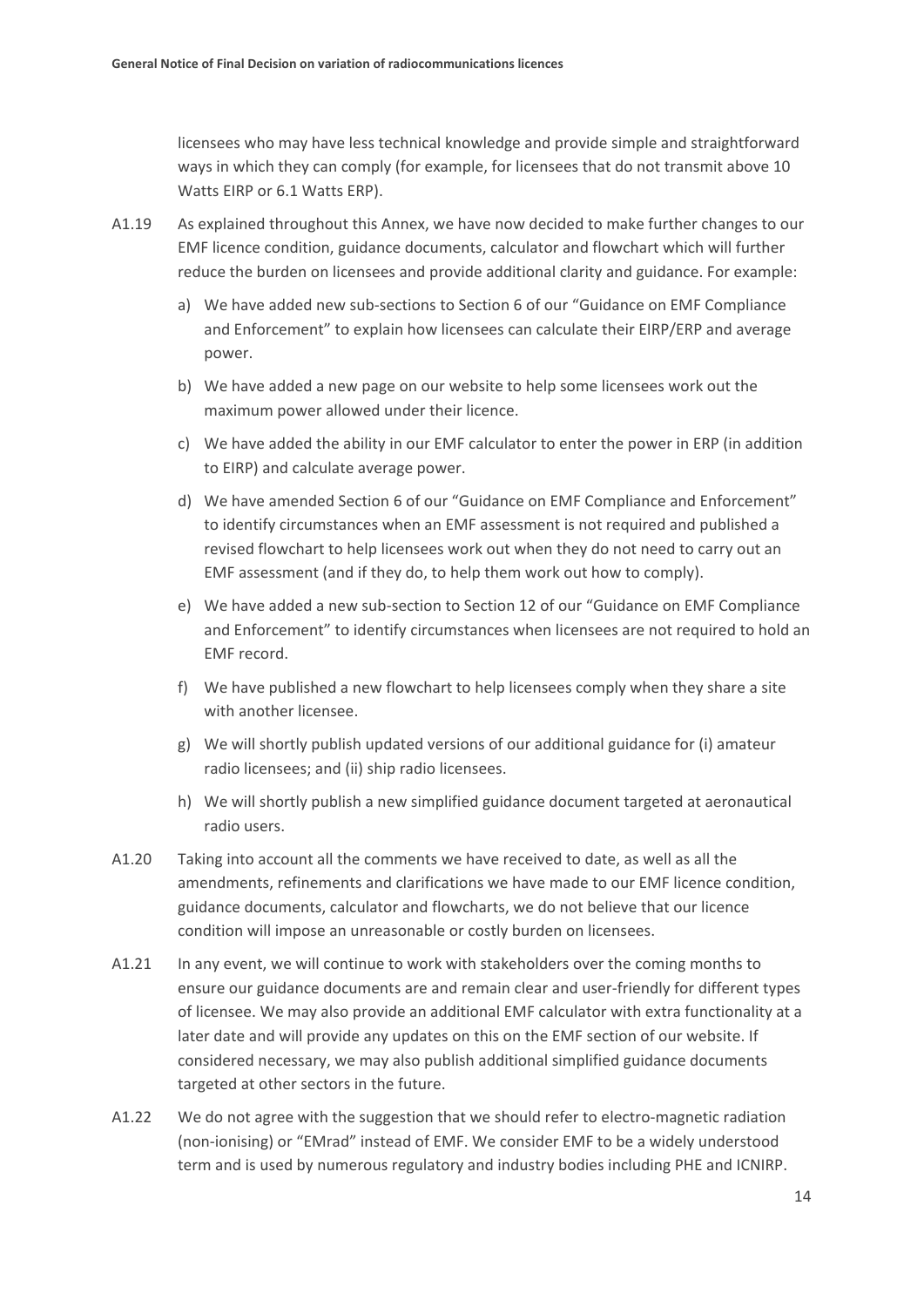licensees who may have less technical knowledge and provide simple and straightforward ways in which they can comply (for example, for licensees that do not transmit above 10 Watts EIRP or 6.1 Watts ERP).

A1.19 As explained throughout this Annex, we have now decided to make further changes to our EMF licence condition, guidance documents, calculator and flowchart which will further reduce the burden on licensees and provide additional clarity and guidance. For example:

a) We have added new sub-sections to Section 6 of our "Guidance on EMF Compliance and Enforcement" to explain how licensees can calculate their EIRP/ERP and average power.

b) We have added a new page on our website to help some licensees work out the maximum power allowed under their licence.

c) We have added the ability in our EMF calculator to enter the power in ERP (in addition to EIRP) and calculate average power.

d) We have amended Section 6 of our "Guidance on EMF Compliance and Enforcement" to identify circumstances when an EMF assessment is not required and published a revised flowchart to help licensees work out when they do not need to carry out an EMF assessment (and if they do, to help them work out how to comply).

e) We have added a new sub-section to Section 12 of our "Guidance on EMF Compliance and Enforcement" to identify circumstances when licensees are not required to hold an EMF record.

f) We have published a new flowchart to help licensees comply when they share a site with another licensee.

g) We will shortly publish updated versions of our additional guidance for (i) amateur radio licensees; and (ii) ship radio licensees.

h) We will shortly publish a new simplified guidance document targeted at aeronautical radio users.

A1.20 Taking into account all the comments we have received to date, as well as all the amendments, refinements and clarifications we have made to our EMF licence condition, guidance documents, calculator and flowcharts, we do not believe that our licence condition will impose an unreasonable or costly burden on licensees.

A1.21 In any event, we will continue to work with stakeholders over the coming months to ensure our guidance documents are and remain clear and user-friendly for different types of licensee. We may also provide an additional EMF calculator with extra functionality at a later date and will provide any updates on this on the EMF section of our website. If considered necessary, we may also publish additional simplified guidance documents targeted at other sectors in the future.

A1.22 We do not agree with the suggestion that we should refer to electro-magnetic radiation (non-ionising) or "EMrad" instead of EMF. We consider EMF to be a widely understood term and is used by numerous regulatory and industry bodies including PHE and ICNIRP.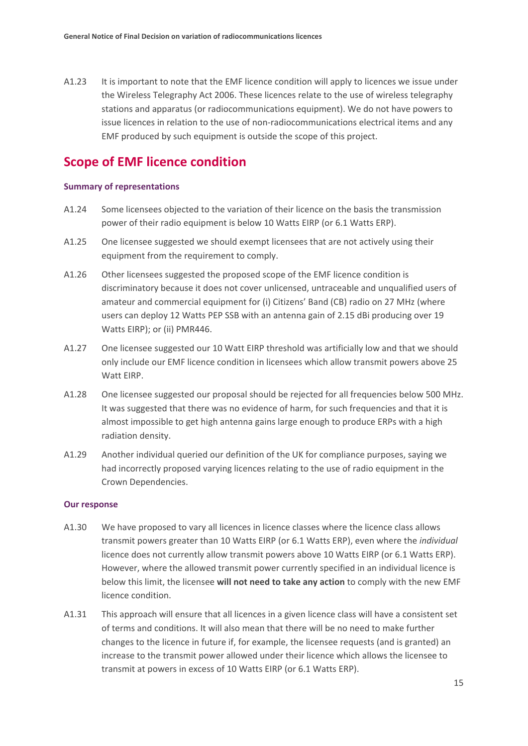A1.23 It is important to note that the EMF licence condition will apply to licences we issue under the Wireless Telegraphy Act 2006. These licences relate to the use of wireless telegraphy stations and apparatus (or radiocommunications equipment). We do not have powers to issue licences in relation to the use of non-radiocommunications electrical items and any EMF produced by such equipment is outside the scope of this project.

## Scope of EMF licence condition

### Summary of representations

A1.24 Some licensees objected to the variation of their licence on the basis the transmission power of their radio equipment is below 10 Watts EIRP (or 6.1 Watts ERP).

A1.25 One licensee suggested we should exempt licensees that are not actively using their equipment from the requirement to comply.

A1.26 Other licensees suggested the proposed scope of the EMF licence condition is discriminatory because it does not cover unlicensed, untraceable and unqualified users of amateur and commercial equipment for (i) Citizens' Band (CB) radio on 27 MHz (where users can deploy 12 Watts PEP SSB with an antenna gain of 2.15 dBi producing over 19 Watts EIRP); or (ii) PMR446.

A1.27 One licensee suggested our 10 Watt EIRP threshold was artificially low and that we should only include our EMF licence condition in licensees which allow transmit powers above 25 Watt EIRP.

A1.28 One licensee suggested our proposal should be rejected for all frequencies below 500 MHz. It was suggested that there was no evidence of harm, for such frequencies and that it is almost impossible to get high antenna gains large enough to produce ERPs with a high radiation density.

A1.29 Another individual queried our definition of the UK for compliance purposes, saying we had incorrectly proposed varying licences relating to the use of radio equipment in the Crown Dependencies.

### Our response

A1.30 We have proposed to vary all licences in licence classes where the licence class allows transmit powers greater than 10 Watts EIRP (or 6.1 Watts ERP), even where the *individual* licence does not currently allow transmit powers above 10 Watts EIRP (or 6.1 Watts ERP). However, where the allowed transmit power currently specified in an individual licence is below this limit, the licensee **will not need to take any action** to comply with the new EMF licence condition.

A1.31 This approach will ensure that all licences in a given licence class will have a consistent set of terms and conditions. It will also mean that there will be no need to make further changes to the licence in future if, for example, the licensee requests (and is granted) an increase to the transmit power allowed under their licence which allows the licensee to transmit at powers in excess of 10 Watts EIRP (or 6.1 Watts ERP).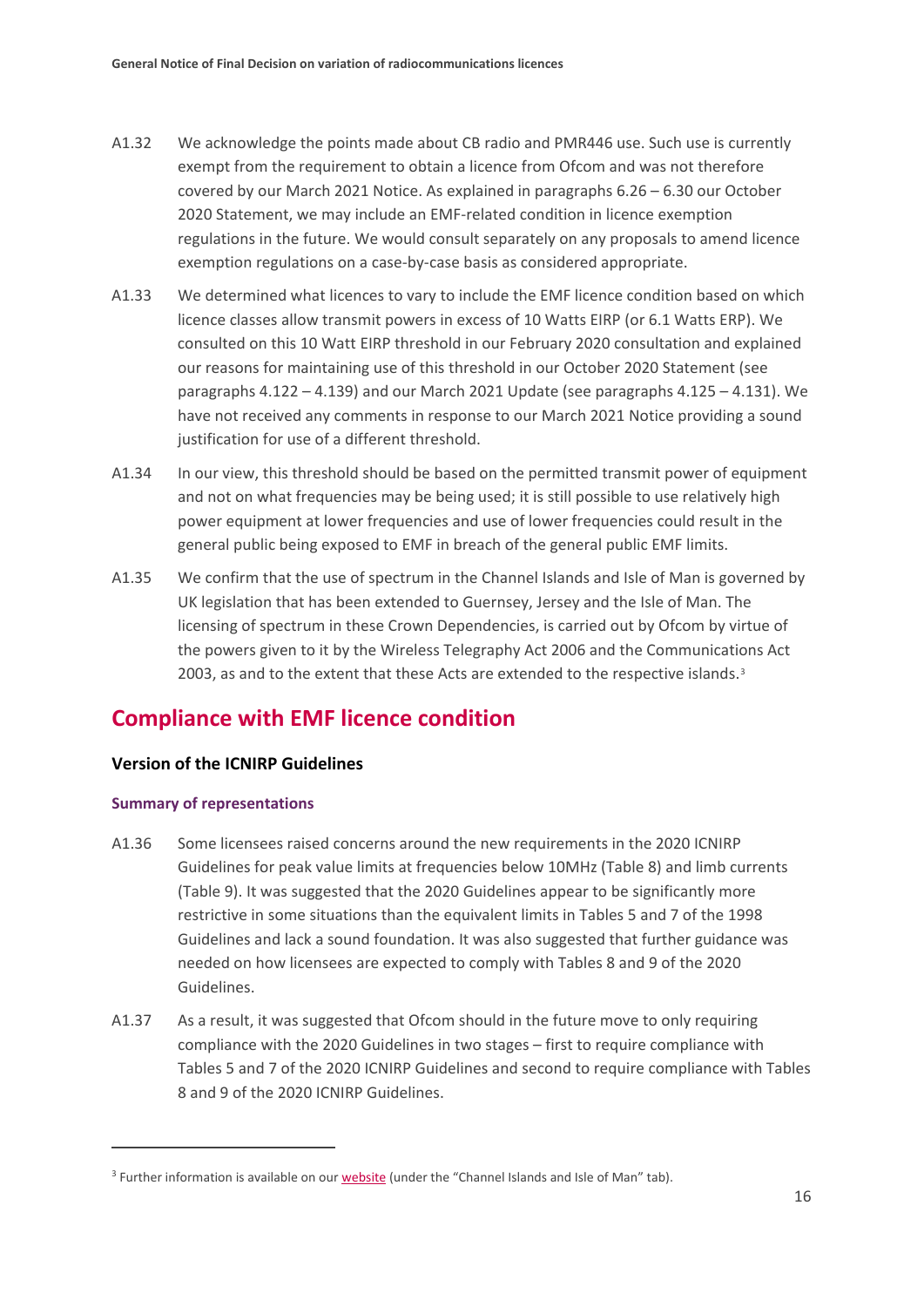A1.32 We acknowledge the points made about CB radio and PMR446 use. Such use is currently exempt from the requirement to obtain a licence from Ofcom and was not therefore covered by our March 2021 Notice. As explained in paragraphs 6.26 – 6.30 our October 2020 Statement, we may include an EMF-related condition in licence exemption regulations in the future. We would consult separately on any proposals to amend licence exemption regulations on a case-by-case basis as considered appropriate.

A1.33 We determined what licences to vary to include the EMF licence condition based on which licence classes allow transmit powers in excess of 10 Watts EIRP (or 6.1 Watts ERP). We consulted on this 10 Watt EIRP threshold in our February 2020 consultation and explained our reasons for maintaining use of this threshold in our October 2020 Statement (see paragraphs 4.122 – 4.139) and our March 2021 Update (see paragraphs 4.125 – 4.131). We have not received any comments in response to our March 2021 Notice providing a sound justification for use of a different threshold.

A1.34 In our view, this threshold should be based on the permitted transmit power of equipment and not on what frequencies may be being used; it is still possible to use relatively high power equipment at lower frequencies and use of lower frequencies could result in the general public being exposed to EMF in breach of the general public EMF limits.

A1.35 We confirm that the use of spectrum in the Channel Islands and Isle of Man is governed by UK legislation that has been extended to Guernsey, Jersey and the Isle of Man. The licensing of spectrum in these Crown Dependencies, is carried out by Ofcom by virtue of the powers given to it by the Wireless Telegraphy Act 2006 and the Communications Act 2003, as and to the extent that these Acts are extended to the respective islands.[3]

## Compliance with EMF licence condition

### Version of the ICNIRP Guidelines

#### Summary of representations

A1.36 Some licensees raised concerns around the new requirements in the 2020 ICNIRP Guidelines for peak value limits at frequencies below 10MHz (Table 8) and limb currents (Table 9). It was suggested that the 2020 Guidelines appear to be significantly more restrictive in some situations than the equivalent limits in Tables 5 and 7 of the 1998 Guidelines and lack a sound foundation. It was also suggested that further guidance was needed on how licensees are expected to comply with Tables 8 and 9 of the 2020 Guidelines.

A1.37 As a result, it was suggested that Ofcom should in the future move to only requiring compliance with the 2020 Guidelines in two stages – first to require compliance with Tables 5 and 7 of the 2020 ICNIRP Guidelines and second to require compliance with Tables 8 and 9 of the 2020 ICNIRP Guidelines.

[3] Further information is available on our website (under the "Channel Islands and Isle of Man" tab).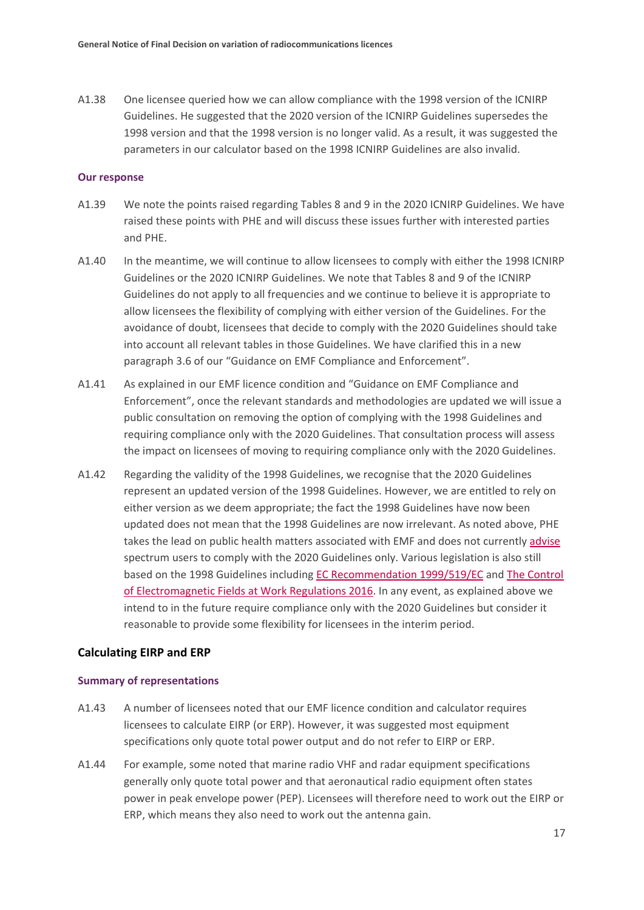A1.38 One licensee queried how we can allow compliance with the 1998 version of the ICNIRP Guidelines. He suggested that the 2020 version of the ICNIRP Guidelines supersedes the 1998 version and that the 1998 version is no longer valid. As a result, it was suggested the parameters in our calculator based on the 1998 ICNIRP Guidelines are also invalid.

#### Our response

A1.39 We note the points raised regarding Tables 8 and 9 in the 2020 ICNIRP Guidelines. We have raised these points with PHE and will discuss these issues further with interested parties and PHE.

A1.40 In the meantime, we will continue to allow licensees to comply with either the 1998 ICNIRP Guidelines or the 2020 ICNIRP Guidelines. We note that Tables 8 and 9 of the ICNIRP Guidelines do not apply to all frequencies and we continue to believe it is appropriate to allow licensees the flexibility of complying with either version of the Guidelines. For the avoidance of doubt, licensees that decide to comply with the 2020 Guidelines should take into account all relevant tables in those Guidelines. We have clarified this in a new paragraph 3.6 of our "Guidance on EMF Compliance and Enforcement".

A1.41 As explained in our EMF licence condition and "Guidance on EMF Compliance and Enforcement", once the relevant standards and methodologies are updated we will issue a public consultation on removing the option of complying with the 1998 Guidelines and requiring compliance only with the 2020 Guidelines. That consultation process will assess the impact on licensees of moving to requiring compliance only with the 2020 Guidelines.

A1.42 Regarding the validity of the 1998 Guidelines, we recognise that the 2020 Guidelines represent an updated version of the 1998 Guidelines. However, we are entitled to rely on either version as we deem appropriate; the fact the 1998 Guidelines have now been updated does not mean that the 1998 Guidelines are now irrelevant. As noted above, PHE takes the lead on public health matters associated with EMF and does not currently advise spectrum users to comply with the 2020 Guidelines only. Various legislation is also still based on the 1998 Guidelines including EC Recommendation 1999/519/EC and The Control of Electromagnetic Fields at Work Regulations 2016. In any event, as explained above we intend to in the future require compliance only with the 2020 Guidelines but consider it reasonable to provide some flexibility for licensees in the interim period.

### Calculating EIRP and ERP

#### Summary of representations

A1.43 A number of licensees noted that our EMF licence condition and calculator requires licensees to calculate EIRP (or ERP). However, it was suggested most equipment specifications only quote total power output and do not refer to EIRP or ERP.

A1.44 For example, some noted that marine radio VHF and radar equipment specifications generally only quote total power and that aeronautical radio equipment often states power in peak envelope power (PEP). Licensees will therefore need to work out the EIRP or ERP, which means they also need to work out the antenna gain.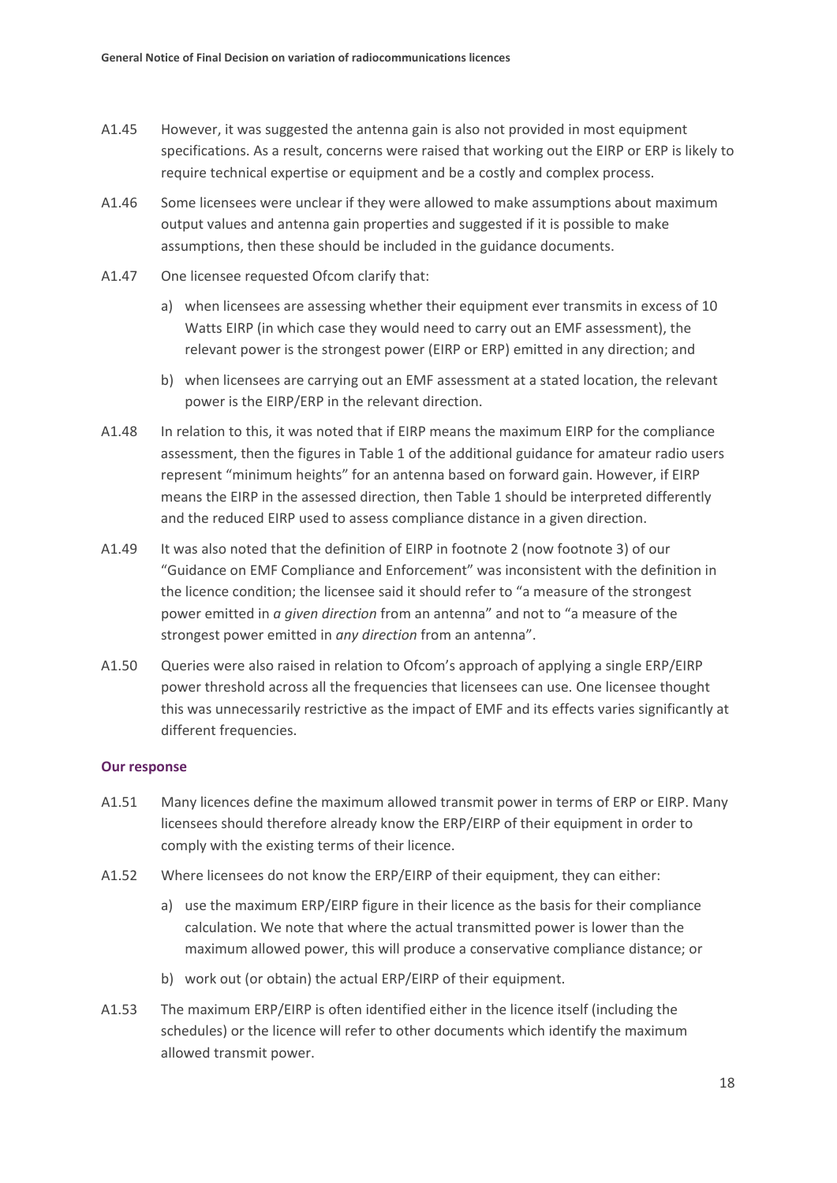A1.45 However, it was suggested the antenna gain is also not provided in most equipment specifications. As a result, concerns were raised that working out the EIRP or ERP is likely to require technical expertise or equipment and be a costly and complex process.

A1.46 Some licensees were unclear if they were allowed to make assumptions about maximum output values and antenna gain properties and suggested if it is possible to make assumptions, then these should be included in the guidance documents.

A1.47 One licensee requested Ofcom clarify that:

a) when licensees are assessing whether their equipment ever transmits in excess of 10 Watts EIRP (in which case they would need to carry out an EMF assessment), the relevant power is the strongest power (EIRP or ERP) emitted in any direction; and

b) when licensees are carrying out an EMF assessment at a stated location, the relevant power is the EIRP/ERP in the relevant direction.

A1.48 In relation to this, it was noted that if EIRP means the maximum EIRP for the compliance assessment, then the figures in Table 1 of the additional guidance for amateur radio users represent "minimum heights" for an antenna based on forward gain. However, if EIRP means the EIRP in the assessed direction, then Table 1 should be interpreted differently and the reduced EIRP used to assess compliance distance in a given direction.

A1.49 It was also noted that the definition of EIRP in footnote 2 (now footnote 3) of our "Guidance on EMF Compliance and Enforcement" was inconsistent with the definition in the licence condition; the licensee said it should refer to "a measure of the strongest power emitted in *a given direction* from an antenna" and not to "a measure of the strongest power emitted in *any direction* from an antenna".

A1.50 Queries were also raised in relation to Ofcom's approach of applying a single ERP/EIRP power threshold across all the frequencies that licensees can use. One licensee thought this was unnecessarily restrictive as the impact of EMF and its effects varies significantly at different frequencies.

**Our response**

A1.51 Many licences define the maximum allowed transmit power in terms of ERP or EIRP. Many licensees should therefore already know the ERP/EIRP of their equipment in order to comply with the existing terms of their licence.

A1.52 Where licensees do not know the ERP/EIRP of their equipment, they can either:

a) use the maximum ERP/EIRP figure in their licence as the basis for their compliance calculation. We note that where the actual transmitted power is lower than the maximum allowed power, this will produce a conservative compliance distance; or

b) work out (or obtain) the actual ERP/EIRP of their equipment.

A1.53 The maximum ERP/EIRP is often identified either in the licence itself (including the schedules) or the licence will refer to other documents which identify the maximum allowed transmit power.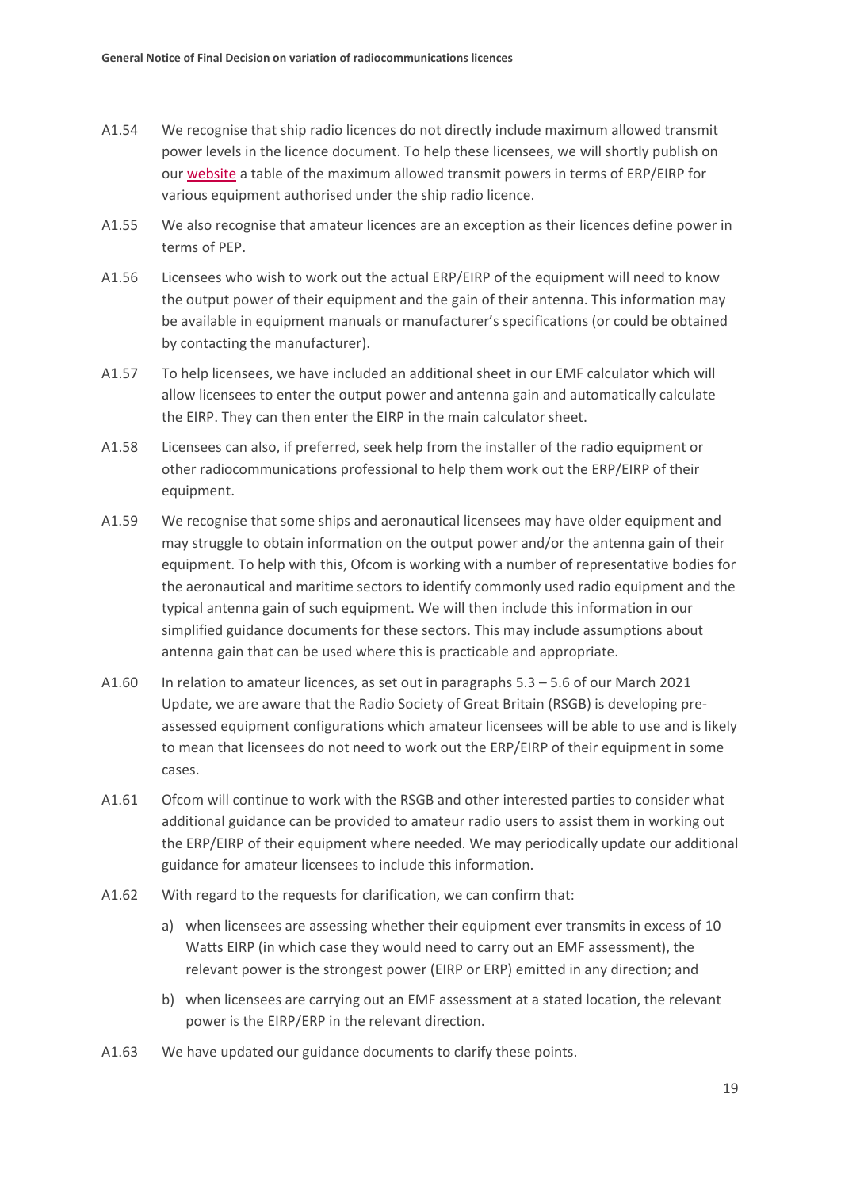A1.54 We recognise that ship radio licences do not directly include maximum allowed transmit power levels in the licence document. To help these licensees, we will shortly publish on our website a table of the maximum allowed transmit powers in terms of ERP/EIRP for various equipment authorised under the ship radio licence.

A1.55 We also recognise that amateur licences are an exception as their licences define power in terms of PEP.

A1.56 Licensees who wish to work out the actual ERP/EIRP of the equipment will need to know the output power of their equipment and the gain of their antenna. This information may be available in equipment manuals or manufacturer's specifications (or could be obtained by contacting the manufacturer).

A1.57 To help licensees, we have included an additional sheet in our EMF calculator which will allow licensees to enter the output power and antenna gain and automatically calculate the EIRP. They can then enter the EIRP in the main calculator sheet.

A1.58 Licensees can also, if preferred, seek help from the installer of the radio equipment or other radiocommunications professional to help them work out the ERP/EIRP of their equipment.

A1.59 We recognise that some ships and aeronautical licensees may have older equipment and may struggle to obtain information on the output power and/or the antenna gain of their equipment. To help with this, Ofcom is working with a number of representative bodies for the aeronautical and maritime sectors to identify commonly used radio equipment and the typical antenna gain of such equipment. We will then include this information in our simplified guidance documents for these sectors. This may include assumptions about antenna gain that can be used where this is practicable and appropriate.

A1.60 In relation to amateur licences, as set out in paragraphs 5.3 – 5.6 of our March 2021 Update, we are aware that the Radio Society of Great Britain (RSGB) is developing pre-assessed equipment configurations which amateur licensees will be able to use and is likely to mean that licensees do not need to work out the ERP/EIRP of their equipment in some cases.

A1.61 Ofcom will continue to work with the RSGB and other interested parties to consider what additional guidance can be provided to amateur radio users to assist them in working out the ERP/EIRP of their equipment where needed. We may periodically update our additional guidance for amateur licensees to include this information.

A1.62 With regard to the requests for clarification, we can confirm that:

a) when licensees are assessing whether their equipment ever transmits in excess of 10 Watts EIRP (in which case they would need to carry out an EMF assessment), the relevant power is the strongest power (EIRP or ERP) emitted in any direction; and

b) when licensees are carrying out an EMF assessment at a stated location, the relevant power is the EIRP/ERP in the relevant direction.

A1.63 We have updated our guidance documents to clarify these points.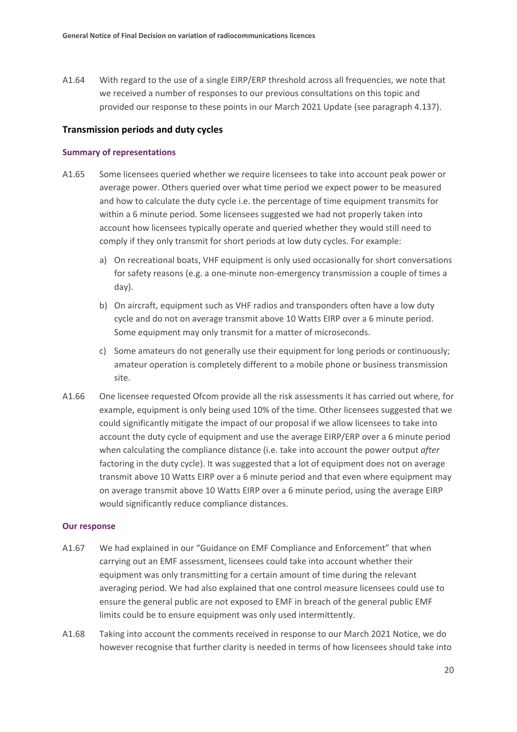A1.64 With regard to the use of a single EIRP/ERP threshold across all frequencies, we note that we received a number of responses to our previous consultations on this topic and provided our response to these points in our March 2021 Update (see paragraph 4.137).

## Transmission periods and duty cycles

### Summary of representations

A1.65 Some licensees queried whether we require licensees to take into account peak power or average power. Others queried over what time period we expect power to be measured and how to calculate the duty cycle i.e. the percentage of time equipment transmits for within a 6 minute period. Some licensees suggested we had not properly taken into account how licensees typically operate and queried whether they would still need to comply if they only transmit for short periods at low duty cycles. For example:

a) On recreational boats, VHF equipment is only used occasionally for short conversations for safety reasons (e.g. a one-minute non-emergency transmission a couple of times a day).

b) On aircraft, equipment such as VHF radios and transponders often have a low duty cycle and do not on average transmit above 10 Watts EIRP over a 6 minute period. Some equipment may only transmit for a matter of microseconds.

c) Some amateurs do not generally use their equipment for long periods or continuously; amateur operation is completely different to a mobile phone or business transmission site.

A1.66 One licensee requested Ofcom provide all the risk assessments it has carried out where, for example, equipment is only being used 10% of the time. Other licensees suggested that we could significantly mitigate the impact of our proposal if we allow licensees to take into account the duty cycle of equipment and use the average EIRP/ERP over a 6 minute period when calculating the compliance distance (i.e. take into account the power output *after* factoring in the duty cycle). It was suggested that a lot of equipment does not on average transmit above 10 Watts EIRP over a 6 minute period and that even where equipment may on average transmit above 10 Watts EIRP over a 6 minute period, using the average EIRP would significantly reduce compliance distances.

### Our response

A1.67 We had explained in our "Guidance on EMF Compliance and Enforcement" that when carrying out an EMF assessment, licensees could take into account whether their equipment was only transmitting for a certain amount of time during the relevant averaging period. We had also explained that one control measure licensees could use to ensure the general public are not exposed to EMF in breach of the general public EMF limits could be to ensure equipment was only used intermittently.

A1.68 Taking into account the comments received in response to our March 2021 Notice, we do however recognise that further clarity is needed in terms of how licensees should take into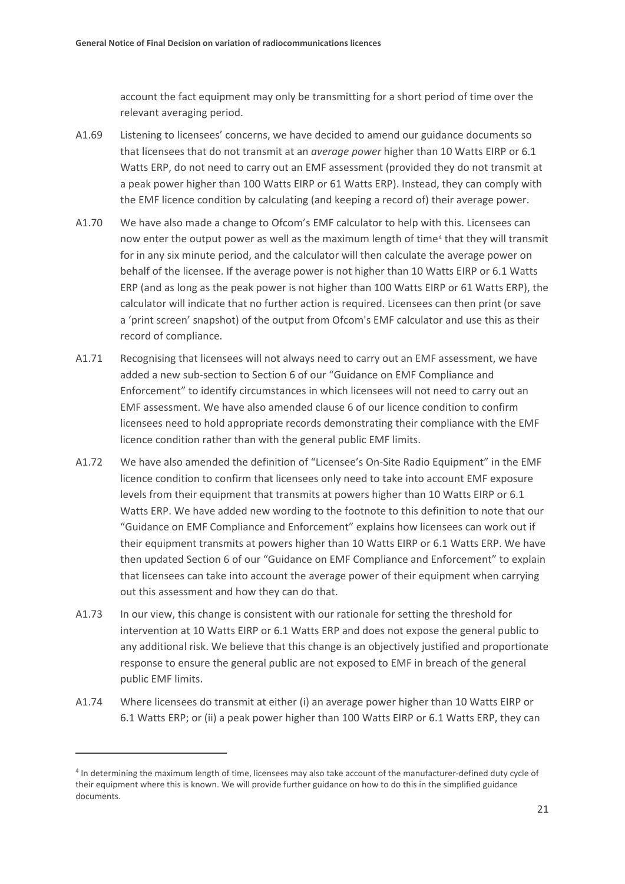account the fact equipment may only be transmitting for a short period of time over the relevant averaging period.

A1.69 Listening to licensees' concerns, we have decided to amend our guidance documents so that licensees that do not transmit at an *average power* higher than 10 Watts EIRP or 6.1 Watts ERP, do not need to carry out an EMF assessment (provided they do not transmit at a peak power higher than 100 Watts EIRP or 61 Watts ERP). Instead, they can comply with the EMF licence condition by calculating (and keeping a record of) their average power.

A1.70 We have also made a change to Ofcom's EMF calculator to help with this. Licensees can now enter the output power as well as the maximum length of time[4] that they will transmit for in any six minute period, and the calculator will then calculate the average power on behalf of the licensee. If the average power is not higher than 10 Watts EIRP or 6.1 Watts ERP (and as long as the peak power is not higher than 100 Watts EIRP or 61 Watts ERP), the calculator will indicate that no further action is required. Licensees can then print (or save a 'print screen' snapshot) of the output from Ofcom's EMF calculator and use this as their record of compliance.

A1.71 Recognising that licensees will not always need to carry out an EMF assessment, we have added a new sub-section to Section 6 of our "Guidance on EMF Compliance and Enforcement" to identify circumstances in which licensees will not need to carry out an EMF assessment. We have also amended clause 6 of our licence condition to confirm licensees need to hold appropriate records demonstrating their compliance with the EMF licence condition rather than with the general public EMF limits.

A1.72 We have also amended the definition of "Licensee's On-Site Radio Equipment" in the EMF licence condition to confirm that licensees only need to take into account EMF exposure levels from their equipment that transmits at powers higher than 10 Watts EIRP or 6.1 Watts ERP. We have added new wording to the footnote to this definition to note that our "Guidance on EMF Compliance and Enforcement" explains how licensees can work out if their equipment transmits at powers higher than 10 Watts EIRP or 6.1 Watts ERP. We have then updated Section 6 of our "Guidance on EMF Compliance and Enforcement" to explain that licensees can take into account the average power of their equipment when carrying out this assessment and how they can do that.

A1.73 In our view, this change is consistent with our rationale for setting the threshold for intervention at 10 Watts EIRP or 6.1 Watts ERP and does not expose the general public to any additional risk. We believe that this change is an objectively justified and proportionate response to ensure the general public are not exposed to EMF in breach of the general public EMF limits.

A1.74 Where licensees do transmit at either (i) an average power higher than 10 Watts EIRP or 6.1 Watts ERP; or (ii) a peak power higher than 100 Watts EIRP or 6.1 Watts ERP, they can

---

[4] In determining the maximum length of time, licensees may also take account of the manufacturer-defined duty cycle of their equipment where this is known. We will provide further guidance on how to do this in the simplified guidance documents.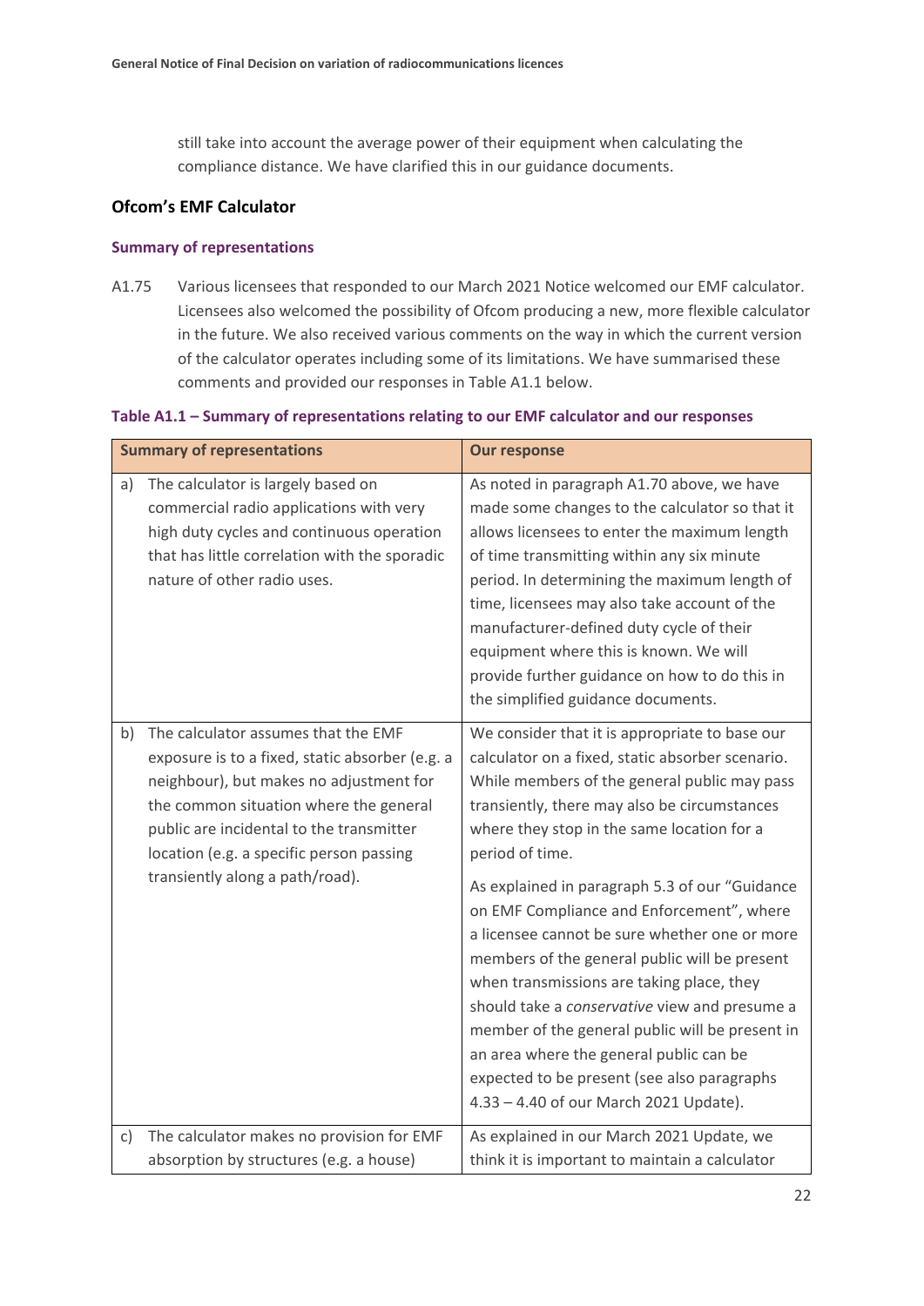still take into account the average power of their equipment when calculating the compliance distance. We have clarified this in our guidance documents.

### Ofcom's EMF Calculator

#### Summary of representations

A1.75 Various licensees that responded to our March 2021 Notice welcomed our EMF calculator. Licensees also welcomed the possibility of Ofcom producing a new, more flexible calculator in the future. We also received various comments on the way in which the current version of the calculator operates including some of its limitations. We have summarised these comments and provided our responses in Table A1.1 below.

**Table A1.1 – Summary of representations relating to our EMF calculator and our responses**

| Summary of representations | Our response |
|---|---|
| a) The calculator is largely based on commercial radio applications with very high duty cycles and continuous operation that has little correlation with the sporadic nature of other radio uses. | As noted in paragraph A1.70 above, we have made some changes to the calculator so that it allows licensees to enter the maximum length of time transmitting within any six minute period. In determining the maximum length of time, licensees may also take account of the manufacturer-defined duty cycle of their equipment where this is known. We will provide further guidance on how to do this in the simplified guidance documents. |
| b) The calculator assumes that the EMF exposure is to a fixed, static absorber (e.g. a neighbour), but makes no adjustment for the common situation where the general public are incidental to the transmitter location (e.g. a specific person passing transiently along a path/road). | We consider that it is appropriate to base our calculator on a fixed, static absorber scenario. While members of the general public may pass transiently, there may also be circumstances where they stop in the same location for a period of time.<br><br>As explained in paragraph 5.3 of our "Guidance on EMF Compliance and Enforcement", where a licensee cannot be sure whether one or more members of the general public will be present when transmissions are taking place, they should take a *conservative* view and presume a member of the general public will be present in an area where the general public can be expected to be present (see also paragraphs 4.33 – 4.40 of our March 2021 Update). |
| c) The calculator makes no provision for EMF absorption by structures (e.g. a house) | As explained in our March 2021 Update, we think it is important to maintain a calculator |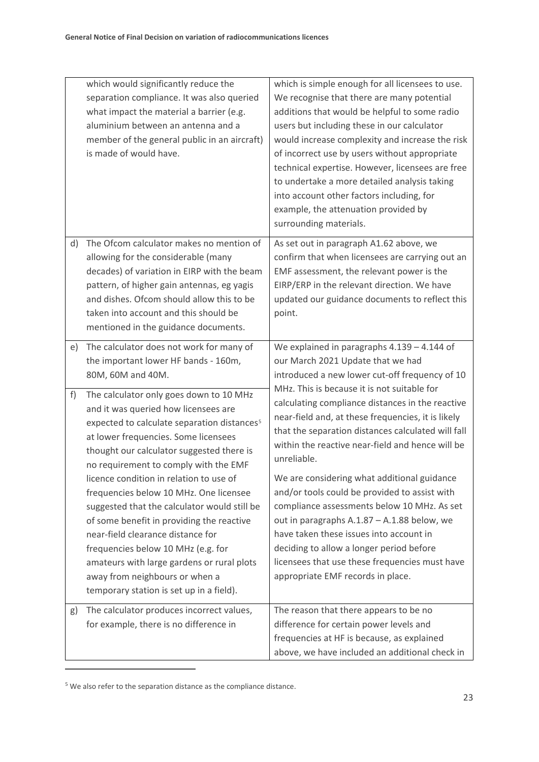| | | |
|---|---|---|
| | which would significantly reduce the separation compliance. It was also queried what impact the material a barrier (e.g. aluminium between an antenna and a member of the general public in an aircraft) is made of would have. | which is simple enough for all licensees to use. We recognise that there are many potential additions that would be helpful to some radio users but including these in our calculator would increase complexity and increase the risk of incorrect use by users without appropriate technical expertise. However, licensees are free to undertake a more detailed analysis taking into account other factors including, for example, the attenuation provided by surrounding materials. |
| d) | The Ofcom calculator makes no mention of allowing for the considerable (many decades) of variation in EIRP with the beam pattern, of higher gain antennas, eg yagis and dishes. Ofcom should allow this to be taken into account and this should be mentioned in the guidance documents. | As set out in paragraph A1.62 above, we confirm that when licensees are carrying out an EMF assessment, the relevant power is the EIRP/ERP in the relevant direction. We have updated our guidance documents to reflect this point. |
| e) | The calculator does not work for many of the important lower HF bands - 160m, 80M, 60M and 40M. | We explained in paragraphs 4.139 – 4.144 of our March 2021 Update that we had introduced a new lower cut-off frequency of 10 MHz. This is because it is not suitable for calculating compliance distances in the reactive near-field and, at these frequencies, it is likely that the separation distances calculated will fall within the reactive near-field and hence will be unreliable.<br><br>We are considering what additional guidance and/or tools could be provided to assist with compliance assessments below 10 MHz. As set out in paragraphs A.1.87 – A.1.88 below, we have taken these issues into account in deciding to allow a longer period before licensees that use these frequencies must have appropriate EMF records in place. |
| f) | The calculator only goes down to 10 MHz and it was queried how licensees are expected to calculate separation distances[5] at lower frequencies. Some licensees thought our calculator suggested there is no requirement to comply with the EMF licence condition in relation to use of frequencies below 10 MHz. One licensee suggested that the calculator would still be of some benefit in providing the reactive near-field clearance distance for frequencies below 10 MHz (e.g. for amateurs with large gardens or rural plots away from neighbours or when a temporary station is set up in a field). | |
| g) | The calculator produces incorrect values, for example, there is no difference in | The reason that there appears to be no difference for certain power levels and frequencies at HF is because, as explained above, we have included an additional check in |

[5] We also refer to the separation distance as the compliance distance.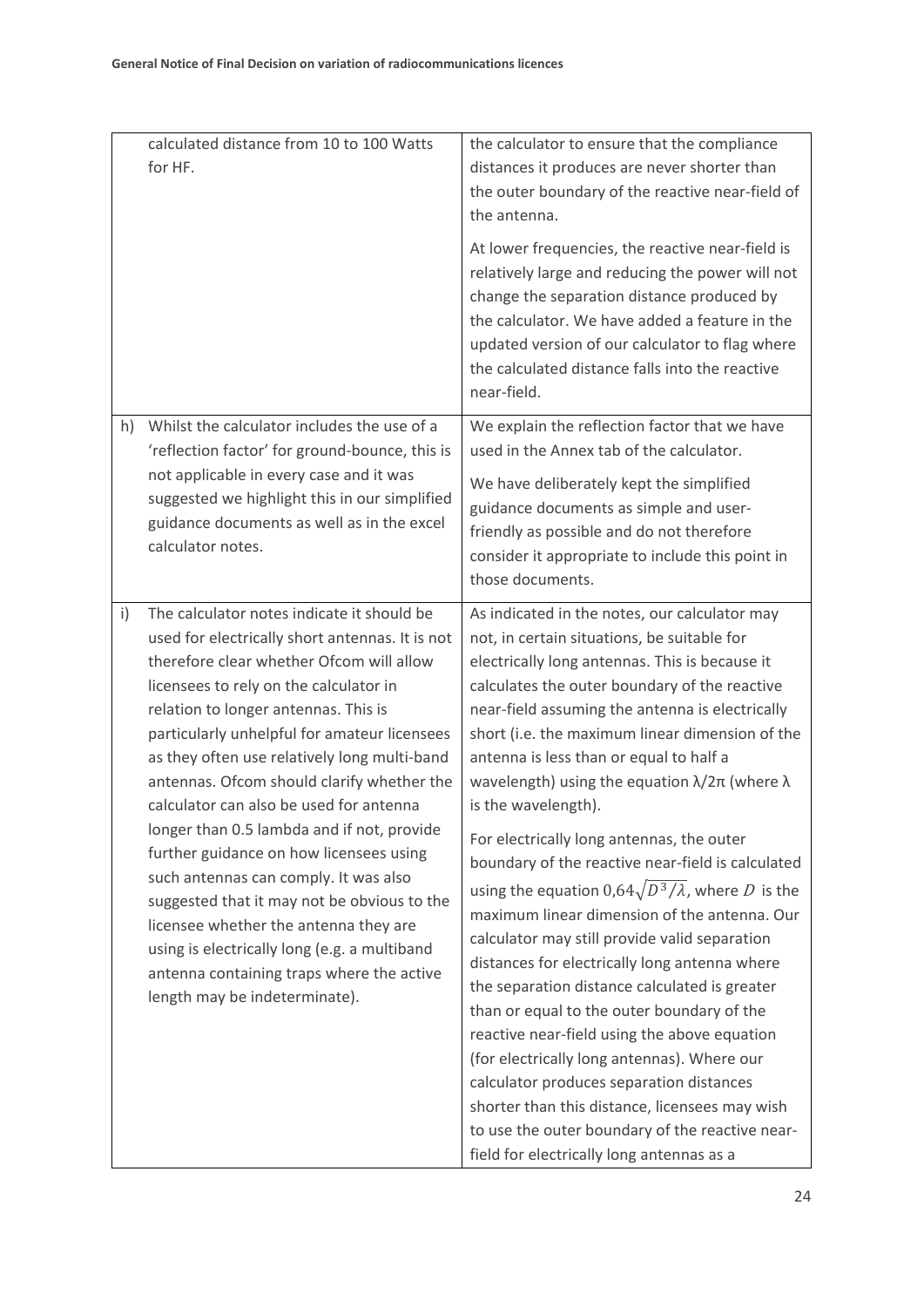| | | |
|---|---|---|
| | calculated distance from 10 to 100 Watts for HF. | the calculator to ensure that the compliance distances it produces are never shorter than the outer boundary of the reactive near-field of the antenna.<br><br>At lower frequencies, the reactive near-field is relatively large and reducing the power will not change the separation distance produced by the calculator. We have added a feature in the updated version of our calculator to flag where the calculated distance falls into the reactive near-field. |
| h) | Whilst the calculator includes the use of a 'reflection factor' for ground-bounce, this is not applicable in every case and it was suggested we highlight this in our simplified guidance documents as well as in the excel calculator notes. | We explain the reflection factor that we have used in the Annex tab of the calculator.<br><br>We have deliberately kept the simplified guidance documents as simple and user-friendly as possible and do not therefore consider it appropriate to include this point in those documents. |
| i) | The calculator notes indicate it should be used for electrically short antennas. It is not therefore clear whether Ofcom will allow licensees to rely on the calculator in relation to longer antennas. This is particularly unhelpful for amateur licensees as they often use relatively long multi-band antennas. Ofcom should clarify whether the calculator can also be used for antenna longer than 0.5 lambda and if not, provide further guidance on how licensees using such antennas can comply. It was also suggested that it may not be obvious to the licensee whether the antenna they are using is electrically long (e.g. a multiband antenna containing traps where the active length may be indeterminate). | As indicated in the notes, our calculator may not, in certain situations, be suitable for electrically long antennas. This is because it calculates the outer boundary of the reactive near-field assuming the antenna is electrically short (i.e. the maximum linear dimension of the antenna is less than or equal to half a wavelength) using the equation $\lambda/2\pi$ (where $\lambda$ is the wavelength).<br><br>For electrically long antennas, the outer boundary of the reactive near-field is calculated using the equation $0{,}64\sqrt{D^3/\lambda}$, where $D$ is the maximum linear dimension of the antenna. Our calculator may still provide valid separation distances for electrically long antenna where the separation distance calculated is greater than or equal to the outer boundary of the reactive near-field using the above equation (for electrically long antennas). Where our calculator produces separation distances shorter than this distance, licensees may wish to use the outer boundary of the reactive near-field for electrically long antennas as a |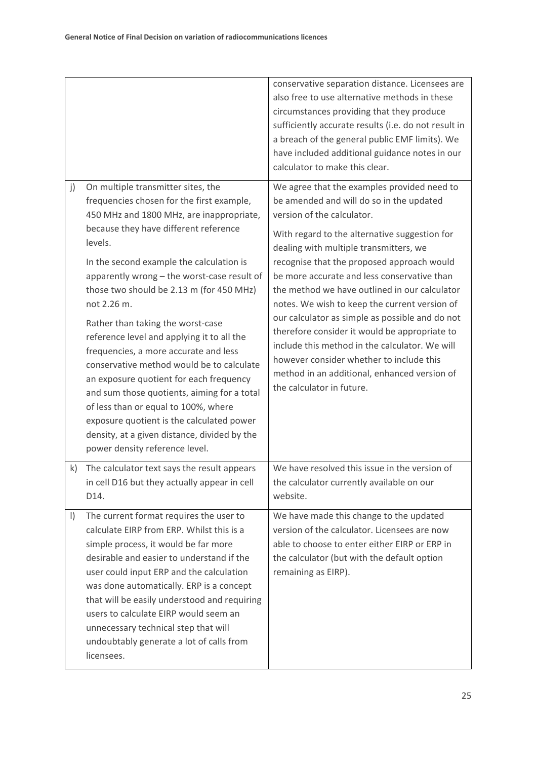| | | |
|---|---|---|
| | | conservative separation distance. Licensees are also free to use alternative methods in these circumstances providing that they produce sufficiently accurate results (i.e. do not result in a breach of the general public EMF limits). We have included additional guidance notes in our calculator to make this clear. |
| j) | On multiple transmitter sites, the frequencies chosen for the first example, 450 MHz and 1800 MHz, are inappropriate, because they have different reference levels.<br><br>In the second example the calculation is apparently wrong – the worst-case result of those two should be 2.13 m (for 450 MHz) not 2.26 m.<br><br>Rather than taking the worst-case reference level and applying it to all the frequencies, a more accurate and less conservative method would be to calculate an exposure quotient for each frequency and sum those quotients, aiming for a total of less than or equal to 100%, where exposure quotient is the calculated power density, at a given distance, divided by the power density reference level. | We agree that the examples provided need to be amended and will do so in the updated version of the calculator.<br><br>With regard to the alternative suggestion for dealing with multiple transmitters, we recognise that the proposed approach would be more accurate and less conservative than the method we have outlined in our calculator notes. We wish to keep the current version of our calculator as simple as possible and do not therefore consider it would be appropriate to include this method in the calculator. We will however consider whether to include this method in an additional, enhanced version of the calculator in future. |
| k) | The calculator text says the result appears in cell D16 but they actually appear in cell D14. | We have resolved this issue in the version of the calculator currently available on our website. |
| l) | The current format requires the user to calculate EIRP from ERP. Whilst this is a simple process, it would be far more desirable and easier to understand if the user could input ERP and the calculation was done automatically. ERP is a concept that will be easily understood and requiring users to calculate EIRP would seem an unnecessary technical step that will undoubtably generate a lot of calls from licensees. | We have made this change to the updated version of the calculator. Licensees are now able to choose to enter either EIRP or ERP in the calculator (but with the default option remaining as EIRP). |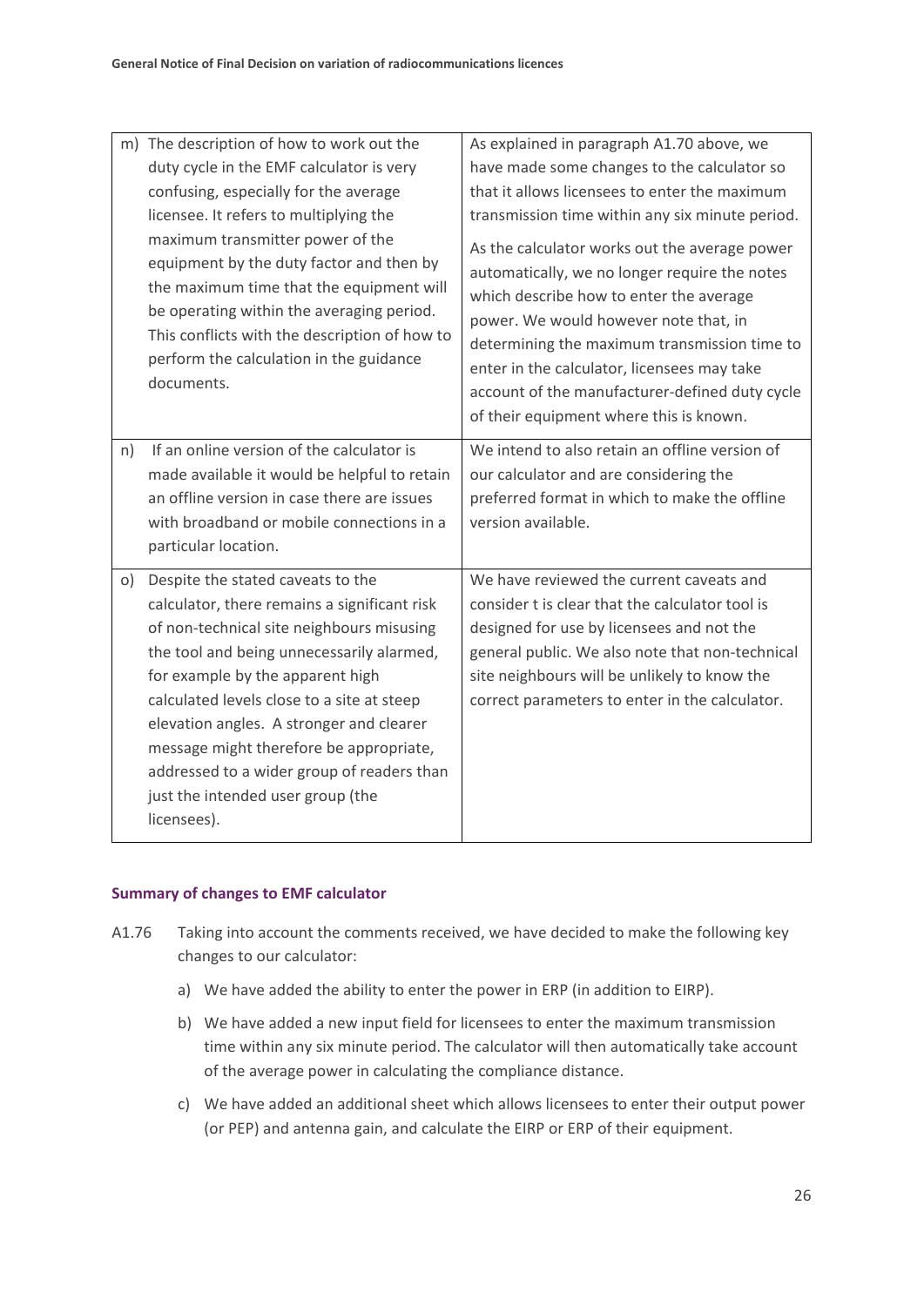| | |
|---|---|
| m) The description of how to work out the duty cycle in the EMF calculator is very confusing, especially for the average licensee. It refers to multiplying the maximum transmitter power of the equipment by the duty factor and then by the maximum time that the equipment will be operating within the averaging period. This conflicts with the description of how to perform the calculation in the guidance documents. | As explained in paragraph A1.70 above, we have made some changes to the calculator so that it allows licensees to enter the maximum transmission time within any six minute period.<br><br>As the calculator works out the average power automatically, we no longer require the notes which describe how to enter the average power. We would however note that, in determining the maximum transmission time to enter in the calculator, licensees may take account of the manufacturer-defined duty cycle of their equipment where this is known. |
| n) If an online version of the calculator is made available it would be helpful to retain an offline version in case there are issues with broadband or mobile connections in a particular location. | We intend to also retain an offline version of our calculator and are considering the preferred format in which to make the offline version available. |
| o) Despite the stated caveats to the calculator, there remains a significant risk of non-technical site neighbours misusing the tool and being unnecessarily alarmed, for example by the apparent high calculated levels close to a site at steep elevation angles. A stronger and clearer message might therefore be appropriate, addressed to a wider group of readers than just the intended user group (the licensees). | We have reviewed the current caveats and consider t is clear that the calculator tool is designed for use by licensees and not the general public. We also note that non-technical site neighbours will be unlikely to know the correct parameters to enter in the calculator. |

### Summary of changes to EMF calculator

A1.76 Taking into account the comments received, we have decided to make the following key changes to our calculator:

a) We have added the ability to enter the power in ERP (in addition to EIRP).

b) We have added a new input field for licensees to enter the maximum transmission time within any six minute period. The calculator will then automatically take account of the average power in calculating the compliance distance.

c) We have added an additional sheet which allows licensees to enter their output power (or PEP) and antenna gain, and calculate the EIRP or ERP of their equipment.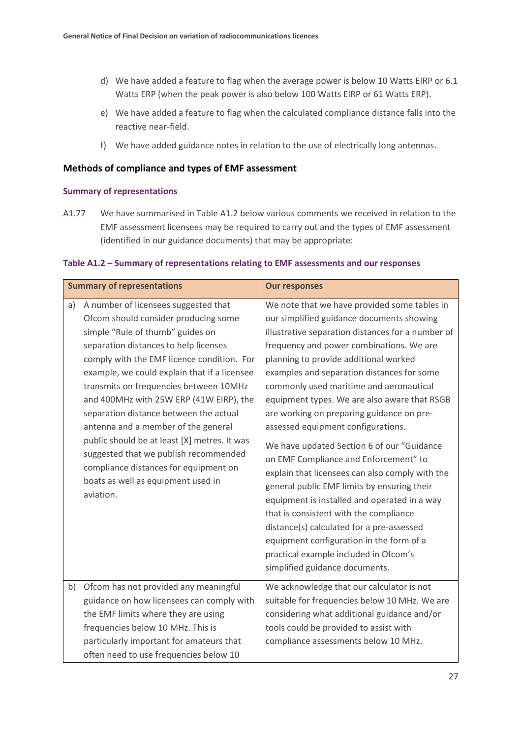d) We have added a feature to flag when the average power is below 10 Watts EIRP or 6.1 Watts ERP (when the peak power is also below 100 Watts EIRP or 61 Watts ERP).

e) We have added a feature to flag when the calculated compliance distance falls into the reactive near-field.

f) We have added guidance notes in relation to the use of electrically long antennas.

### Methods of compliance and types of EMF assessment

#### Summary of representations

A1.77 We have summarised in Table A1.2 below various comments we received in relation to the EMF assessment licensees may be required to carry out and the types of EMF assessment (identified in our guidance documents) that may be appropriate:

**Table A1.2 – Summary of representations relating to EMF assessments and our responses**

| Summary of representations | Our responses |
|---|---|
| a) A number of licensees suggested that Ofcom should consider producing some simple "Rule of thumb" guides on separation distances to help licenses comply with the EMF licence condition. For example, we could explain that if a licensee transmits on frequencies between 10MHz and 400MHz with 25W ERP (41W EIRP), the separation distance between the actual antenna and a member of the general public should be at least [X] metres. It was suggested that we publish recommended compliance distances for equipment on boats as well as equipment used in aviation. | We note that we have provided some tables in our simplified guidance documents showing illustrative separation distances for a number of frequency and power combinations. We are planning to provide additional worked examples and separation distances for some commonly used maritime and aeronautical equipment types. We are also aware that RSGB are working on preparing guidance on pre-assessed equipment configurations.<br><br>We have updated Section 6 of our "Guidance on EMF Compliance and Enforcement" to explain that licensees can also comply with the general public EMF limits by ensuring their equipment is installed and operated in a way that is consistent with the compliance distance(s) calculated for a pre-assessed equipment configuration in the form of a practical example included in Ofcom's simplified guidance documents. |
| b) Ofcom has not provided any meaningful guidance on how licensees can comply with the EMF limits where they are using frequencies below 10 MHz. This is particularly important for amateurs that often need to use frequencies below 10 | We acknowledge that our calculator is not suitable for frequencies below 10 MHz. We are considering what additional guidance and/or tools could be provided to assist with compliance assessments below 10 MHz. |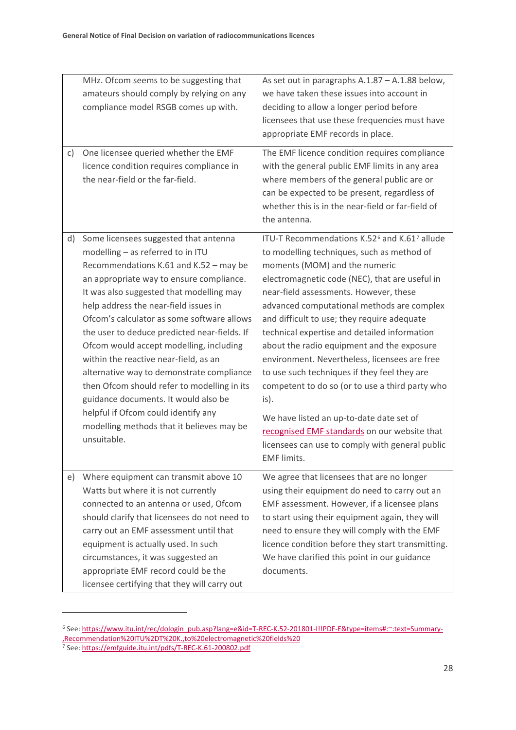| | | |
|---|---|---|
| | MHz. Ofcom seems to be suggesting that amateurs should comply by relying on any compliance model RSGB comes up with. | As set out in paragraphs A.1.87 – A.1.88 below, we have taken these issues into account in deciding to allow a longer period before licensees that use these frequencies must have appropriate EMF records in place. |
| c) | One licensee queried whether the EMF licence condition requires compliance in the near-field or the far-field. | The EMF licence condition requires compliance with the general public EMF limits in any area where members of the general public are or can be expected to be present, regardless of whether this is in the near-field or far-field of the antenna. |
| d) | Some licensees suggested that antenna modelling – as referred to in ITU Recommendations K.61 and K.52 – may be an appropriate way to ensure compliance. It was also suggested that modelling may help address the near-field issues in Ofcom's calculator as some software allows the user to deduce predicted near-fields. If Ofcom would accept modelling, including within the reactive near-field, as an alternative way to demonstrate compliance then Ofcom should refer to modelling in its guidance documents. It would also be helpful if Ofcom could identify any modelling methods that it believes may be unsuitable. | ITU-T Recommendations K.52[6] and K.61[7] allude to modelling techniques, such as method of moments (MOM) and the numeric electromagnetic code (NEC), that are useful in near-field assessments. However, these advanced computational methods are complex and difficult to use; they require adequate technical expertise and detailed information about the radio equipment and the exposure environment. Nevertheless, licensees are free to use such techniques if they feel they are competent to do so (or to use a third party who is).<br><br>We have listed an up-to-date date set of recognised EMF standards on our website that licensees can use to comply with general public EMF limits. |
| e) | Where equipment can transmit above 10 Watts but where it is not currently connected to an antenna or used, Ofcom should clarify that licensees do not need to carry out an EMF assessment until that equipment is actually used. In such circumstances, it was suggested an appropriate EMF record could be the licensee certifying that they will carry out | We agree that licensees that are no longer using their equipment do need to carry out an EMF assessment. However, if a licensee plans to start using their equipment again, they will need to ensure they will comply with the EMF licence condition before they start transmitting. We have clarified this point in our guidance documents. |

[6] See: https://www.itu.int/rec/dologin_pub.asp?lang=e&id=T-REC-K.52-201801-I!!PDF-E&type=items#:~:text=Summary-,Recommendation%20ITU%2DT%20K.,to%20electromagnetic%20fields%20

[7] See: https://emfguide.itu.int/pdfs/T-REC-K.61-200802.pdf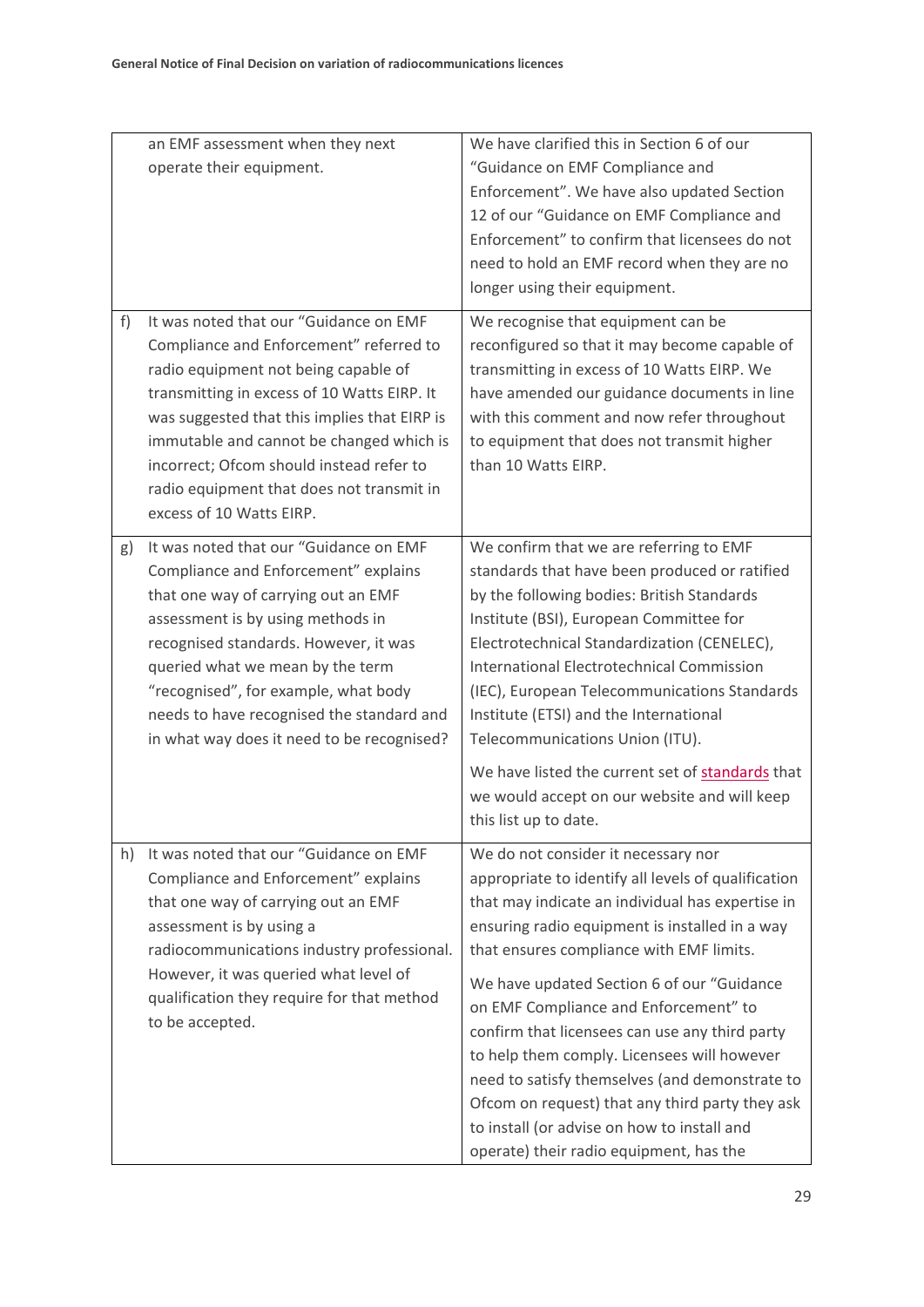| | | |
|---|---|---|
| | an EMF assessment when they next operate their equipment. | We have clarified this in Section 6 of our "Guidance on EMF Compliance and Enforcement". We have also updated Section 12 of our "Guidance on EMF Compliance and Enforcement" to confirm that licensees do not need to hold an EMF record when they are no longer using their equipment. |
| f) | It was noted that our "Guidance on EMF Compliance and Enforcement" referred to radio equipment not being capable of transmitting in excess of 10 Watts EIRP. It was suggested that this implies that EIRP is immutable and cannot be changed which is incorrect; Ofcom should instead refer to radio equipment that does not transmit in excess of 10 Watts EIRP. | We recognise that equipment can be reconfigured so that it may become capable of transmitting in excess of 10 Watts EIRP. We have amended our guidance documents in line with this comment and now refer throughout to equipment that does not transmit higher than 10 Watts EIRP. |
| g) | It was noted that our "Guidance on EMF Compliance and Enforcement" explains that one way of carrying out an EMF assessment is by using methods in recognised standards. However, it was queried what we mean by the term "recognised", for example, what body needs to have recognised the standard and in what way does it need to be recognised? | We confirm that we are referring to EMF standards that have been produced or ratified by the following bodies: British Standards Institute (BSI), European Committee for Electrotechnical Standardization (CENELEC), International Electrotechnical Commission (IEC), European Telecommunications Standards Institute (ETSI) and the International Telecommunications Union (ITU).<br><br>We have listed the current set of standards that we would accept on our website and will keep this list up to date. |
| h) | It was noted that our "Guidance on EMF Compliance and Enforcement" explains that one way of carrying out an EMF assessment is by using a radiocommunications industry professional. However, it was queried what level of qualification they require for that method to be accepted. | We do not consider it necessary nor appropriate to identify all levels of qualification that may indicate an individual has expertise in ensuring radio equipment is installed in a way that ensures compliance with EMF limits.<br><br>We have updated Section 6 of our "Guidance on EMF Compliance and Enforcement" to confirm that licensees can use any third party to help them comply. Licensees will however need to satisfy themselves (and demonstrate to Ofcom on request) that any third party they ask to install (or advise on how to install and operate) their radio equipment, has the |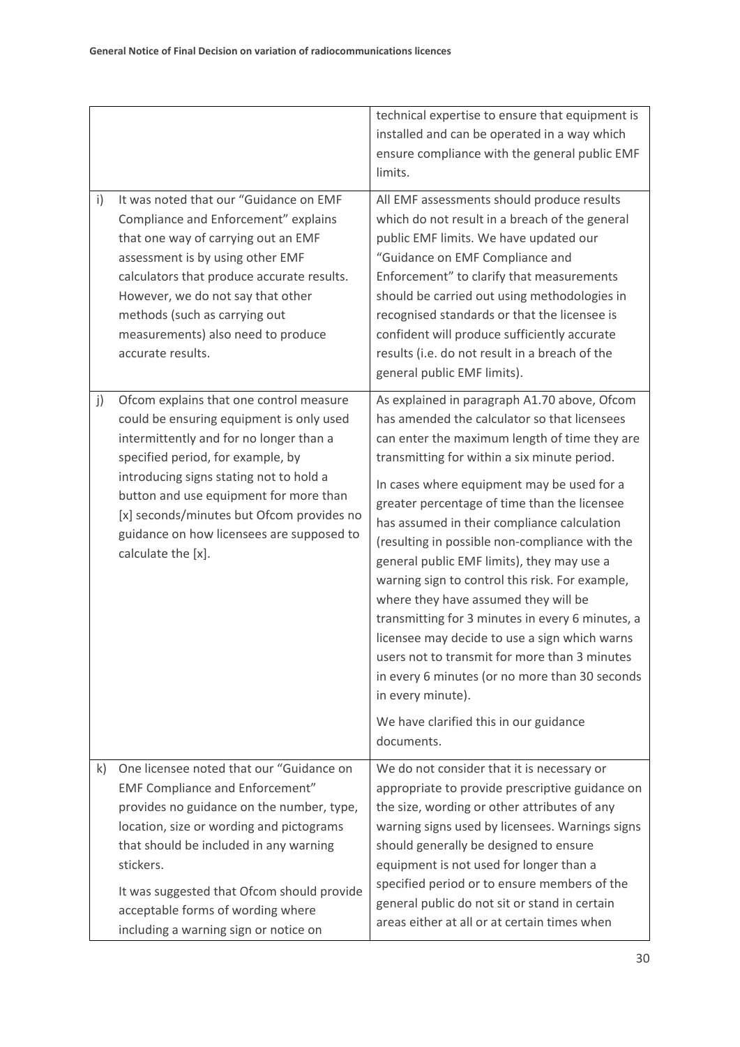| | | |
|---|---|---|
| | | technical expertise to ensure that equipment is installed and can be operated in a way which ensure compliance with the general public EMF limits. |
| i) | It was noted that our "Guidance on EMF Compliance and Enforcement" explains that one way of carrying out an EMF assessment is by using other EMF calculators that produce accurate results. However, we do not say that other methods (such as carrying out measurements) also need to produce accurate results. | All EMF assessments should produce results which do not result in a breach of the general public EMF limits. We have updated our "Guidance on EMF Compliance and Enforcement" to clarify that measurements should be carried out using methodologies in recognised standards or that the licensee is confident will produce sufficiently accurate results (i.e. do not result in a breach of the general public EMF limits). |
| j) | Ofcom explains that one control measure could be ensuring equipment is only used intermittently and for no longer than a specified period, for example, by introducing signs stating not to hold a button and use equipment for more than [x] seconds/minutes but Ofcom provides no guidance on how licensees are supposed to calculate the [x]. | As explained in paragraph A1.70 above, Ofcom has amended the calculator so that licensees can enter the maximum length of time they are transmitting for within a six minute period.<br><br>In cases where equipment may be used for a greater percentage of time than the licensee has assumed in their compliance calculation (resulting in possible non-compliance with the general public EMF limits), they may use a warning sign to control this risk. For example, where they have assumed they will be transmitting for 3 minutes in every 6 minutes, a licensee may decide to use a sign which warns users not to transmit for more than 3 minutes in every 6 minutes (or no more than 30 seconds in every minute).<br><br>We have clarified this in our guidance documents. |
| k) | One licensee noted that our "Guidance on EMF Compliance and Enforcement" provides no guidance on the number, type, location, size or wording and pictograms that should be included in any warning stickers.<br><br>It was suggested that Ofcom should provide acceptable forms of wording where including a warning sign or notice on | We do not consider that it is necessary or appropriate to provide prescriptive guidance on the size, wording or other attributes of any warning signs used by licensees. Warnings signs should generally be designed to ensure equipment is not used for longer than a specified period or to ensure members of the general public do not sit or stand in certain areas either at all or at certain times when |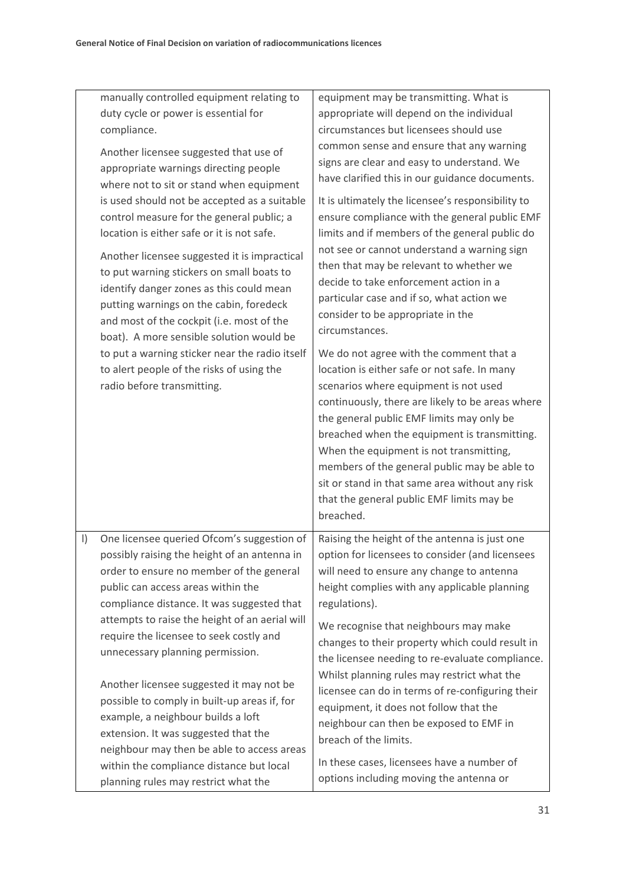| | | |
|---|---|---|
| | manually controlled equipment relating to duty cycle or power is essential for compliance.<br><br>Another licensee suggested that use of appropriate warnings directing people where not to sit or stand when equipment is used should not be accepted as a suitable control measure for the general public; a location is either safe or it is not safe.<br><br>Another licensee suggested it is impractical to put warning stickers on small boats to identify danger zones as this could mean putting warnings on the cabin, foredeck and most of the cockpit (i.e. most of the boat). A more sensible solution would be to put a warning sticker near the radio itself to alert people of the risks of using the radio before transmitting. | equipment may be transmitting. What is appropriate will depend on the individual circumstances but licensees should use common sense and ensure that any warning signs are clear and easy to understand. We have clarified this in our guidance documents.<br><br>It is ultimately the licensee's responsibility to ensure compliance with the general public EMF limits and if members of the general public do not see or cannot understand a warning sign then that may be relevant to whether we decide to take enforcement action in a particular case and if so, what action we consider to be appropriate in the circumstances.<br><br>We do not agree with the comment that a location is either safe or not safe. In many scenarios where equipment is not used continuously, there are likely to be areas where the general public EMF limits may only be breached when the equipment is transmitting. When the equipment is not transmitting, members of the general public may be able to sit or stand in that same area without any risk that the general public EMF limits may be breached. |
| l) | One licensee queried Ofcom's suggestion of possibly raising the height of an antenna in order to ensure no member of the general public can access areas within the compliance distance. It was suggested that attempts to raise the height of an aerial will require the licensee to seek costly and unnecessary planning permission.<br><br>Another licensee suggested it may not be possible to comply in built-up areas if, for example, a neighbour builds a loft extension. It was suggested that the neighbour may then be able to access areas within the compliance distance but local planning rules may restrict what the | Raising the height of the antenna is just one option for licensees to consider (and licensees will need to ensure any change to antenna height complies with any applicable planning regulations).<br><br>We recognise that neighbours may make changes to their property which could result in the licensee needing to re-evaluate compliance. Whilst planning rules may restrict what the licensee can do in terms of re-configuring their equipment, it does not follow that the neighbour can then be exposed to EMF in breach of the limits.<br><br>In these cases, licensees have a number of options including moving the antenna or |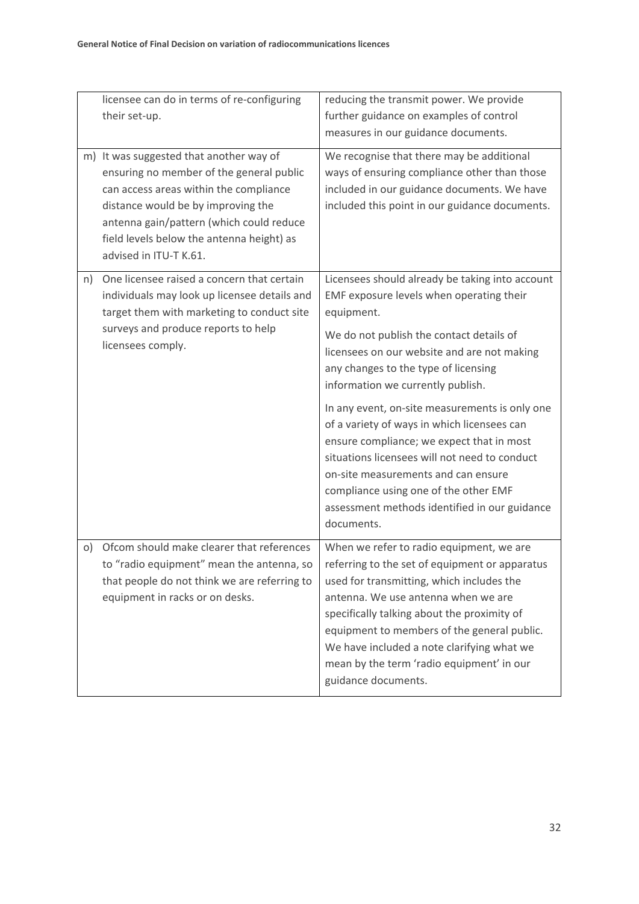| | |
|---|---|
| licensee can do in terms of re-configuring their set-up. | reducing the transmit power. We provide further guidance on examples of control measures in our guidance documents. |
| m) It was suggested that another way of ensuring no member of the general public can access areas within the compliance distance would be by improving the antenna gain/pattern (which could reduce field levels below the antenna height) as advised in ITU-T K.61. | We recognise that there may be additional ways of ensuring compliance other than those included in our guidance documents. We have included this point in our guidance documents. |
| n) One licensee raised a concern that certain individuals may look up licensee details and target them with marketing to conduct site surveys and produce reports to help licensees comply. | Licensees should already be taking into account EMF exposure levels when operating their equipment.<br><br>We do not publish the contact details of licensees on our website and are not making any changes to the type of licensing information we currently publish.<br><br>In any event, on-site measurements is only one of a variety of ways in which licensees can ensure compliance; we expect that in most situations licensees will not need to conduct on-site measurements and can ensure compliance using one of the other EMF assessment methods identified in our guidance documents. |
| o) Ofcom should make clearer that references to "radio equipment" mean the antenna, so that people do not think we are referring to equipment in racks or on desks. | When we refer to radio equipment, we are referring to the set of equipment or apparatus used for transmitting, which includes the antenna. We use antenna when we are specifically talking about the proximity of equipment to members of the general public. We have included a note clarifying what we mean by the term 'radio equipment' in our guidance documents. |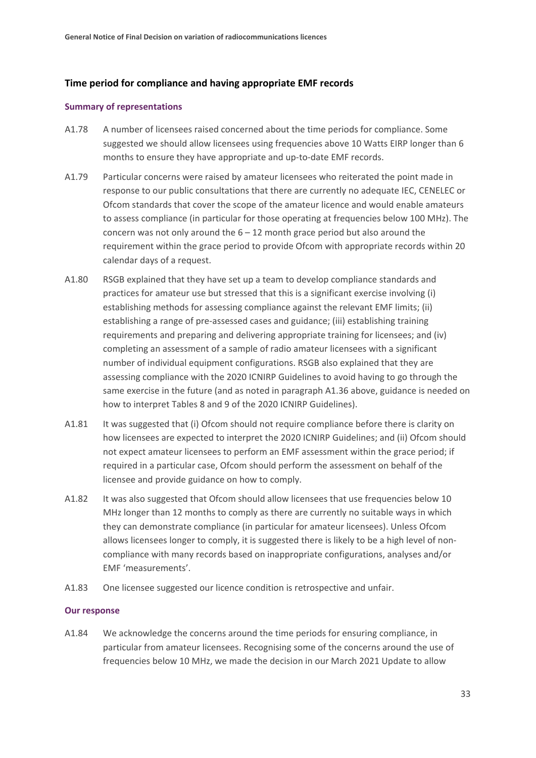## Time period for compliance and having appropriate EMF records

### Summary of representations

A1.78 A number of licensees raised concerned about the time periods for compliance. Some suggested we should allow licensees using frequencies above 10 Watts EIRP longer than 6 months to ensure they have appropriate and up-to-date EMF records.

A1.79 Particular concerns were raised by amateur licensees who reiterated the point made in response to our public consultations that there are currently no adequate IEC, CENELEC or Ofcom standards that cover the scope of the amateur licence and would enable amateurs to assess compliance (in particular for those operating at frequencies below 100 MHz). The concern was not only around the 6 – 12 month grace period but also around the requirement within the grace period to provide Ofcom with appropriate records within 20 calendar days of a request.

A1.80 RSGB explained that they have set up a team to develop compliance standards and practices for amateur use but stressed that this is a significant exercise involving (i) establishing methods for assessing compliance against the relevant EMF limits; (ii) establishing a range of pre-assessed cases and guidance; (iii) establishing training requirements and preparing and delivering appropriate training for licensees; and (iv) completing an assessment of a sample of radio amateur licensees with a significant number of individual equipment configurations. RSGB also explained that they are assessing compliance with the 2020 ICNIRP Guidelines to avoid having to go through the same exercise in the future (and as noted in paragraph A1.36 above, guidance is needed on how to interpret Tables 8 and 9 of the 2020 ICNIRP Guidelines).

A1.81 It was suggested that (i) Ofcom should not require compliance before there is clarity on how licensees are expected to interpret the 2020 ICNIRP Guidelines; and (ii) Ofcom should not expect amateur licensees to perform an EMF assessment within the grace period; if required in a particular case, Ofcom should perform the assessment on behalf of the licensee and provide guidance on how to comply.

A1.82 It was also suggested that Ofcom should allow licensees that use frequencies below 10 MHz longer than 12 months to comply as there are currently no suitable ways in which they can demonstrate compliance (in particular for amateur licensees). Unless Ofcom allows licensees longer to comply, it is suggested there is likely to be a high level of non-compliance with many records based on inappropriate configurations, analyses and/or EMF 'measurements'.

A1.83 One licensee suggested our licence condition is retrospective and unfair.

### Our response

A1.84 We acknowledge the concerns around the time periods for ensuring compliance, in particular from amateur licensees. Recognising some of the concerns around the use of frequencies below 10 MHz, we made the decision in our March 2021 Update to allow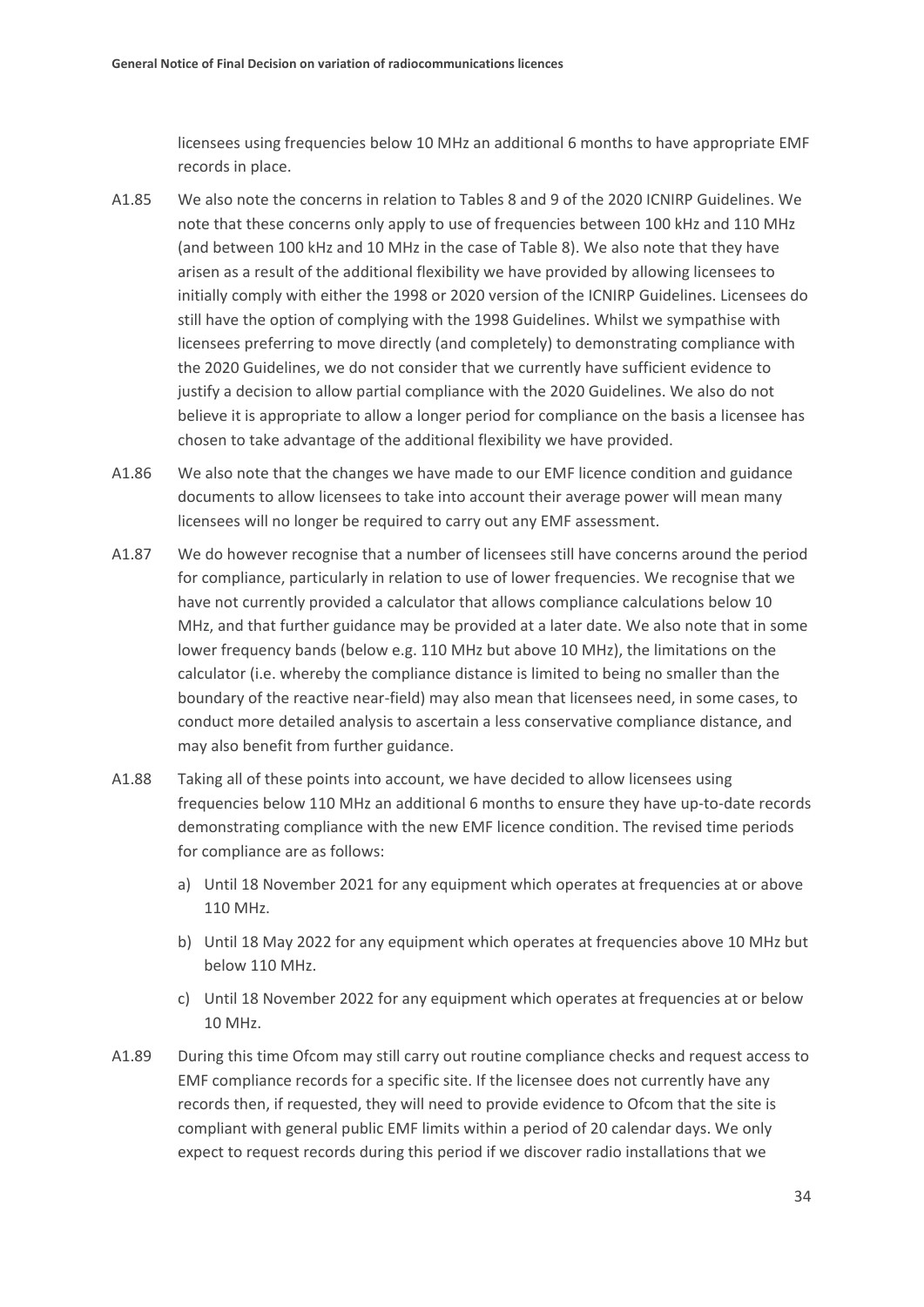licensees using frequencies below 10 MHz an additional 6 months to have appropriate EMF records in place.

A1.85 We also note the concerns in relation to Tables 8 and 9 of the 2020 ICNIRP Guidelines. We note that these concerns only apply to use of frequencies between 100 kHz and 110 MHz (and between 100 kHz and 10 MHz in the case of Table 8). We also note that they have arisen as a result of the additional flexibility we have provided by allowing licensees to initially comply with either the 1998 or 2020 version of the ICNIRP Guidelines. Licensees do still have the option of complying with the 1998 Guidelines. Whilst we sympathise with licensees preferring to move directly (and completely) to demonstrating compliance with the 2020 Guidelines, we do not consider that we currently have sufficient evidence to justify a decision to allow partial compliance with the 2020 Guidelines. We also do not believe it is appropriate to allow a longer period for compliance on the basis a licensee has chosen to take advantage of the additional flexibility we have provided.

A1.86 We also note that the changes we have made to our EMF licence condition and guidance documents to allow licensees to take into account their average power will mean many licensees will no longer be required to carry out any EMF assessment.

A1.87 We do however recognise that a number of licensees still have concerns around the period for compliance, particularly in relation to use of lower frequencies. We recognise that we have not currently provided a calculator that allows compliance calculations below 10 MHz, and that further guidance may be provided at a later date. We also note that in some lower frequency bands (below e.g. 110 MHz but above 10 MHz), the limitations on the calculator (i.e. whereby the compliance distance is limited to being no smaller than the boundary of the reactive near-field) may also mean that licensees need, in some cases, to conduct more detailed analysis to ascertain a less conservative compliance distance, and may also benefit from further guidance.

A1.88 Taking all of these points into account, we have decided to allow licensees using frequencies below 110 MHz an additional 6 months to ensure they have up-to-date records demonstrating compliance with the new EMF licence condition. The revised time periods for compliance are as follows:

a) Until 18 November 2021 for any equipment which operates at frequencies at or above 110 MHz.

b) Until 18 May 2022 for any equipment which operates at frequencies above 10 MHz but below 110 MHz.

c) Until 18 November 2022 for any equipment which operates at frequencies at or below 10 MHz.

A1.89 During this time Ofcom may still carry out routine compliance checks and request access to EMF compliance records for a specific site. If the licensee does not currently have any records then, if requested, they will need to provide evidence to Ofcom that the site is compliant with general public EMF limits within a period of 20 calendar days. We only expect to request records during this period if we discover radio installations that we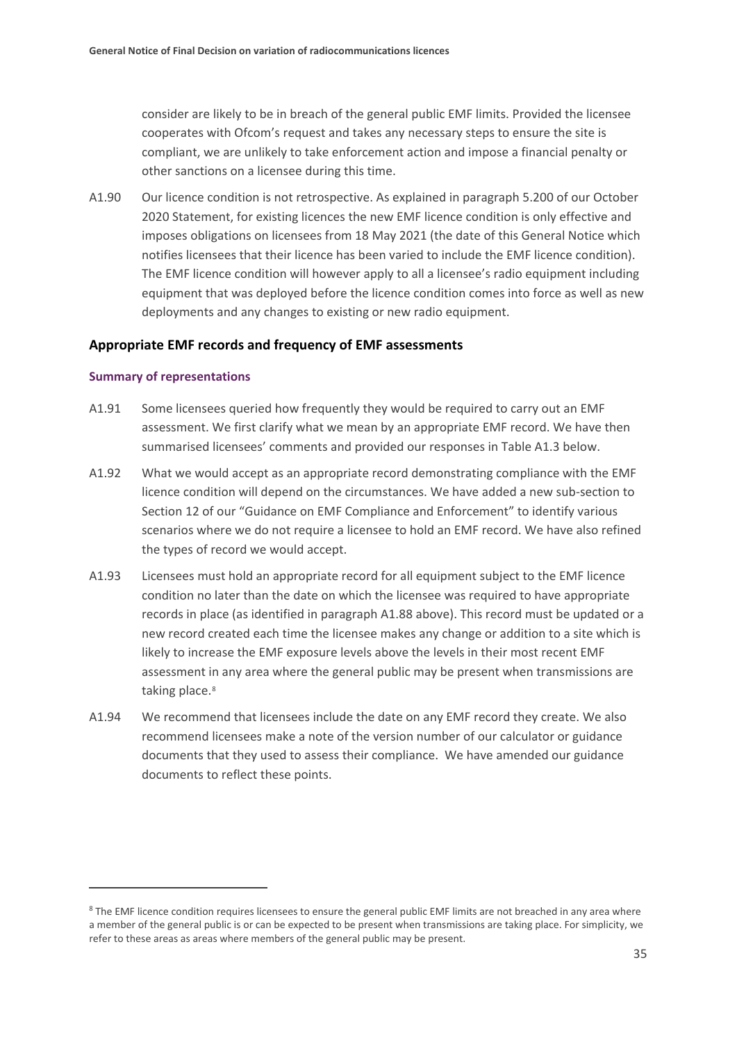consider are likely to be in breach of the general public EMF limits. Provided the licensee cooperates with Ofcom's request and takes any necessary steps to ensure the site is compliant, we are unlikely to take enforcement action and impose a financial penalty or other sanctions on a licensee during this time.

A1.90 Our licence condition is not retrospective. As explained in paragraph 5.200 of our October 2020 Statement, for existing licences the new EMF licence condition is only effective and imposes obligations on licensees from 18 May 2021 (the date of this General Notice which notifies licensees that their licence has been varied to include the EMF licence condition). The EMF licence condition will however apply to all a licensee's radio equipment including equipment that was deployed before the licence condition comes into force as well as new deployments and any changes to existing or new radio equipment.

## Appropriate EMF records and frequency of EMF assessments

### Summary of representations

A1.91 Some licensees queried how frequently they would be required to carry out an EMF assessment. We first clarify what we mean by an appropriate EMF record. We have then summarised licensees' comments and provided our responses in Table A1.3 below.

A1.92 What we would accept as an appropriate record demonstrating compliance with the EMF licence condition will depend on the circumstances. We have added a new sub-section to Section 12 of our "Guidance on EMF Compliance and Enforcement" to identify various scenarios where we do not require a licensee to hold an EMF record. We have also refined the types of record we would accept.

A1.93 Licensees must hold an appropriate record for all equipment subject to the EMF licence condition no later than the date on which the licensee was required to have appropriate records in place (as identified in paragraph A1.88 above). This record must be updated or a new record created each time the licensee makes any change or addition to a site which is likely to increase the EMF exposure levels above the levels in their most recent EMF assessment in any area where the general public may be present when transmissions are taking place.[8]

A1.94 We recommend that licensees include the date on any EMF record they create. We also recommend licensees make a note of the version number of our calculator or guidance documents that they used to assess their compliance. We have amended our guidance documents to reflect these points.

[8] The EMF licence condition requires licensees to ensure the general public EMF limits are not breached in any area where a member of the general public is or can be expected to be present when transmissions are taking place. For simplicity, we refer to these areas as areas where members of the general public may be present.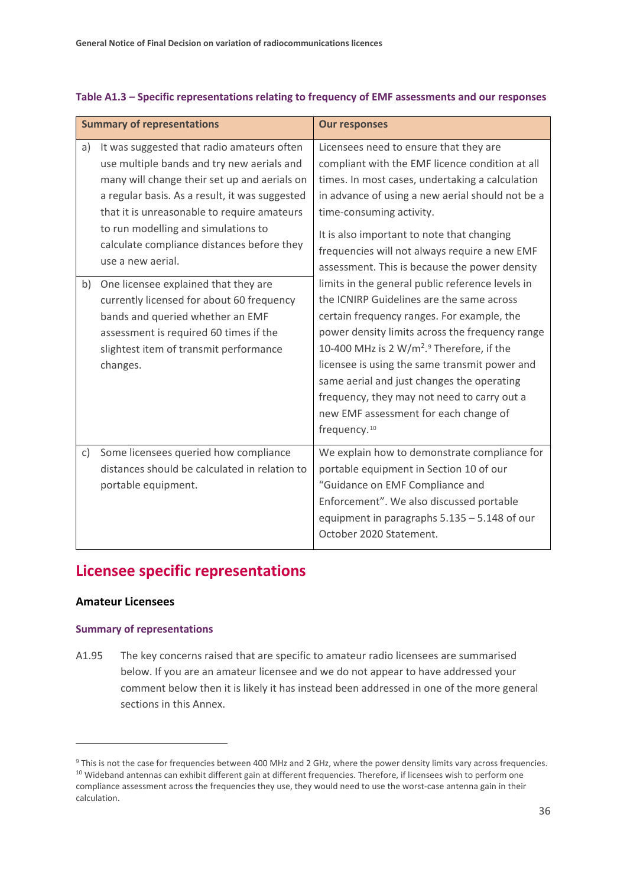**Table A1.3 – Specific representations relating to frequency of EMF assessments and our responses**

| Summary of representations | Our responses |
| --- | --- |
| a) It was suggested that radio amateurs often use multiple bands and try new aerials and many will change their set up and aerials on a regular basis. As a result, it was suggested that it is unreasonable to require amateurs to run modelling and simulations to calculate compliance distances before they use a new aerial. | Licensees need to ensure that they are compliant with the EMF licence condition at all times. In most cases, undertaking a calculation in advance of using a new aerial should not be a time-consuming activity. It is also important to note that changing frequencies will not always require a new EMF assessment. This is because the power density limits in the general public reference levels in the ICNIRP Guidelines are the same across certain frequency ranges. For example, the power density limits across the frequency range 10-400 MHz is 2 $W/m^2$.[9] Therefore, if the licensee is using the same transmit power and same aerial and just changes the operating frequency, they may not need to carry out a new EMF assessment for each change of frequency.[10] |
| b) One licensee explained that they are currently licensed for about 60 frequency bands and queried whether an EMF assessment is required 60 times if the slightest item of transmit performance changes. | |
| c) Some licensees queried how compliance distances should be calculated in relation to portable equipment. | We explain how to demonstrate compliance for portable equipment in Section 10 of our "Guidance on EMF Compliance and Enforcement". We also discussed portable equipment in paragraphs 5.135 – 5.148 of our October 2020 Statement. |

## Licensee specific representations

### Amateur Licensees

#### Summary of representations

A1.95 The key concerns raised that are specific to amateur radio licensees are summarised below. If you are an amateur licensee and we do not appear to have addressed your comment below then it is likely it has instead been addressed in one of the more general sections in this Annex.

---

[9] This is not the case for frequencies between 400 MHz and 2 GHz, where the power density limits vary across frequencies.

[10] Wideband antennas can exhibit different gain at different frequencies. Therefore, if licensees wish to perform one compliance assessment across the frequencies they use, they would need to use the worst-case antenna gain in their calculation.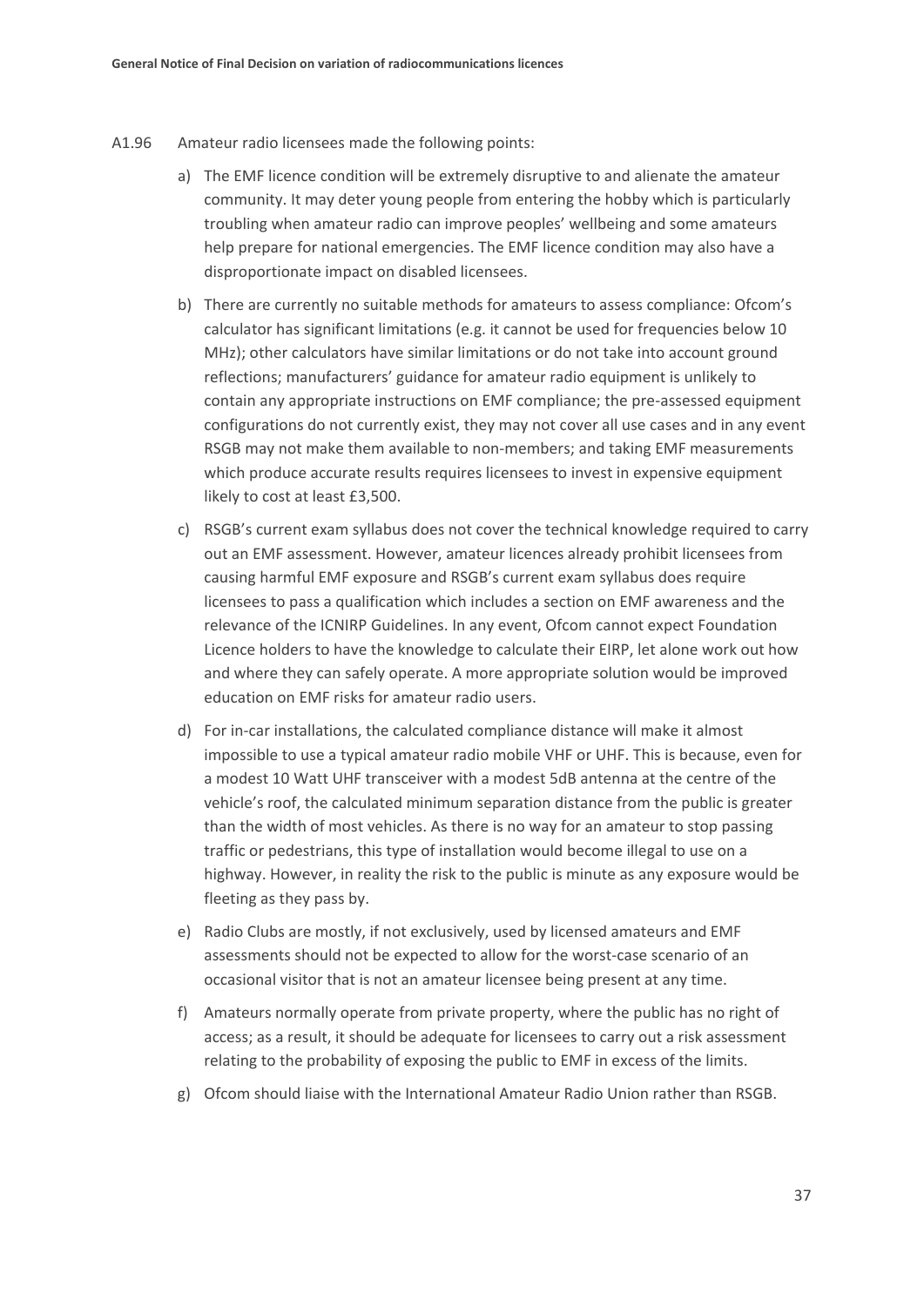A1.96 Amateur radio licensees made the following points:

a) The EMF licence condition will be extremely disruptive to and alienate the amateur community. It may deter young people from entering the hobby which is particularly troubling when amateur radio can improve peoples' wellbeing and some amateurs help prepare for national emergencies. The EMF licence condition may also have a disproportionate impact on disabled licensees.

b) There are currently no suitable methods for amateurs to assess compliance: Ofcom's calculator has significant limitations (e.g. it cannot be used for frequencies below 10 MHz); other calculators have similar limitations or do not take into account ground reflections; manufacturers' guidance for amateur radio equipment is unlikely to contain any appropriate instructions on EMF compliance; the pre-assessed equipment configurations do not currently exist, they may not cover all use cases and in any event RSGB may not make them available to non-members; and taking EMF measurements which produce accurate results requires licensees to invest in expensive equipment likely to cost at least £3,500.

c) RSGB's current exam syllabus does not cover the technical knowledge required to carry out an EMF assessment. However, amateur licences already prohibit licensees from causing harmful EMF exposure and RSGB's current exam syllabus does require licensees to pass a qualification which includes a section on EMF awareness and the relevance of the ICNIRP Guidelines. In any event, Ofcom cannot expect Foundation Licence holders to have the knowledge to calculate their EIRP, let alone work out how and where they can safely operate. A more appropriate solution would be improved education on EMF risks for amateur radio users.

d) For in-car installations, the calculated compliance distance will make it almost impossible to use a typical amateur radio mobile VHF or UHF. This is because, even for a modest 10 Watt UHF transceiver with a modest 5dB antenna at the centre of the vehicle's roof, the calculated minimum separation distance from the public is greater than the width of most vehicles. As there is no way for an amateur to stop passing traffic or pedestrians, this type of installation would become illegal to use on a highway. However, in reality the risk to the public is minute as any exposure would be fleeting as they pass by.

e) Radio Clubs are mostly, if not exclusively, used by licensed amateurs and EMF assessments should not be expected to allow for the worst-case scenario of an occasional visitor that is not an amateur licensee being present at any time.

f) Amateurs normally operate from private property, where the public has no right of access; as a result, it should be adequate for licensees to carry out a risk assessment relating to the probability of exposing the public to EMF in excess of the limits.

g) Ofcom should liaise with the International Amateur Radio Union rather than RSGB.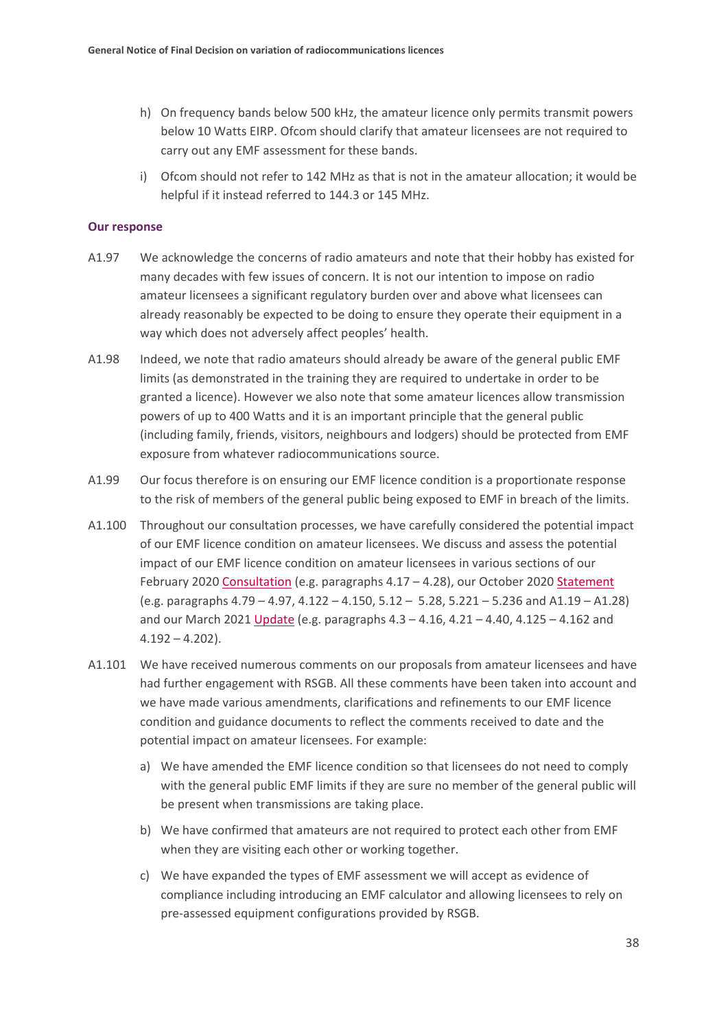h) On frequency bands below 500 kHz, the amateur licence only permits transmit powers below 10 Watts EIRP. Ofcom should clarify that amateur licensees are not required to carry out any EMF assessment for these bands.

i) Ofcom should not refer to 142 MHz as that is not in the amateur allocation; it would be helpful if it instead referred to 144.3 or 145 MHz.

### Our response

A1.97 We acknowledge the concerns of radio amateurs and note that their hobby has existed for many decades with few issues of concern. It is not our intention to impose on radio amateur licensees a significant regulatory burden over and above what licensees can already reasonably be expected to be doing to ensure they operate their equipment in a way which does not adversely affect peoples' health.

A1.98 Indeed, we note that radio amateurs should already be aware of the general public EMF limits (as demonstrated in the training they are required to undertake in order to be granted a licence). However we also note that some amateur licences allow transmission powers of up to 400 Watts and it is an important principle that the general public (including family, friends, visitors, neighbours and lodgers) should be protected from EMF exposure from whatever radiocommunications source.

A1.99 Our focus therefore is on ensuring our EMF licence condition is a proportionate response to the risk of members of the general public being exposed to EMF in breach of the limits.

A1.100 Throughout our consultation processes, we have carefully considered the potential impact of our EMF licence condition on amateur licensees. We discuss and assess the potential impact of our EMF licence condition on amateur licensees in various sections of our February 2020 Consultation (e.g. paragraphs 4.17 – 4.28), our October 2020 Statement (e.g. paragraphs 4.79 – 4.97, 4.122 – 4.150, 5.12 – 5.28, 5.221 – 5.236 and A1.19 – A1.28) and our March 2021 Update (e.g. paragraphs 4.3 – 4.16, 4.21 – 4.40, 4.125 – 4.162 and 4.192 – 4.202).

A1.101 We have received numerous comments on our proposals from amateur licensees and have had further engagement with RSGB. All these comments have been taken into account and we have made various amendments, clarifications and refinements to our EMF licence condition and guidance documents to reflect the comments received to date and the potential impact on amateur licensees. For example:

a) We have amended the EMF licence condition so that licensees do not need to comply with the general public EMF limits if they are sure no member of the general public will be present when transmissions are taking place.

b) We have confirmed that amateurs are not required to protect each other from EMF when they are visiting each other or working together.

c) We have expanded the types of EMF assessment we will accept as evidence of compliance including introducing an EMF calculator and allowing licensees to rely on pre-assessed equipment configurations provided by RSGB.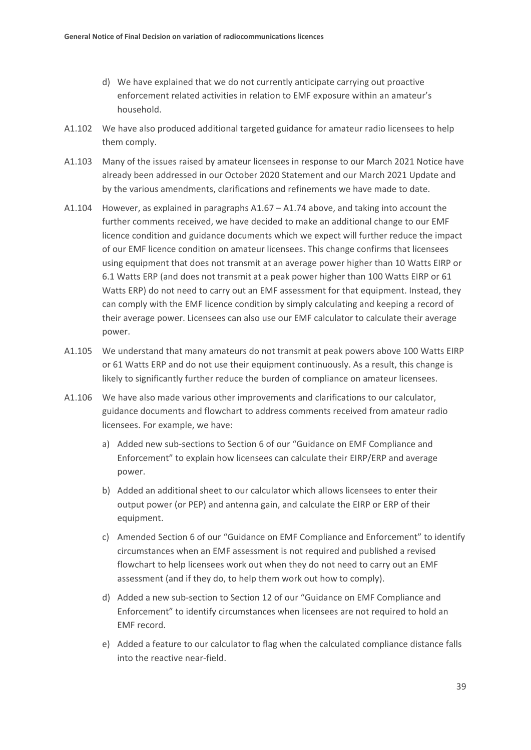d) We have explained that we do not currently anticipate carrying out proactive enforcement related activities in relation to EMF exposure within an amateur's household.

A1.102 We have also produced additional targeted guidance for amateur radio licensees to help them comply.

A1.103 Many of the issues raised by amateur licensees in response to our March 2021 Notice have already been addressed in our October 2020 Statement and our March 2021 Update and by the various amendments, clarifications and refinements we have made to date.

A1.104 However, as explained in paragraphs A1.67 – A1.74 above, and taking into account the further comments received, we have decided to make an additional change to our EMF licence condition and guidance documents which we expect will further reduce the impact of our EMF licence condition on amateur licensees. This change confirms that licensees using equipment that does not transmit at an average power higher than 10 Watts EIRP or 6.1 Watts ERP (and does not transmit at a peak power higher than 100 Watts EIRP or 61 Watts ERP) do not need to carry out an EMF assessment for that equipment. Instead, they can comply with the EMF licence condition by simply calculating and keeping a record of their average power. Licensees can also use our EMF calculator to calculate their average power.

A1.105 We understand that many amateurs do not transmit at peak powers above 100 Watts EIRP or 61 Watts ERP and do not use their equipment continuously. As a result, this change is likely to significantly further reduce the burden of compliance on amateur licensees.

A1.106 We have also made various other improvements and clarifications to our calculator, guidance documents and flowchart to address comments received from amateur radio licensees. For example, we have:

a) Added new sub-sections to Section 6 of our "Guidance on EMF Compliance and Enforcement" to explain how licensees can calculate their EIRP/ERP and average power.

b) Added an additional sheet to our calculator which allows licensees to enter their output power (or PEP) and antenna gain, and calculate the EIRP or ERP of their equipment.

c) Amended Section 6 of our "Guidance on EMF Compliance and Enforcement" to identify circumstances when an EMF assessment is not required and published a revised flowchart to help licensees work out when they do not need to carry out an EMF assessment (and if they do, to help them work out how to comply).

d) Added a new sub-section to Section 12 of our "Guidance on EMF Compliance and Enforcement" to identify circumstances when licensees are not required to hold an EMF record.

e) Added a feature to our calculator to flag when the calculated compliance distance falls into the reactive near-field.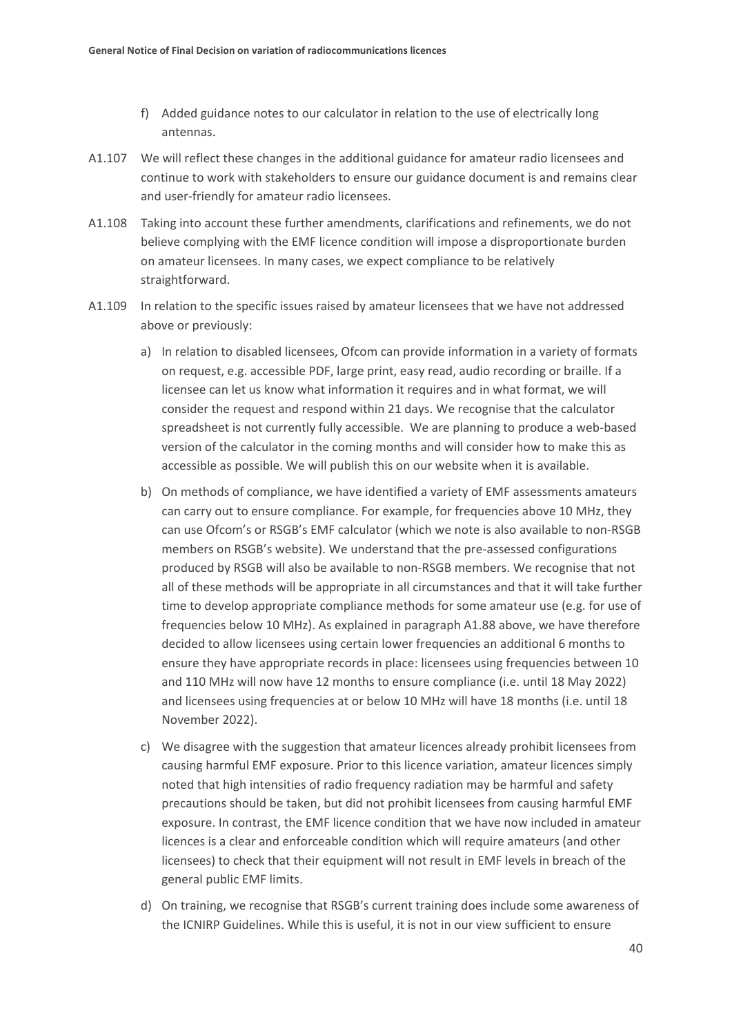f) Added guidance notes to our calculator in relation to the use of electrically long antennas.

A1.107 We will reflect these changes in the additional guidance for amateur radio licensees and continue to work with stakeholders to ensure our guidance document is and remains clear and user-friendly for amateur radio licensees.

A1.108 Taking into account these further amendments, clarifications and refinements, we do not believe complying with the EMF licence condition will impose a disproportionate burden on amateur licensees. In many cases, we expect compliance to be relatively straightforward.

A1.109 In relation to the specific issues raised by amateur licensees that we have not addressed above or previously:

a) In relation to disabled licensees, Ofcom can provide information in a variety of formats on request, e.g. accessible PDF, large print, easy read, audio recording or braille. If a licensee can let us know what information it requires and in what format, we will consider the request and respond within 21 days. We recognise that the calculator spreadsheet is not currently fully accessible. We are planning to produce a web-based version of the calculator in the coming months and will consider how to make this as accessible as possible. We will publish this on our website when it is available.

b) On methods of compliance, we have identified a variety of EMF assessments amateurs can carry out to ensure compliance. For example, for frequencies above 10 MHz, they can use Ofcom's or RSGB's EMF calculator (which we note is also available to non-RSGB members on RSGB's website). We understand that the pre-assessed configurations produced by RSGB will also be available to non-RSGB members. We recognise that not all of these methods will be appropriate in all circumstances and that it will take further time to develop appropriate compliance methods for some amateur use (e.g. for use of frequencies below 10 MHz). As explained in paragraph A1.88 above, we have therefore decided to allow licensees using certain lower frequencies an additional 6 months to ensure they have appropriate records in place: licensees using frequencies between 10 and 110 MHz will now have 12 months to ensure compliance (i.e. until 18 May 2022) and licensees using frequencies at or below 10 MHz will have 18 months (i.e. until 18 November 2022).

c) We disagree with the suggestion that amateur licences already prohibit licensees from causing harmful EMF exposure. Prior to this licence variation, amateur licences simply noted that high intensities of radio frequency radiation may be harmful and safety precautions should be taken, but did not prohibit licensees from causing harmful EMF exposure. In contrast, the EMF licence condition that we have now included in amateur licences is a clear and enforceable condition which will require amateurs (and other licensees) to check that their equipment will not result in EMF levels in breach of the general public EMF limits.

d) On training, we recognise that RSGB's current training does include some awareness of the ICNIRP Guidelines. While this is useful, it is not in our view sufficient to ensure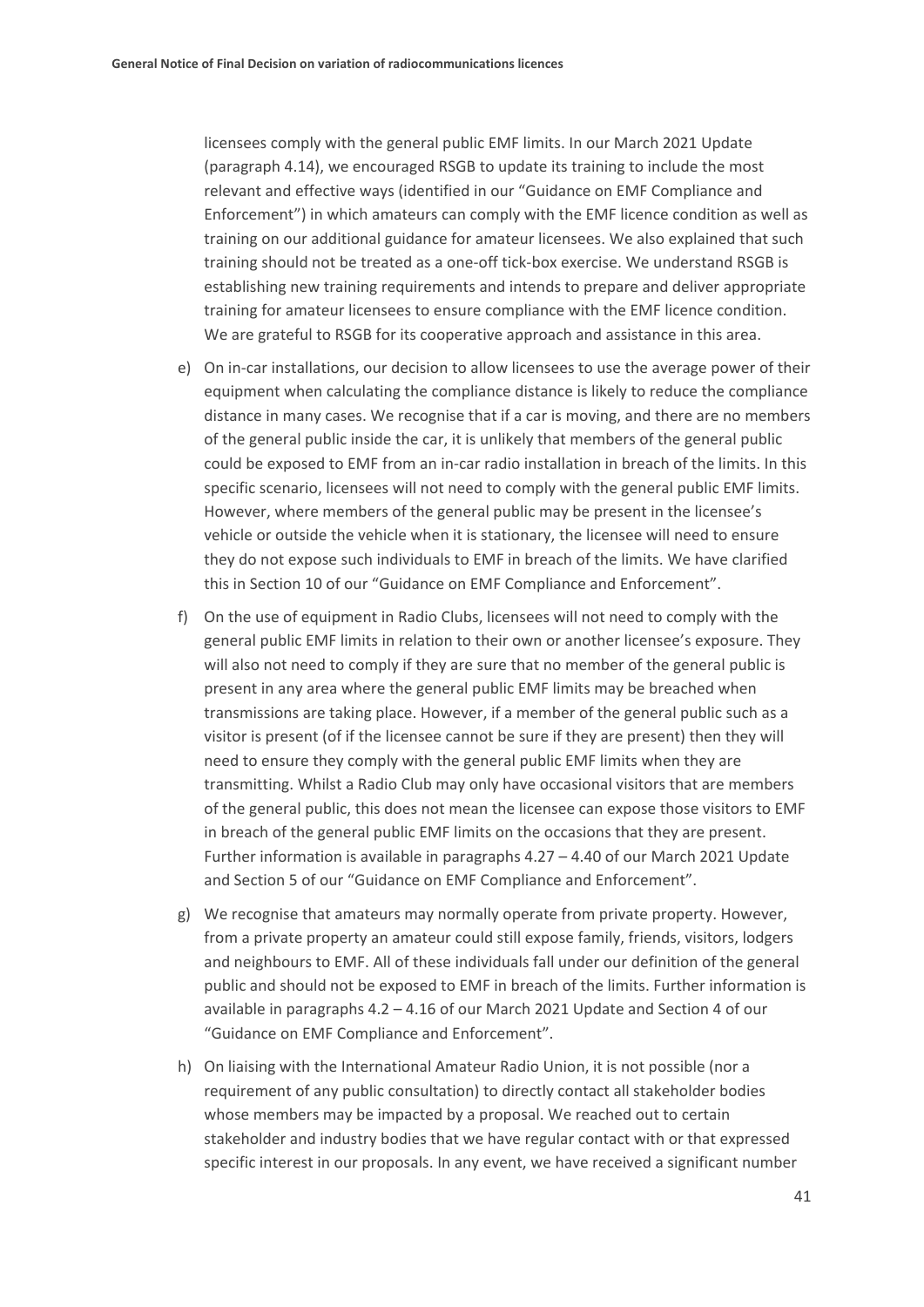licensees comply with the general public EMF limits. In our March 2021 Update (paragraph 4.14), we encouraged RSGB to update its training to include the most relevant and effective ways (identified in our "Guidance on EMF Compliance and Enforcement") in which amateurs can comply with the EMF licence condition as well as training on our additional guidance for amateur licensees. We also explained that such training should not be treated as a one-off tick-box exercise. We understand RSGB is establishing new training requirements and intends to prepare and deliver appropriate training for amateur licensees to ensure compliance with the EMF licence condition. We are grateful to RSGB for its cooperative approach and assistance in this area.

e) On in-car installations, our decision to allow licensees to use the average power of their equipment when calculating the compliance distance is likely to reduce the compliance distance in many cases. We recognise that if a car is moving, and there are no members of the general public inside the car, it is unlikely that members of the general public could be exposed to EMF from an in-car radio installation in breach of the limits. In this specific scenario, licensees will not need to comply with the general public EMF limits. However, where members of the general public may be present in the licensee's vehicle or outside the vehicle when it is stationary, the licensee will need to ensure they do not expose such individuals to EMF in breach of the limits. We have clarified this in Section 10 of our "Guidance on EMF Compliance and Enforcement".

f) On the use of equipment in Radio Clubs, licensees will not need to comply with the general public EMF limits in relation to their own or another licensee's exposure. They will also not need to comply if they are sure that no member of the general public is present in any area where the general public EMF limits may be breached when transmissions are taking place. However, if a member of the general public such as a visitor is present (of if the licensee cannot be sure if they are present) then they will need to ensure they comply with the general public EMF limits when they are transmitting. Whilst a Radio Club may only have occasional visitors that are members of the general public, this does not mean the licensee can expose those visitors to EMF in breach of the general public EMF limits on the occasions that they are present. Further information is available in paragraphs 4.27 – 4.40 of our March 2021 Update and Section 5 of our "Guidance on EMF Compliance and Enforcement".

g) We recognise that amateurs may normally operate from private property. However, from a private property an amateur could still expose family, friends, visitors, lodgers and neighbours to EMF. All of these individuals fall under our definition of the general public and should not be exposed to EMF in breach of the limits. Further information is available in paragraphs 4.2 – 4.16 of our March 2021 Update and Section 4 of our "Guidance on EMF Compliance and Enforcement".

h) On liaising with the International Amateur Radio Union, it is not possible (nor a requirement of any public consultation) to directly contact all stakeholder bodies whose members may be impacted by a proposal. We reached out to certain stakeholder and industry bodies that we have regular contact with or that expressed specific interest in our proposals. In any event, we have received a significant number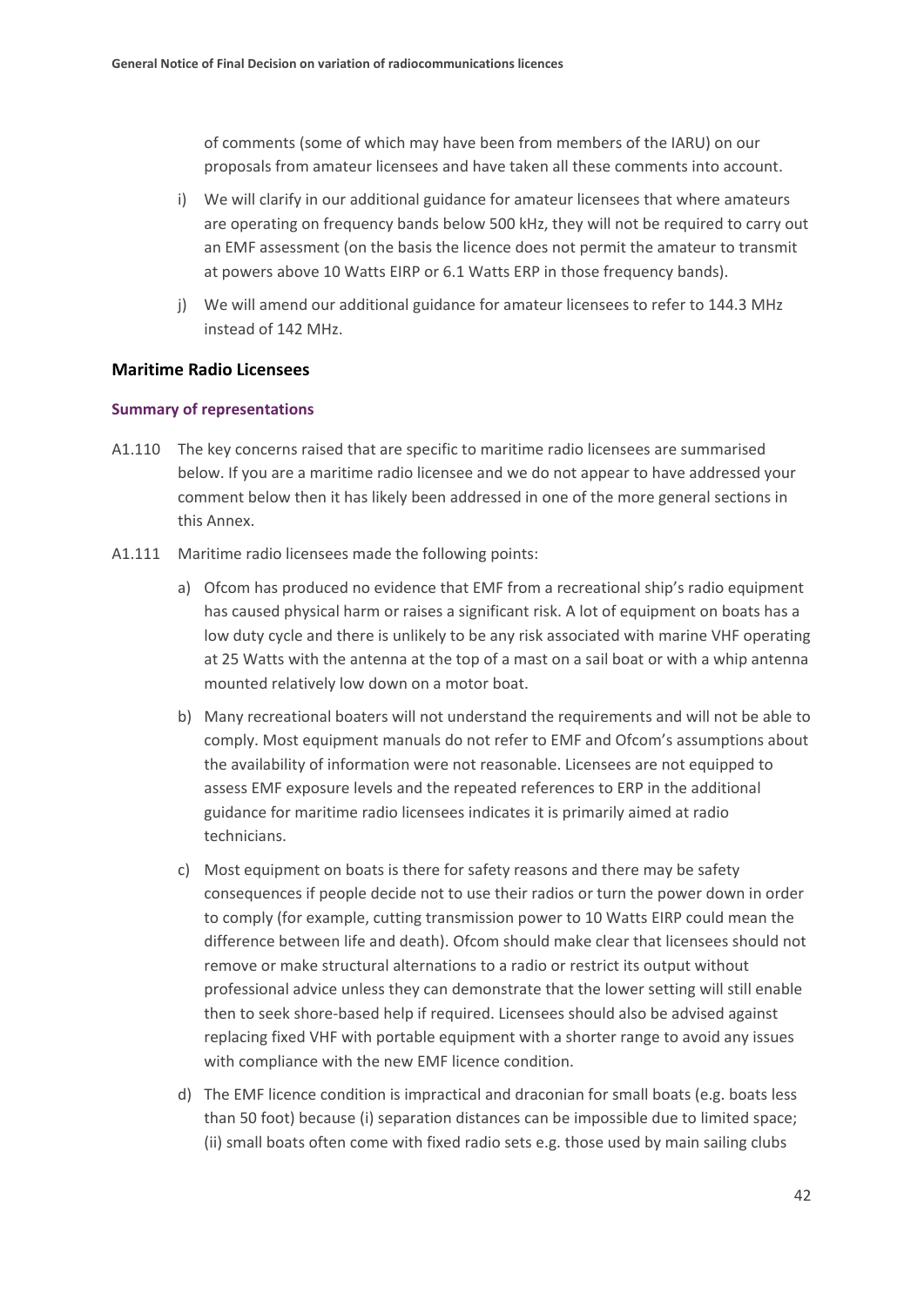of comments (some of which may have been from members of the IARU) on our proposals from amateur licensees and have taken all these comments into account.

i) We will clarify in our additional guidance for amateur licensees that where amateurs are operating on frequency bands below 500 kHz, they will not be required to carry out an EMF assessment (on the basis the licence does not permit the amateur to transmit at powers above 10 Watts EIRP or 6.1 Watts ERP in those frequency bands).

j) We will amend our additional guidance for amateur licensees to refer to 144.3 MHz instead of 142 MHz.

## Maritime Radio Licensees

### Summary of representations

A1.110 The key concerns raised that are specific to maritime radio licensees are summarised below. If you are a maritime radio licensee and we do not appear to have addressed your comment below then it has likely been addressed in one of the more general sections in this Annex.

A1.111 Maritime radio licensees made the following points:

a) Ofcom has produced no evidence that EMF from a recreational ship's radio equipment has caused physical harm or raises a significant risk. A lot of equipment on boats has a low duty cycle and there is unlikely to be any risk associated with marine VHF operating at 25 Watts with the antenna at the top of a mast on a sail boat or with a whip antenna mounted relatively low down on a motor boat.

b) Many recreational boaters will not understand the requirements and will not be able to comply. Most equipment manuals do not refer to EMF and Ofcom's assumptions about the availability of information were not reasonable. Licensees are not equipped to assess EMF exposure levels and the repeated references to ERP in the additional guidance for maritime radio licensees indicates it is primarily aimed at radio technicians.

c) Most equipment on boats is there for safety reasons and there may be safety consequences if people decide not to use their radios or turn the power down in order to comply (for example, cutting transmission power to 10 Watts EIRP could mean the difference between life and death). Ofcom should make clear that licensees should not remove or make structural alternations to a radio or restrict its output without professional advice unless they can demonstrate that the lower setting will still enable then to seek shore-based help if required. Licensees should also be advised against replacing fixed VHF with portable equipment with a shorter range to avoid any issues with compliance with the new EMF licence condition.

d) The EMF licence condition is impractical and draconian for small boats (e.g. boats less than 50 foot) because (i) separation distances can be impossible due to limited space; (ii) small boats often come with fixed radio sets e.g. those used by main sailing clubs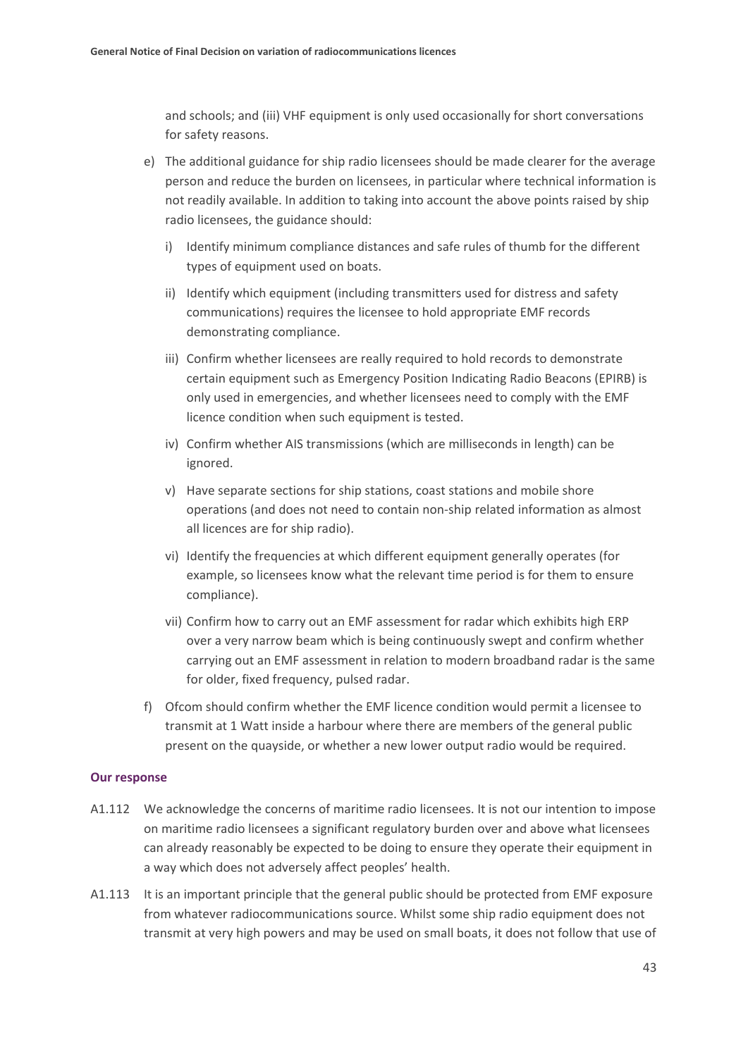and schools; and (iii) VHF equipment is only used occasionally for short conversations for safety reasons.

e) The additional guidance for ship radio licensees should be made clearer for the average person and reduce the burden on licensees, in particular where technical information is not readily available. In addition to taking into account the above points raised by ship radio licensees, the guidance should:

   i) Identify minimum compliance distances and safe rules of thumb for the different types of equipment used on boats.

   ii) Identify which equipment (including transmitters used for distress and safety communications) requires the licensee to hold appropriate EMF records demonstrating compliance.

   iii) Confirm whether licensees are really required to hold records to demonstrate certain equipment such as Emergency Position Indicating Radio Beacons (EPIRB) is only used in emergencies, and whether licensees need to comply with the EMF licence condition when such equipment is tested.

   iv) Confirm whether AIS transmissions (which are milliseconds in length) can be ignored.

   v) Have separate sections for ship stations, coast stations and mobile shore operations (and does not need to contain non-ship related information as almost all licences are for ship radio).

   vi) Identify the frequencies at which different equipment generally operates (for example, so licensees know what the relevant time period is for them to ensure compliance).

   vii) Confirm how to carry out an EMF assessment for radar which exhibits high ERP over a very narrow beam which is being continuously swept and confirm whether carrying out an EMF assessment in relation to modern broadband radar is the same for older, fixed frequency, pulsed radar.

f) Ofcom should confirm whether the EMF licence condition would permit a licensee to transmit at 1 Watt inside a harbour where there are members of the general public present on the quayside, or whether a new lower output radio would be required.

#### Our response

A1.112 We acknowledge the concerns of maritime radio licensees. It is not our intention to impose on maritime radio licensees a significant regulatory burden over and above what licensees can already reasonably be expected to be doing to ensure they operate their equipment in a way which does not adversely affect peoples' health.

A1.113 It is an important principle that the general public should be protected from EMF exposure from whatever radiocommunications source. Whilst some ship radio equipment does not transmit at very high powers and may be used on small boats, it does not follow that use of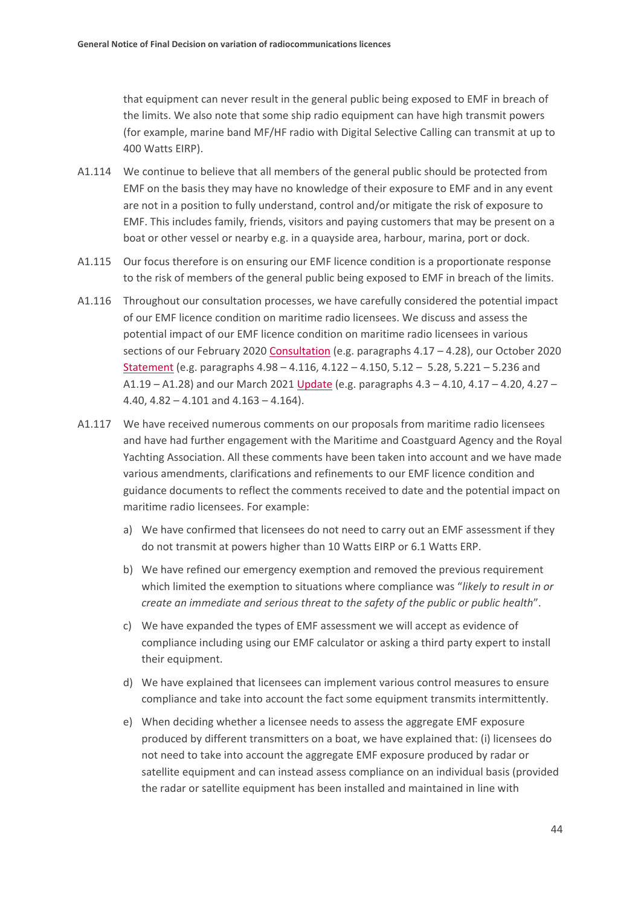that equipment can never result in the general public being exposed to EMF in breach of the limits. We also note that some ship radio equipment can have high transmit powers (for example, marine band MF/HF radio with Digital Selective Calling can transmit at up to 400 Watts EIRP).

A1.114 We continue to believe that all members of the general public should be protected from EMF on the basis they may have no knowledge of their exposure to EMF and in any event are not in a position to fully understand, control and/or mitigate the risk of exposure to EMF. This includes family, friends, visitors and paying customers that may be present on a boat or other vessel or nearby e.g. in a quayside area, harbour, marina, port or dock.

A1.115 Our focus therefore is on ensuring our EMF licence condition is a proportionate response to the risk of members of the general public being exposed to EMF in breach of the limits.

A1.116 Throughout our consultation processes, we have carefully considered the potential impact of our EMF licence condition on maritime radio licensees. We discuss and assess the potential impact of our EMF licence condition on maritime radio licensees in various sections of our February 2020 Consultation (e.g. paragraphs 4.17 – 4.28), our October 2020 Statement (e.g. paragraphs 4.98 – 4.116, 4.122 – 4.150, 5.12 – 5.28, 5.221 – 5.236 and A1.19 – A1.28) and our March 2021 Update (e.g. paragraphs 4.3 – 4.10, 4.17 – 4.20, 4.27 – 4.40, 4.82 – 4.101 and 4.163 – 4.164).

A1.117 We have received numerous comments on our proposals from maritime radio licensees and have had further engagement with the Maritime and Coastguard Agency and the Royal Yachting Association. All these comments have been taken into account and we have made various amendments, clarifications and refinements to our EMF licence condition and guidance documents to reflect the comments received to date and the potential impact on maritime radio licensees. For example:

a) We have confirmed that licensees do not need to carry out an EMF assessment if they do not transmit at powers higher than 10 Watts EIRP or 6.1 Watts ERP.

b) We have refined our emergency exemption and removed the previous requirement which limited the exemption to situations where compliance was "*likely to result in or create an immediate and serious threat to the safety of the public or public health*".

c) We have expanded the types of EMF assessment we will accept as evidence of compliance including using our EMF calculator or asking a third party expert to install their equipment.

d) We have explained that licensees can implement various control measures to ensure compliance and take into account the fact some equipment transmits intermittently.

e) When deciding whether a licensee needs to assess the aggregate EMF exposure produced by different transmitters on a boat, we have explained that: (i) licensees do not need to take into account the aggregate EMF exposure produced by radar or satellite equipment and can instead assess compliance on an individual basis (provided the radar or satellite equipment has been installed and maintained in line with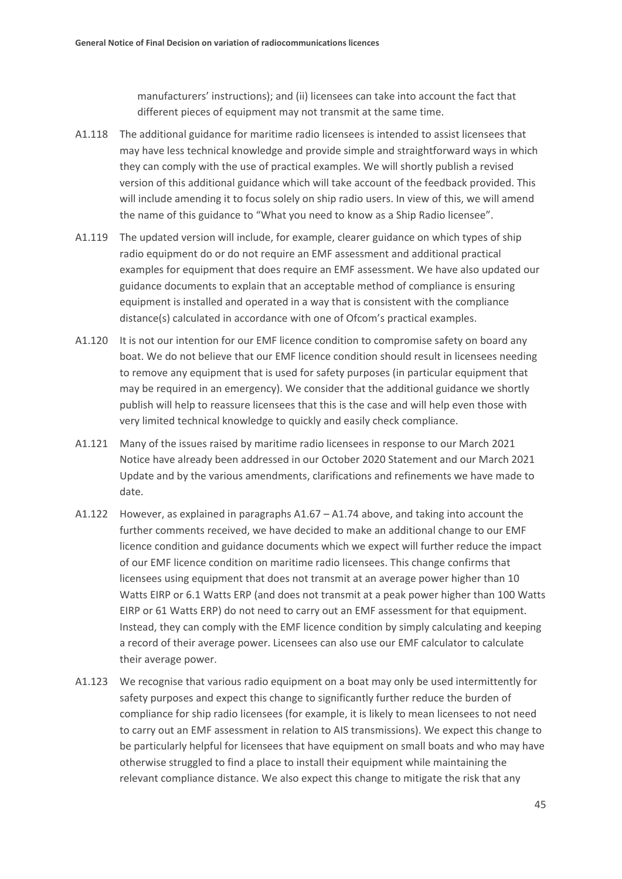manufacturers' instructions); and (ii) licensees can take into account the fact that different pieces of equipment may not transmit at the same time.

A1.118 The additional guidance for maritime radio licensees is intended to assist licensees that may have less technical knowledge and provide simple and straightforward ways in which they can comply with the use of practical examples. We will shortly publish a revised version of this additional guidance which will take account of the feedback provided. This will include amending it to focus solely on ship radio users. In view of this, we will amend the name of this guidance to "What you need to know as a Ship Radio licensee".

A1.119 The updated version will include, for example, clearer guidance on which types of ship radio equipment do or do not require an EMF assessment and additional practical examples for equipment that does require an EMF assessment. We have also updated our guidance documents to explain that an acceptable method of compliance is ensuring equipment is installed and operated in a way that is consistent with the compliance distance(s) calculated in accordance with one of Ofcom's practical examples.

A1.120 It is not our intention for our EMF licence condition to compromise safety on board any boat. We do not believe that our EMF licence condition should result in licensees needing to remove any equipment that is used for safety purposes (in particular equipment that may be required in an emergency). We consider that the additional guidance we shortly publish will help to reassure licensees that this is the case and will help even those with very limited technical knowledge to quickly and easily check compliance.

A1.121 Many of the issues raised by maritime radio licensees in response to our March 2021 Notice have already been addressed in our October 2020 Statement and our March 2021 Update and by the various amendments, clarifications and refinements we have made to date.

A1.122 However, as explained in paragraphs A1.67 – A1.74 above, and taking into account the further comments received, we have decided to make an additional change to our EMF licence condition and guidance documents which we expect will further reduce the impact of our EMF licence condition on maritime radio licensees. This change confirms that licensees using equipment that does not transmit at an average power higher than 10 Watts EIRP or 6.1 Watts ERP (and does not transmit at a peak power higher than 100 Watts EIRP or 61 Watts ERP) do not need to carry out an EMF assessment for that equipment. Instead, they can comply with the EMF licence condition by simply calculating and keeping a record of their average power. Licensees can also use our EMF calculator to calculate their average power.

A1.123 We recognise that various radio equipment on a boat may only be used intermittently for safety purposes and expect this change to significantly further reduce the burden of compliance for ship radio licensees (for example, it is likely to mean licensees to not need to carry out an EMF assessment in relation to AIS transmissions). We expect this change to be particularly helpful for licensees that have equipment on small boats and who may have otherwise struggled to find a place to install their equipment while maintaining the relevant compliance distance. We also expect this change to mitigate the risk that any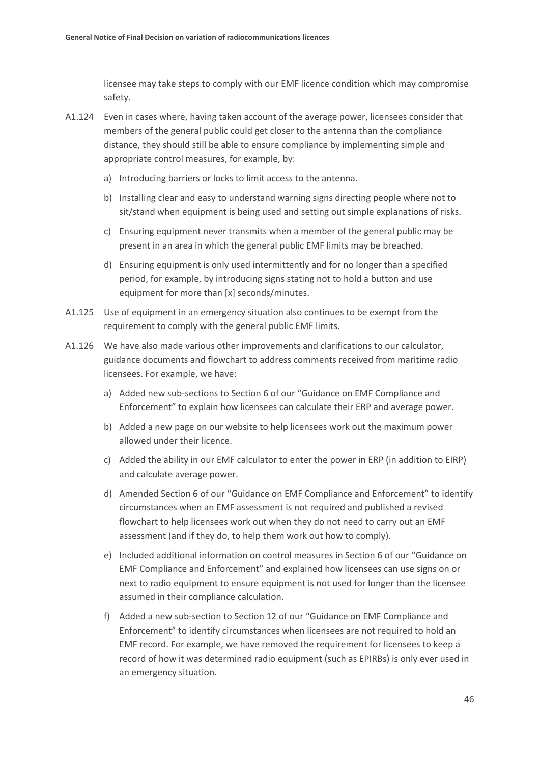licensee may take steps to comply with our EMF licence condition which may compromise safety.

A1.124 Even in cases where, having taken account of the average power, licensees consider that members of the general public could get closer to the antenna than the compliance distance, they should still be able to ensure compliance by implementing simple and appropriate control measures, for example, by:

a) Introducing barriers or locks to limit access to the antenna.

b) Installing clear and easy to understand warning signs directing people where not to sit/stand when equipment is being used and setting out simple explanations of risks.

c) Ensuring equipment never transmits when a member of the general public may be present in an area in which the general public EMF limits may be breached.

d) Ensuring equipment is only used intermittently and for no longer than a specified period, for example, by introducing signs stating not to hold a button and use equipment for more than [x] seconds/minutes.

A1.125 Use of equipment in an emergency situation also continues to be exempt from the requirement to comply with the general public EMF limits.

A1.126 We have also made various other improvements and clarifications to our calculator, guidance documents and flowchart to address comments received from maritime radio licensees. For example, we have:

a) Added new sub-sections to Section 6 of our "Guidance on EMF Compliance and Enforcement" to explain how licensees can calculate their ERP and average power.

b) Added a new page on our website to help licensees work out the maximum power allowed under their licence.

c) Added the ability in our EMF calculator to enter the power in ERP (in addition to EIRP) and calculate average power.

d) Amended Section 6 of our "Guidance on EMF Compliance and Enforcement" to identify circumstances when an EMF assessment is not required and published a revised flowchart to help licensees work out when they do not need to carry out an EMF assessment (and if they do, to help them work out how to comply).

e) Included additional information on control measures in Section 6 of our "Guidance on EMF Compliance and Enforcement" and explained how licensees can use signs on or next to radio equipment to ensure equipment is not used for longer than the licensee assumed in their compliance calculation.

f) Added a new sub-section to Section 12 of our "Guidance on EMF Compliance and Enforcement" to identify circumstances when licensees are not required to hold an EMF record. For example, we have removed the requirement for licensees to keep a record of how it was determined radio equipment (such as EPIRBs) is only ever used in an emergency situation.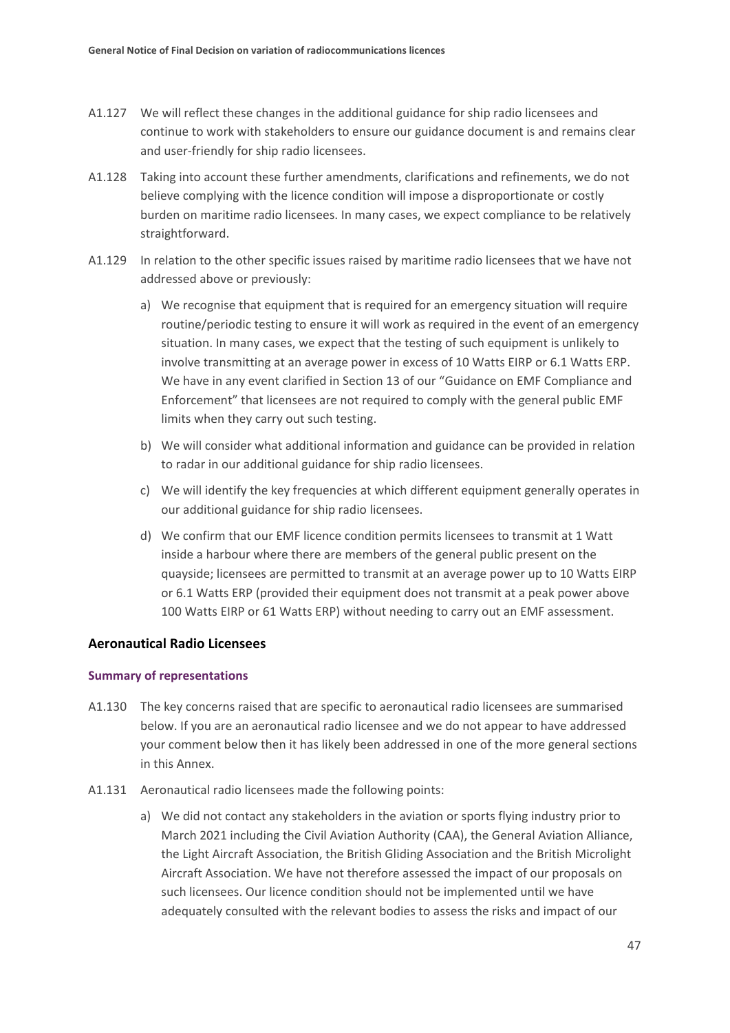A1.127 We will reflect these changes in the additional guidance for ship radio licensees and continue to work with stakeholders to ensure our guidance document is and remains clear and user-friendly for ship radio licensees.

A1.128 Taking into account these further amendments, clarifications and refinements, we do not believe complying with the licence condition will impose a disproportionate or costly burden on maritime radio licensees. In many cases, we expect compliance to be relatively straightforward.

A1.129 In relation to the other specific issues raised by maritime radio licensees that we have not addressed above or previously:

a) We recognise that equipment that is required for an emergency situation will require routine/periodic testing to ensure it will work as required in the event of an emergency situation. In many cases, we expect that the testing of such equipment is unlikely to involve transmitting at an average power in excess of 10 Watts EIRP or 6.1 Watts ERP. We have in any event clarified in Section 13 of our "Guidance on EMF Compliance and Enforcement" that licensees are not required to comply with the general public EMF limits when they carry out such testing.

b) We will consider what additional information and guidance can be provided in relation to radar in our additional guidance for ship radio licensees.

c) We will identify the key frequencies at which different equipment generally operates in our additional guidance for ship radio licensees.

d) We confirm that our EMF licence condition permits licensees to transmit at 1 Watt inside a harbour where there are members of the general public present on the quayside; licensees are permitted to transmit at an average power up to 10 Watts EIRP or 6.1 Watts ERP (provided their equipment does not transmit at a peak power above 100 Watts EIRP or 61 Watts ERP) without needing to carry out an EMF assessment.

## Aeronautical Radio Licensees

### Summary of representations

A1.130 The key concerns raised that are specific to aeronautical radio licensees are summarised below. If you are an aeronautical radio licensee and we do not appear to have addressed your comment below then it has likely been addressed in one of the more general sections in this Annex.

A1.131 Aeronautical radio licensees made the following points:

a) We did not contact any stakeholders in the aviation or sports flying industry prior to March 2021 including the Civil Aviation Authority (CAA), the General Aviation Alliance, the Light Aircraft Association, the British Gliding Association and the British Microlight Aircraft Association. We have not therefore assessed the impact of our proposals on such licensees. Our licence condition should not be implemented until we have adequately consulted with the relevant bodies to assess the risks and impact of our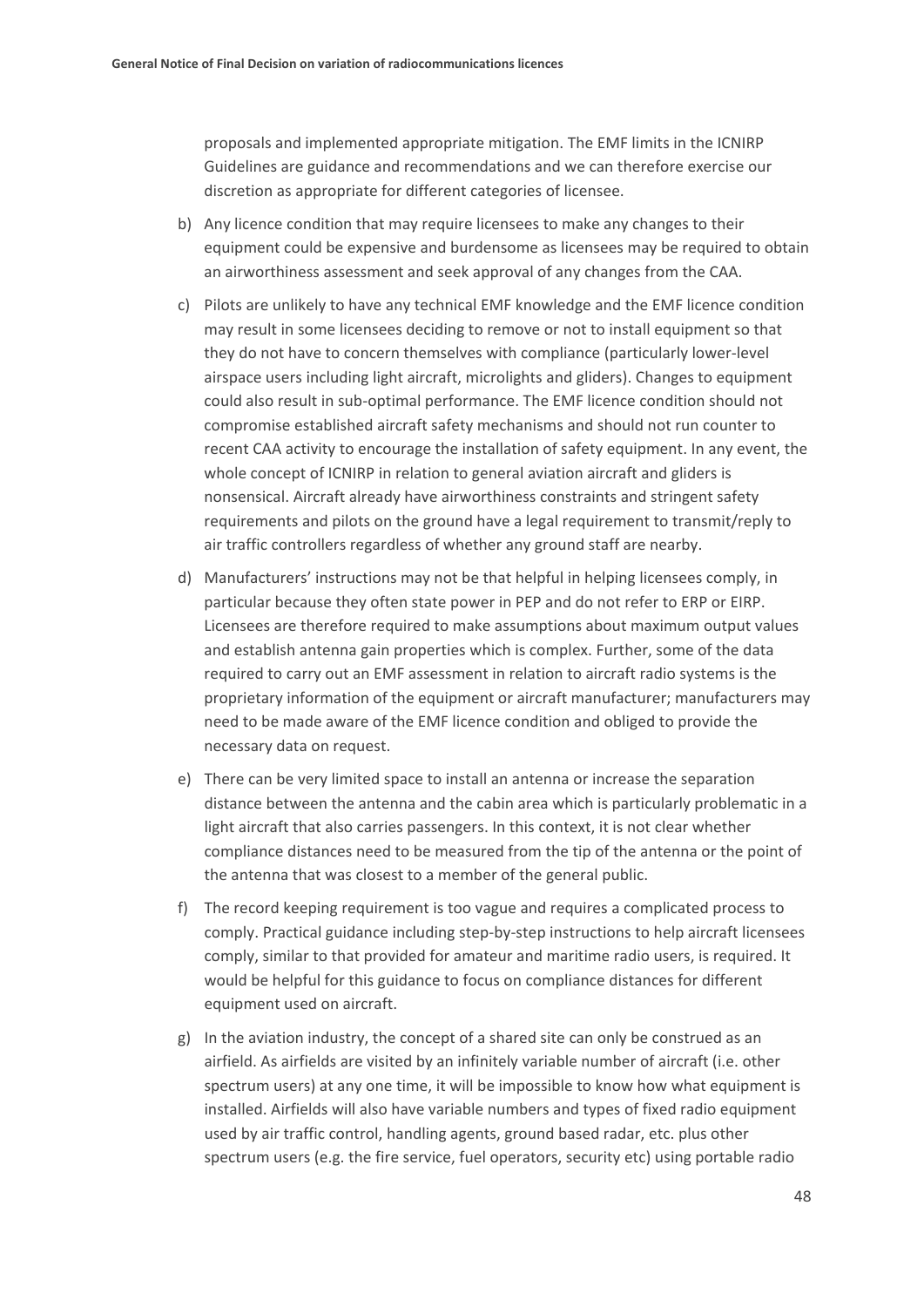proposals and implemented appropriate mitigation. The EMF limits in the ICNIRP Guidelines are guidance and recommendations and we can therefore exercise our discretion as appropriate for different categories of licensee.

b) Any licence condition that may require licensees to make any changes to their equipment could be expensive and burdensome as licensees may be required to obtain an airworthiness assessment and seek approval of any changes from the CAA.

c) Pilots are unlikely to have any technical EMF knowledge and the EMF licence condition may result in some licensees deciding to remove or not to install equipment so that they do not have to concern themselves with compliance (particularly lower-level airspace users including light aircraft, microlights and gliders). Changes to equipment could also result in sub-optimal performance. The EMF licence condition should not compromise established aircraft safety mechanisms and should not run counter to recent CAA activity to encourage the installation of safety equipment. In any event, the whole concept of ICNIRP in relation to general aviation aircraft and gliders is nonsensical. Aircraft already have airworthiness constraints and stringent safety requirements and pilots on the ground have a legal requirement to transmit/reply to air traffic controllers regardless of whether any ground staff are nearby.

d) Manufacturers' instructions may not be that helpful in helping licensees comply, in particular because they often state power in PEP and do not refer to ERP or EIRP. Licensees are therefore required to make assumptions about maximum output values and establish antenna gain properties which is complex. Further, some of the data required to carry out an EMF assessment in relation to aircraft radio systems is the proprietary information of the equipment or aircraft manufacturer; manufacturers may need to be made aware of the EMF licence condition and obliged to provide the necessary data on request.

e) There can be very limited space to install an antenna or increase the separation distance between the antenna and the cabin area which is particularly problematic in a light aircraft that also carries passengers. In this context, it is not clear whether compliance distances need to be measured from the tip of the antenna or the point of the antenna that was closest to a member of the general public.

f) The record keeping requirement is too vague and requires a complicated process to comply. Practical guidance including step-by-step instructions to help aircraft licensees comply, similar to that provided for amateur and maritime radio users, is required. It would be helpful for this guidance to focus on compliance distances for different equipment used on aircraft.

g) In the aviation industry, the concept of a shared site can only be construed as an airfield. As airfields are visited by an infinitely variable number of aircraft (i.e. other spectrum users) at any one time, it will be impossible to know how what equipment is installed. Airfields will also have variable numbers and types of fixed radio equipment used by air traffic control, handling agents, ground based radar, etc. plus other spectrum users (e.g. the fire service, fuel operators, security etc) using portable radio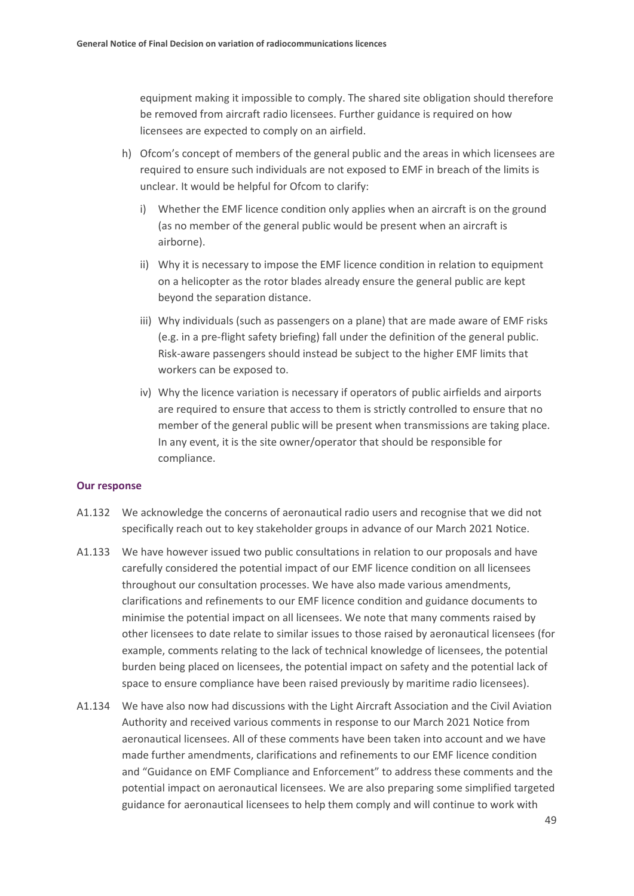equipment making it impossible to comply. The shared site obligation should therefore be removed from aircraft radio licensees. Further guidance is required on how licensees are expected to comply on an airfield.

h) Ofcom's concept of members of the general public and the areas in which licensees are required to ensure such individuals are not exposed to EMF in breach of the limits is unclear. It would be helpful for Ofcom to clarify:

   i) Whether the EMF licence condition only applies when an aircraft is on the ground (as no member of the general public would be present when an aircraft is airborne).

   ii) Why it is necessary to impose the EMF licence condition in relation to equipment on a helicopter as the rotor blades already ensure the general public are kept beyond the separation distance.

   iii) Why individuals (such as passengers on a plane) that are made aware of EMF risks (e.g. in a pre-flight safety briefing) fall under the definition of the general public. Risk-aware passengers should instead be subject to the higher EMF limits that workers can be exposed to.

   iv) Why the licence variation is necessary if operators of public airfields and airports are required to ensure that access to them is strictly controlled to ensure that no member of the general public will be present when transmissions are taking place. In any event, it is the site owner/operator that should be responsible for compliance.

#### Our response

A1.132 We acknowledge the concerns of aeronautical radio users and recognise that we did not specifically reach out to key stakeholder groups in advance of our March 2021 Notice.

A1.133 We have however issued two public consultations in relation to our proposals and have carefully considered the potential impact of our EMF licence condition on all licensees throughout our consultation processes. We have also made various amendments, clarifications and refinements to our EMF licence condition and guidance documents to minimise the potential impact on all licensees. We note that many comments raised by other licensees to date relate to similar issues to those raised by aeronautical licensees (for example, comments relating to the lack of technical knowledge of licensees, the potential burden being placed on licensees, the potential impact on safety and the potential lack of space to ensure compliance have been raised previously by maritime radio licensees).

A1.134 We have also now had discussions with the Light Aircraft Association and the Civil Aviation Authority and received various comments in response to our March 2021 Notice from aeronautical licensees. All of these comments have been taken into account and we have made further amendments, clarifications and refinements to our EMF licence condition and "Guidance on EMF Compliance and Enforcement" to address these comments and the potential impact on aeronautical licensees. We are also preparing some simplified targeted guidance for aeronautical licensees to help them comply and will continue to work with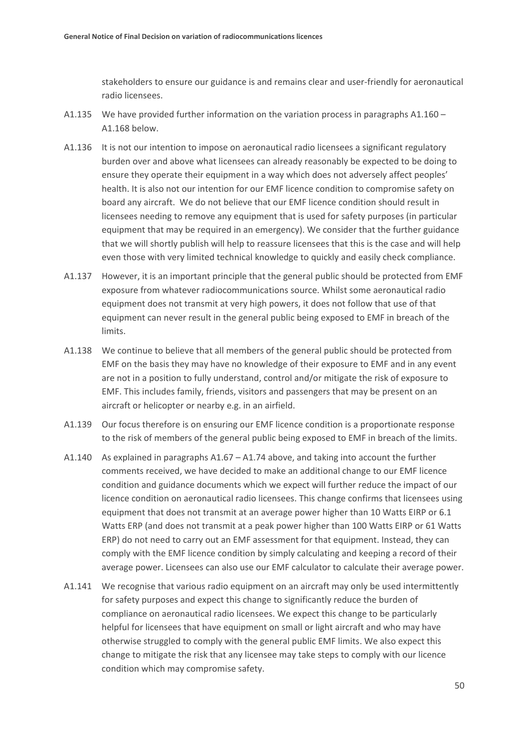stakeholders to ensure our guidance is and remains clear and user-friendly for aeronautical radio licensees.

A1.135 We have provided further information on the variation process in paragraphs A1.160 – A1.168 below.

A1.136 It is not our intention to impose on aeronautical radio licensees a significant regulatory burden over and above what licensees can already reasonably be expected to be doing to ensure they operate their equipment in a way which does not adversely affect peoples' health. It is also not our intention for our EMF licence condition to compromise safety on board any aircraft. We do not believe that our EMF licence condition should result in licensees needing to remove any equipment that is used for safety purposes (in particular equipment that may be required in an emergency). We consider that the further guidance that we will shortly publish will help to reassure licensees that this is the case and will help even those with very limited technical knowledge to quickly and easily check compliance.

A1.137 However, it is an important principle that the general public should be protected from EMF exposure from whatever radiocommunications source. Whilst some aeronautical radio equipment does not transmit at very high powers, it does not follow that use of that equipment can never result in the general public being exposed to EMF in breach of the limits.

A1.138 We continue to believe that all members of the general public should be protected from EMF on the basis they may have no knowledge of their exposure to EMF and in any event are not in a position to fully understand, control and/or mitigate the risk of exposure to EMF. This includes family, friends, visitors and passengers that may be present on an aircraft or helicopter or nearby e.g. in an airfield.

A1.139 Our focus therefore is on ensuring our EMF licence condition is a proportionate response to the risk of members of the general public being exposed to EMF in breach of the limits.

A1.140 As explained in paragraphs A1.67 – A1.74 above, and taking into account the further comments received, we have decided to make an additional change to our EMF licence condition and guidance documents which we expect will further reduce the impact of our licence condition on aeronautical radio licensees. This change confirms that licensees using equipment that does not transmit at an average power higher than 10 Watts EIRP or 6.1 Watts ERP (and does not transmit at a peak power higher than 100 Watts EIRP or 61 Watts ERP) do not need to carry out an EMF assessment for that equipment. Instead, they can comply with the EMF licence condition by simply calculating and keeping a record of their average power. Licensees can also use our EMF calculator to calculate their average power.

A1.141 We recognise that various radio equipment on an aircraft may only be used intermittently for safety purposes and expect this change to significantly reduce the burden of compliance on aeronautical radio licensees. We expect this change to be particularly helpful for licensees that have equipment on small or light aircraft and who may have otherwise struggled to comply with the general public EMF limits. We also expect this change to mitigate the risk that any licensee may take steps to comply with our licence condition which may compromise safety.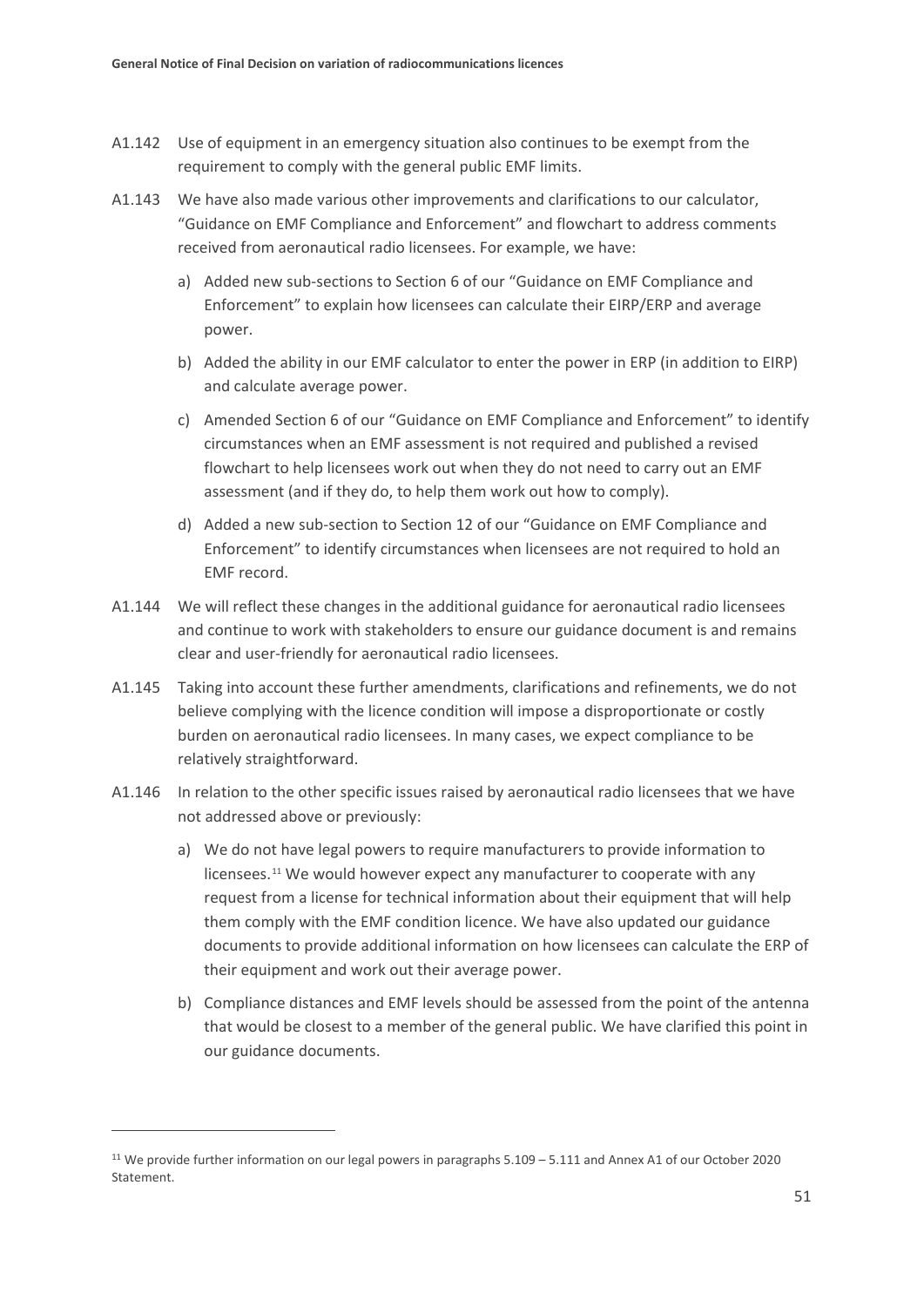A1.142 Use of equipment in an emergency situation also continues to be exempt from the requirement to comply with the general public EMF limits.

A1.143 We have also made various other improvements and clarifications to our calculator, "Guidance on EMF Compliance and Enforcement" and flowchart to address comments received from aeronautical radio licensees. For example, we have:

a) Added new sub-sections to Section 6 of our "Guidance on EMF Compliance and Enforcement" to explain how licensees can calculate their EIRP/ERP and average power.

b) Added the ability in our EMF calculator to enter the power in ERP (in addition to EIRP) and calculate average power.

c) Amended Section 6 of our "Guidance on EMF Compliance and Enforcement" to identify circumstances when an EMF assessment is not required and published a revised flowchart to help licensees work out when they do not need to carry out an EMF assessment (and if they do, to help them work out how to comply).

d) Added a new sub-section to Section 12 of our "Guidance on EMF Compliance and Enforcement" to identify circumstances when licensees are not required to hold an EMF record.

A1.144 We will reflect these changes in the additional guidance for aeronautical radio licensees and continue to work with stakeholders to ensure our guidance document is and remains clear and user-friendly for aeronautical radio licensees.

A1.145 Taking into account these further amendments, clarifications and refinements, we do not believe complying with the licence condition will impose a disproportionate or costly burden on aeronautical radio licensees. In many cases, we expect compliance to be relatively straightforward.

A1.146 In relation to the other specific issues raised by aeronautical radio licensees that we have not addressed above or previously:

a) We do not have legal powers to require manufacturers to provide information to licensees.[11] We would however expect any manufacturer to cooperate with any request from a license for technical information about their equipment that will help them comply with the EMF condition licence. We have also updated our guidance documents to provide additional information on how licensees can calculate the ERP of their equipment and work out their average power.

b) Compliance distances and EMF levels should be assessed from the point of the antenna that would be closest to a member of the general public. We have clarified this point in our guidance documents.

[11] We provide further information on our legal powers in paragraphs 5.109 – 5.111 and Annex A1 of our October 2020 Statement.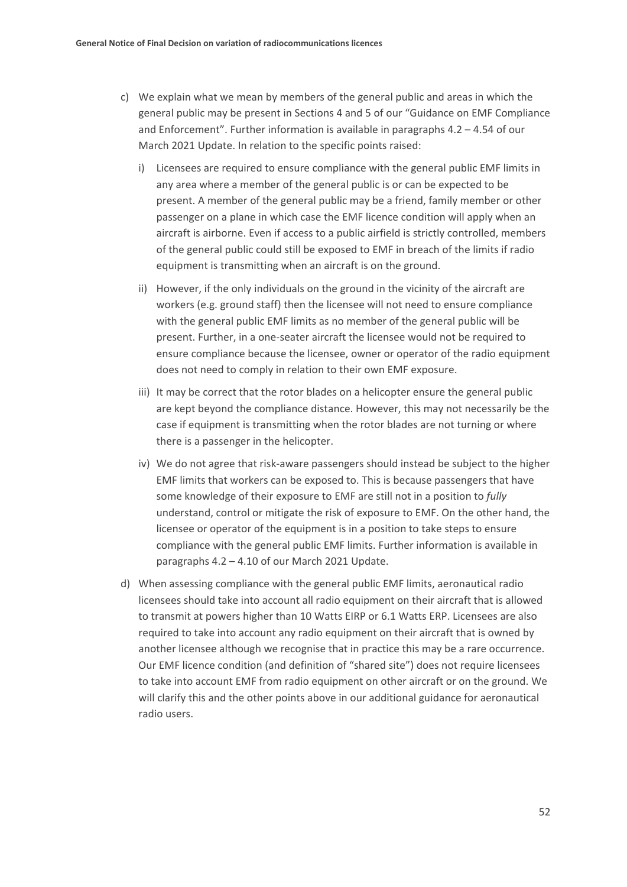c) We explain what we mean by members of the general public and areas in which the general public may be present in Sections 4 and 5 of our "Guidance on EMF Compliance and Enforcement". Further information is available in paragraphs 4.2 – 4.54 of our March 2021 Update. In relation to the specific points raised:

   i) Licensees are required to ensure compliance with the general public EMF limits in any area where a member of the general public is or can be expected to be present. A member of the general public may be a friend, family member or other passenger on a plane in which case the EMF licence condition will apply when an aircraft is airborne. Even if access to a public airfield is strictly controlled, members of the general public could still be exposed to EMF in breach of the limits if radio equipment is transmitting when an aircraft is on the ground.

   ii) However, if the only individuals on the ground in the vicinity of the aircraft are workers (e.g. ground staff) then the licensee will not need to ensure compliance with the general public EMF limits as no member of the general public will be present. Further, in a one-seater aircraft the licensee would not be required to ensure compliance because the licensee, owner or operator of the radio equipment does not need to comply in relation to their own EMF exposure.

   iii) It may be correct that the rotor blades on a helicopter ensure the general public are kept beyond the compliance distance. However, this may not necessarily be the case if equipment is transmitting when the rotor blades are not turning or where there is a passenger in the helicopter.

   iv) We do not agree that risk-aware passengers should instead be subject to the higher EMF limits that workers can be exposed to. This is because passengers that have some knowledge of their exposure to EMF are still not in a position to *fully* understand, control or mitigate the risk of exposure to EMF. On the other hand, the licensee or operator of the equipment is in a position to take steps to ensure compliance with the general public EMF limits. Further information is available in paragraphs 4.2 – 4.10 of our March 2021 Update.

d) When assessing compliance with the general public EMF limits, aeronautical radio licensees should take into account all radio equipment on their aircraft that is allowed to transmit at powers higher than 10 Watts EIRP or 6.1 Watts ERP. Licensees are also required to take into account any radio equipment on their aircraft that is owned by another licensee although we recognise that in practice this may be a rare occurrence. Our EMF licence condition (and definition of "shared site") does not require licensees to take into account EMF from radio equipment on other aircraft or on the ground. We will clarify this and the other points above in our additional guidance for aeronautical radio users.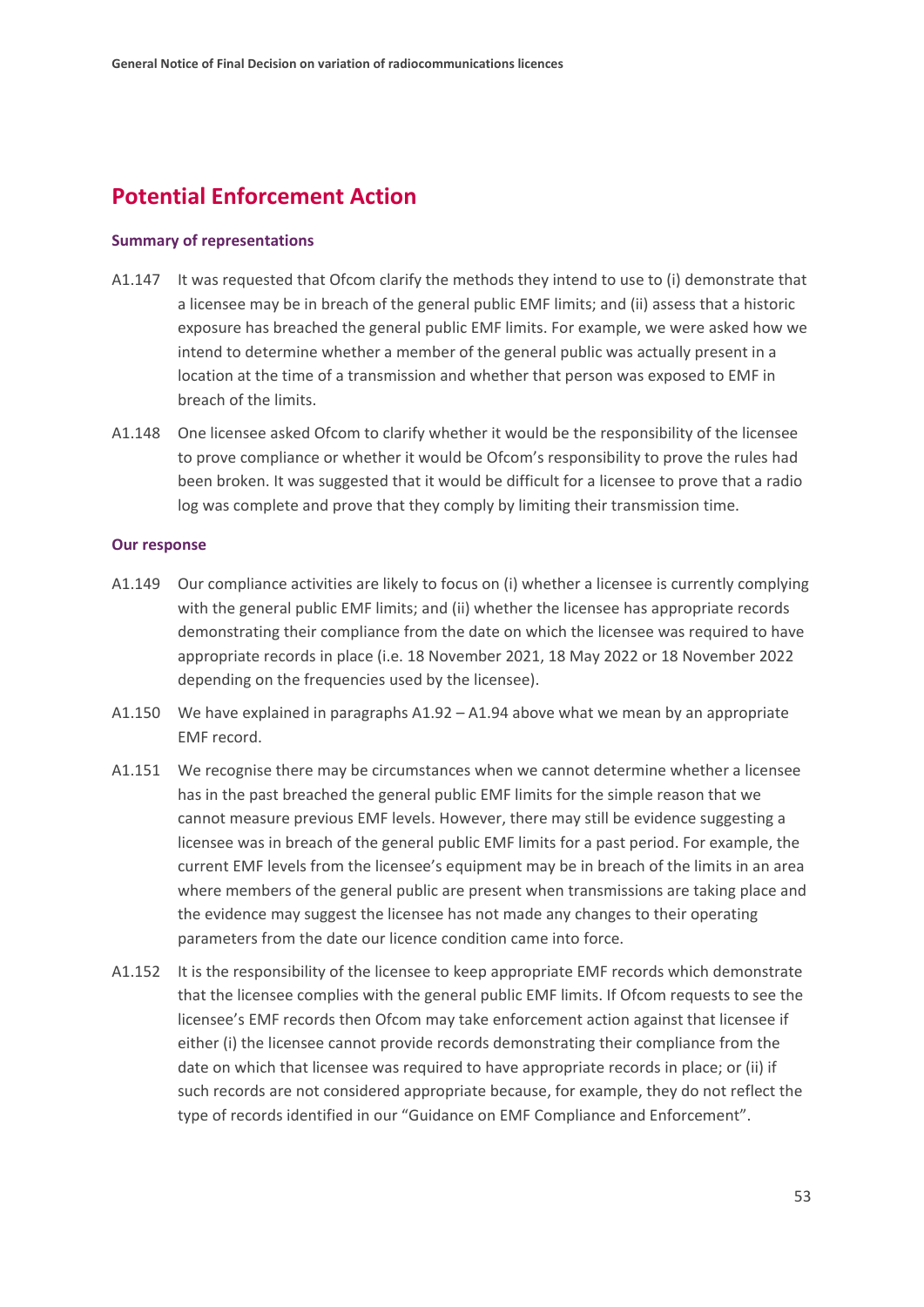## Potential Enforcement Action

### Summary of representations

A1.147 It was requested that Ofcom clarify the methods they intend to use to (i) demonstrate that a licensee may be in breach of the general public EMF limits; and (ii) assess that a historic exposure has breached the general public EMF limits. For example, we were asked how we intend to determine whether a member of the general public was actually present in a location at the time of a transmission and whether that person was exposed to EMF in breach of the limits.

A1.148 One licensee asked Ofcom to clarify whether it would be the responsibility of the licensee to prove compliance or whether it would be Ofcom's responsibility to prove the rules had been broken. It was suggested that it would be difficult for a licensee to prove that a radio log was complete and prove that they comply by limiting their transmission time.

### Our response

A1.149 Our compliance activities are likely to focus on (i) whether a licensee is currently complying with the general public EMF limits; and (ii) whether the licensee has appropriate records demonstrating their compliance from the date on which the licensee was required to have appropriate records in place (i.e. 18 November 2021, 18 May 2022 or 18 November 2022 depending on the frequencies used by the licensee).

A1.150 We have explained in paragraphs A1.92 – A1.94 above what we mean by an appropriate EMF record.

A1.151 We recognise there may be circumstances when we cannot determine whether a licensee has in the past breached the general public EMF limits for the simple reason that we cannot measure previous EMF levels. However, there may still be evidence suggesting a licensee was in breach of the general public EMF limits for a past period. For example, the current EMF levels from the licensee's equipment may be in breach of the limits in an area where members of the general public are present when transmissions are taking place and the evidence may suggest the licensee has not made any changes to their operating parameters from the date our licence condition came into force.

A1.152 It is the responsibility of the licensee to keep appropriate EMF records which demonstrate that the licensee complies with the general public EMF limits. If Ofcom requests to see the licensee's EMF records then Ofcom may take enforcement action against that licensee if either (i) the licensee cannot provide records demonstrating their compliance from the date on which that licensee was required to have appropriate records in place; or (ii) if such records are not considered appropriate because, for example, they do not reflect the type of records identified in our "Guidance on EMF Compliance and Enforcement".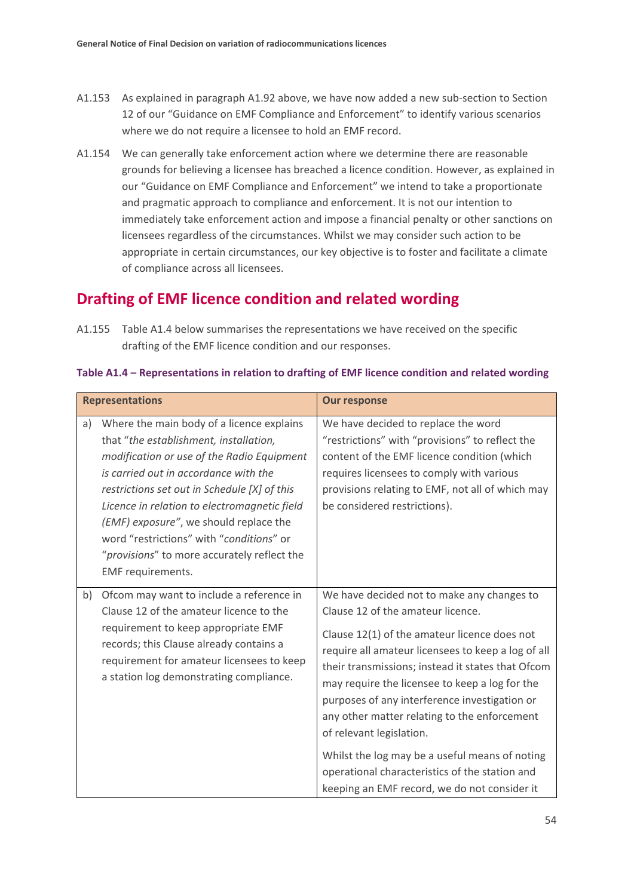A1.153 As explained in paragraph A1.92 above, we have now added a new sub-section to Section 12 of our "Guidance on EMF Compliance and Enforcement" to identify various scenarios where we do not require a licensee to hold an EMF record.

A1.154 We can generally take enforcement action where we determine there are reasonable grounds for believing a licensee has breached a licence condition. However, as explained in our "Guidance on EMF Compliance and Enforcement" we intend to take a proportionate and pragmatic approach to compliance and enforcement. It is not our intention to immediately take enforcement action and impose a financial penalty or other sanctions on licensees regardless of the circumstances. Whilst we may consider such action to be appropriate in certain circumstances, our key objective is to foster and facilitate a climate of compliance across all licensees.

## Drafting of EMF licence condition and related wording

A1.155 Table A1.4 below summarises the representations we have received on the specific drafting of the EMF licence condition and our responses.

**Table A1.4 – Representations in relation to drafting of EMF licence condition and related wording**

| Representations | Our response |
|---|---|
| a) Where the main body of a licence explains that "*the establishment, installation, modification or use of the Radio Equipment is carried out in accordance with the restrictions set out in Schedule [X] of this Licence in relation to electromagnetic field (EMF) exposure"*, we should replace the word "restrictions" with "*conditions*" or "*provisions*" to more accurately reflect the EMF requirements. | We have decided to replace the word "restrictions" with "provisions" to reflect the content of the EMF licence condition (which requires licensees to comply with various provisions relating to EMF, not all of which may be considered restrictions). |
| b) Ofcom may want to include a reference in Clause 12 of the amateur licence to the requirement to keep appropriate EMF records; this Clause already contains a requirement for amateur licensees to keep a station log demonstrating compliance. | We have decided not to make any changes to Clause 12 of the amateur licence.<br><br>Clause 12(1) of the amateur licence does not require all amateur licensees to keep a log of all their transmissions; instead it states that Ofcom may require the licensee to keep a log for the purposes of any interference investigation or any other matter relating to the enforcement of relevant legislation.<br><br>Whilst the log may be a useful means of noting operational characteristics of the station and keeping an EMF record, we do not consider it |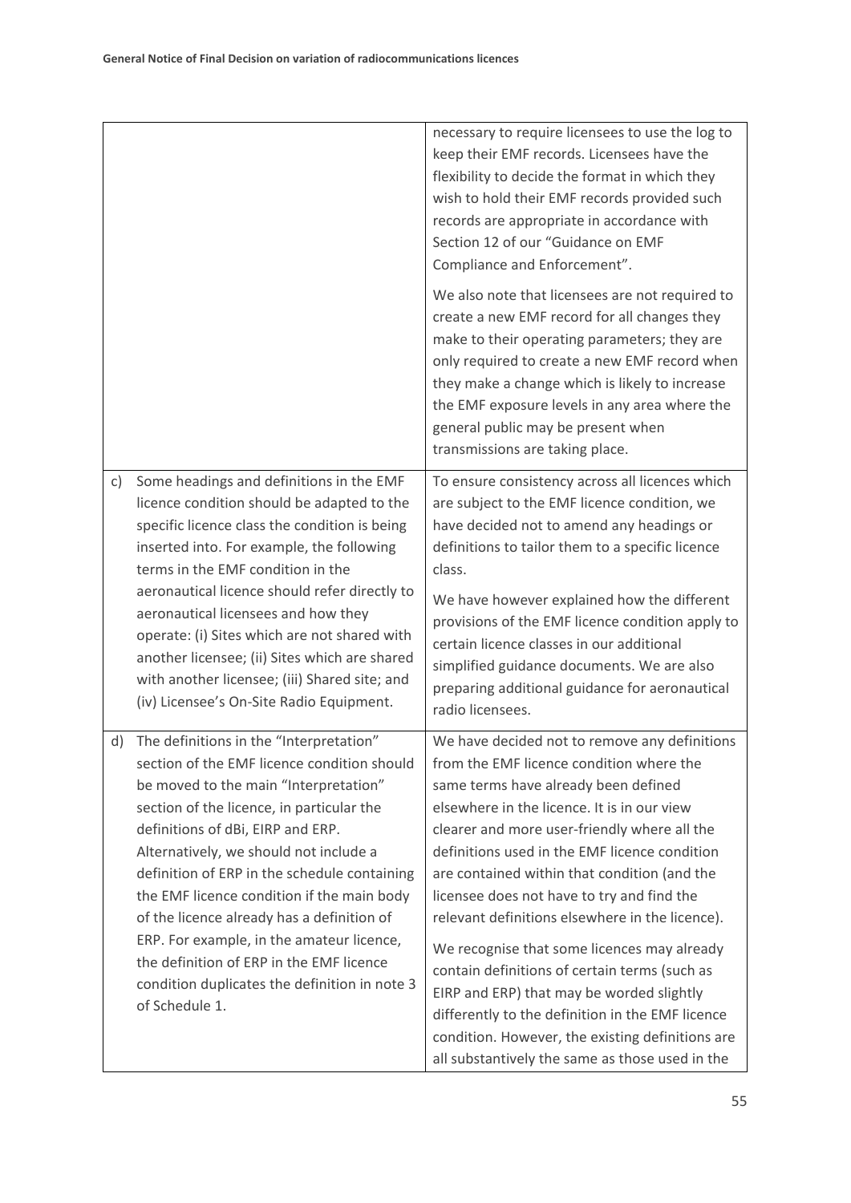| | |
|---|---|
| | necessary to require licensees to use the log to keep their EMF records. Licensees have the flexibility to decide the format in which they wish to hold their EMF records provided such records are appropriate in accordance with Section 12 of our "Guidance on EMF Compliance and Enforcement".<br><br>We also note that licensees are not required to create a new EMF record for all changes they make to their operating parameters; they are only required to create a new EMF record when they make a change which is likely to increase the EMF exposure levels in any area where the general public may be present when transmissions are taking place. |
| c) Some headings and definitions in the EMF licence condition should be adapted to the specific licence class the condition is being inserted into. For example, the following terms in the EMF condition in the aeronautical licence should refer directly to aeronautical licensees and how they operate: (i) Sites which are not shared with another licensee; (ii) Sites which are shared with another licensee; (iii) Shared site; and (iv) Licensee's On-Site Radio Equipment. | To ensure consistency across all licences which are subject to the EMF licence condition, we have decided not to amend any headings or definitions to tailor them to a specific licence class.<br><br>We have however explained how the different provisions of the EMF licence condition apply to certain licence classes in our additional simplified guidance documents. We are also preparing additional guidance for aeronautical radio licensees. |
| d) The definitions in the "Interpretation" section of the EMF licence condition should be moved to the main "Interpretation" section of the licence, in particular the definitions of dBi, EIRP and ERP. Alternatively, we should not include a definition of ERP in the schedule containing the EMF licence condition if the main body of the licence already has a definition of ERP. For example, in the amateur licence, the definition of ERP in the EMF licence condition duplicates the definition in note 3 of Schedule 1. | We have decided not to remove any definitions from the EMF licence condition where the same terms have already been defined elsewhere in the licence. It is in our view clearer and more user-friendly where all the definitions used in the EMF licence condition are contained within that condition (and the licensee does not have to try and find the relevant definitions elsewhere in the licence).<br><br>We recognise that some licences may already contain definitions of certain terms (such as EIRP and ERP) that may be worded slightly differently to the definition in the EMF licence condition. However, the existing definitions are all substantively the same as those used in the |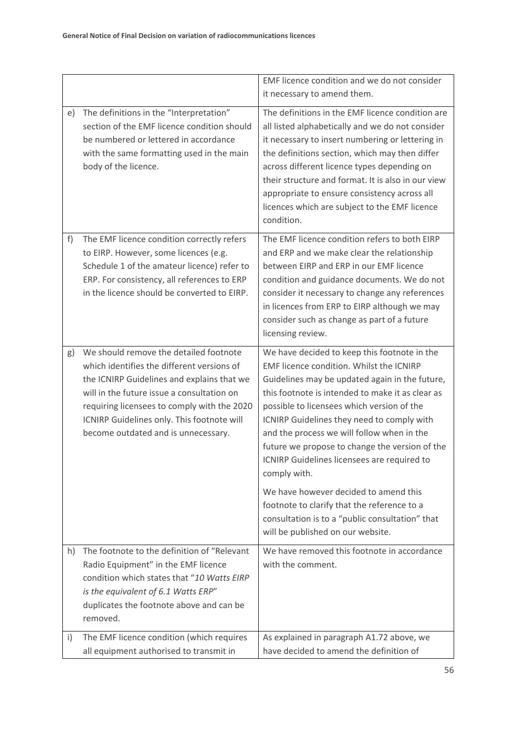| | |
|---|---|
| | EMF licence condition and we do not consider it necessary to amend them. |
| e) The definitions in the "Interpretation" section of the EMF licence condition should be numbered or lettered in accordance with the same formatting used in the main body of the licence. | The definitions in the EMF licence condition are all listed alphabetically and we do not consider it necessary to insert numbering or lettering in the definitions section, which may then differ across different licence types depending on their structure and format. It is also in our view appropriate to ensure consistency across all licences which are subject to the EMF licence condition. |
| f) The EMF licence condition correctly refers to EIRP. However, some licences (e.g. Schedule 1 of the amateur licence) refer to ERP. For consistency, all references to ERP in the licence should be converted to EIRP. | The EMF licence condition refers to both EIRP and ERP and we make clear the relationship between EIRP and ERP in our EMF licence condition and guidance documents. We do not consider it necessary to change any references in licences from ERP to EIRP although we may consider such as change as part of a future licensing review. |
| g) We should remove the detailed footnote which identifies the different versions of the ICNIRP Guidelines and explains that we will in the future issue a consultation on requiring licensees to comply with the 2020 ICNIRP Guidelines only. This footnote will become outdated and is unnecessary. | We have decided to keep this footnote in the EMF licence condition. Whilst the ICNIRP Guidelines may be updated again in the future, this footnote is intended to make it as clear as possible to licensees which version of the ICNIRP Guidelines they need to comply with and the process we will follow when in the future we propose to change the version of the ICNIRP Guidelines licensees are required to comply with.<br><br>We have however decided to amend this footnote to clarify that the reference to a consultation is to a "public consultation" that will be published on our website. |
| h) The footnote to the definition of "Relevant Radio Equipment" in the EMF licence condition which states that "*10 Watts EIRP is the equivalent of 6.1 Watts ERP*" duplicates the footnote above and can be removed. | We have removed this footnote in accordance with the comment. |
| i) The EMF licence condition (which requires all equipment authorised to transmit in | As explained in paragraph A1.72 above, we have decided to amend the definition of |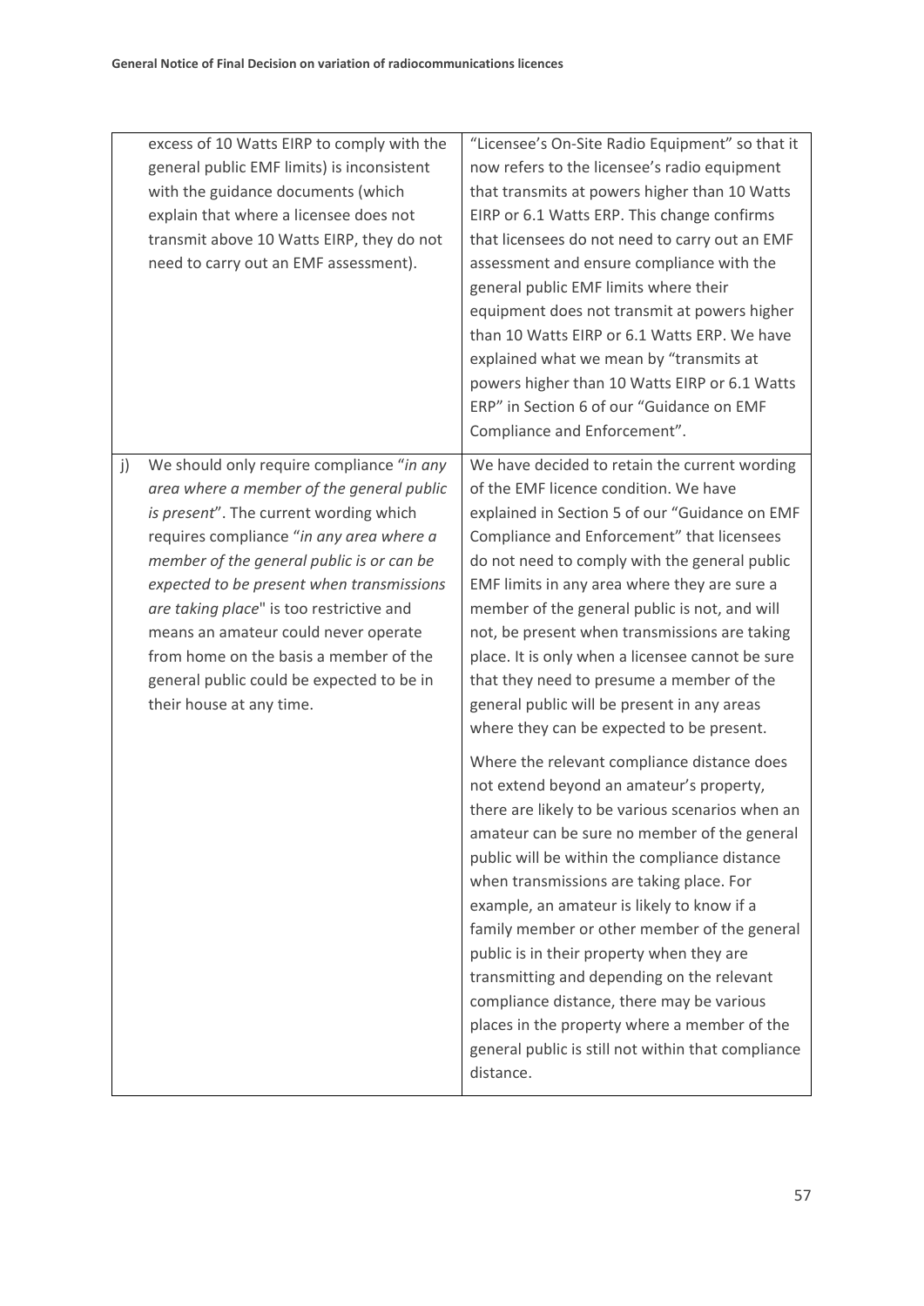| | | |
|---|---|---|
| | excess of 10 Watts EIRP to comply with the general public EMF limits) is inconsistent with the guidance documents (which explain that where a licensee does not transmit above 10 Watts EIRP, they do not need to carry out an EMF assessment). | "Licensee's On-Site Radio Equipment" so that it now refers to the licensee's radio equipment that transmits at powers higher than 10 Watts EIRP or 6.1 Watts ERP. This change confirms that licensees do not need to carry out an EMF assessment and ensure compliance with the general public EMF limits where their equipment does not transmit at powers higher than 10 Watts EIRP or 6.1 Watts ERP. We have explained what we mean by "transmits at powers higher than 10 Watts EIRP or 6.1 Watts ERP" in Section 6 of our "Guidance on EMF Compliance and Enforcement". |
| j) | We should only require compliance "*in any area where a member of the general public is present*". The current wording which requires compliance "*in any area where a member of the general public is or can be expected to be present when transmissions are taking place*" is too restrictive and means an amateur could never operate from home on the basis a member of the general public could be expected to be in their house at any time. | We have decided to retain the current wording of the EMF licence condition. We have explained in Section 5 of our "Guidance on EMF Compliance and Enforcement" that licensees do not need to comply with the general public EMF limits in any area where they are sure a member of the general public is not, and will not, be present when transmissions are taking place. It is only when a licensee cannot be sure that they need to presume a member of the general public will be present in any areas where they can be expected to be present.<br><br>Where the relevant compliance distance does not extend beyond an amateur's property, there are likely to be various scenarios when an amateur can be sure no member of the general public will be within the compliance distance when transmissions are taking place. For example, an amateur is likely to know if a family member or other member of the general public is in their property when they are transmitting and depending on the relevant compliance distance, there may be various places in the property where a member of the general public is still not within that compliance distance. |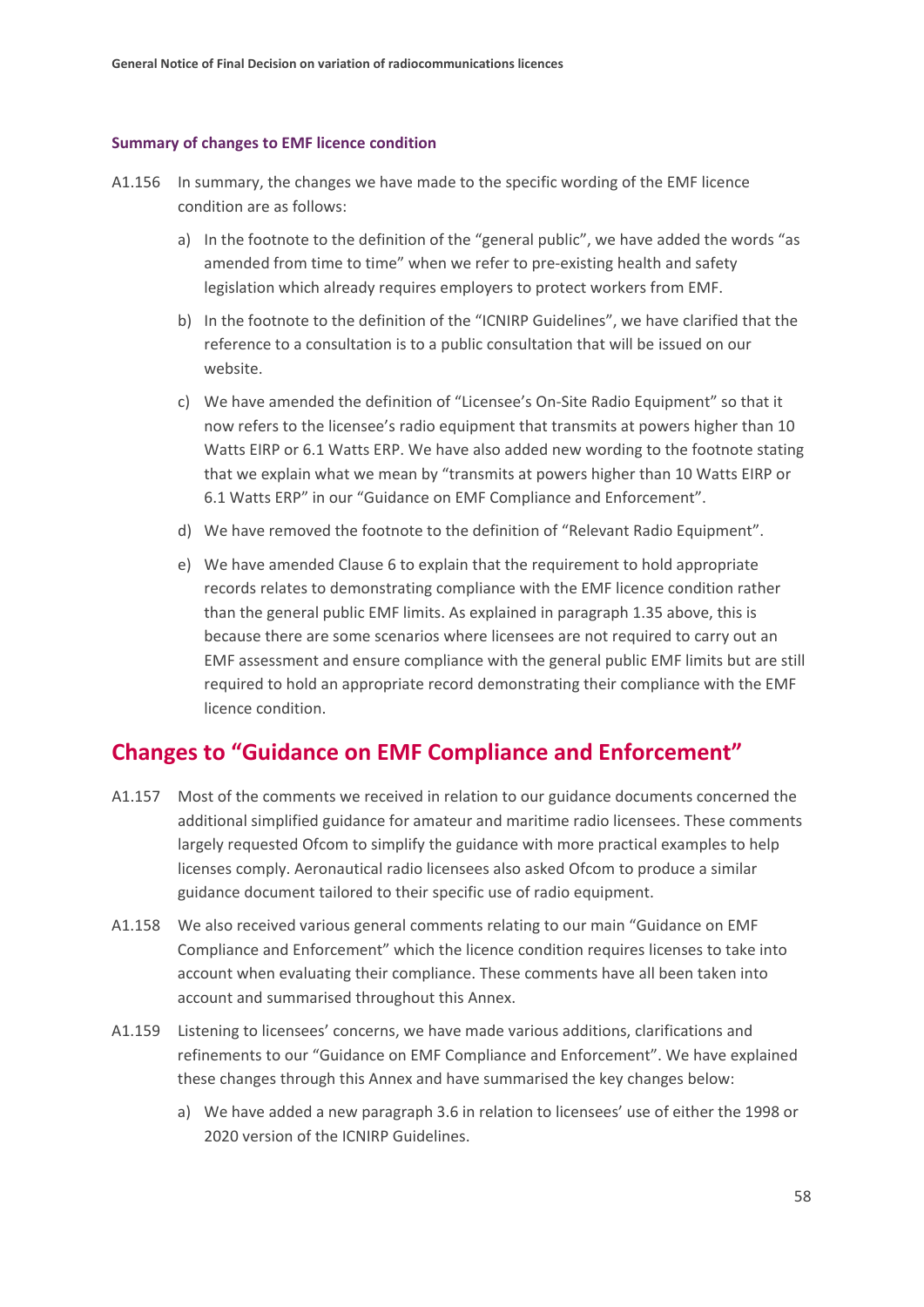### Summary of changes to EMF licence condition

A1.156 In summary, the changes we have made to the specific wording of the EMF licence condition are as follows:

a) In the footnote to the definition of the "general public", we have added the words "as amended from time to time" when we refer to pre-existing health and safety legislation which already requires employers to protect workers from EMF.

b) In the footnote to the definition of the "ICNIRP Guidelines", we have clarified that the reference to a consultation is to a public consultation that will be issued on our website.

c) We have amended the definition of "Licensee's On-Site Radio Equipment" so that it now refers to the licensee's radio equipment that transmits at powers higher than 10 Watts EIRP or 6.1 Watts ERP. We have also added new wording to the footnote stating that we explain what we mean by "transmits at powers higher than 10 Watts EIRP or 6.1 Watts ERP" in our "Guidance on EMF Compliance and Enforcement".

d) We have removed the footnote to the definition of "Relevant Radio Equipment".

e) We have amended Clause 6 to explain that the requirement to hold appropriate records relates to demonstrating compliance with the EMF licence condition rather than the general public EMF limits. As explained in paragraph 1.35 above, this is because there are some scenarios where licensees are not required to carry out an EMF assessment and ensure compliance with the general public EMF limits but are still required to hold an appropriate record demonstrating their compliance with the EMF licence condition.

## Changes to "Guidance on EMF Compliance and Enforcement"

A1.157 Most of the comments we received in relation to our guidance documents concerned the additional simplified guidance for amateur and maritime radio licensees. These comments largely requested Ofcom to simplify the guidance with more practical examples to help licenses comply. Aeronautical radio licensees also asked Ofcom to produce a similar guidance document tailored to their specific use of radio equipment.

A1.158 We also received various general comments relating to our main "Guidance on EMF Compliance and Enforcement" which the licence condition requires licenses to take into account when evaluating their compliance. These comments have all been taken into account and summarised throughout this Annex.

A1.159 Listening to licensees' concerns, we have made various additions, clarifications and refinements to our "Guidance on EMF Compliance and Enforcement". We have explained these changes through this Annex and have summarised the key changes below:

a) We have added a new paragraph 3.6 in relation to licensees' use of either the 1998 or 2020 version of the ICNIRP Guidelines.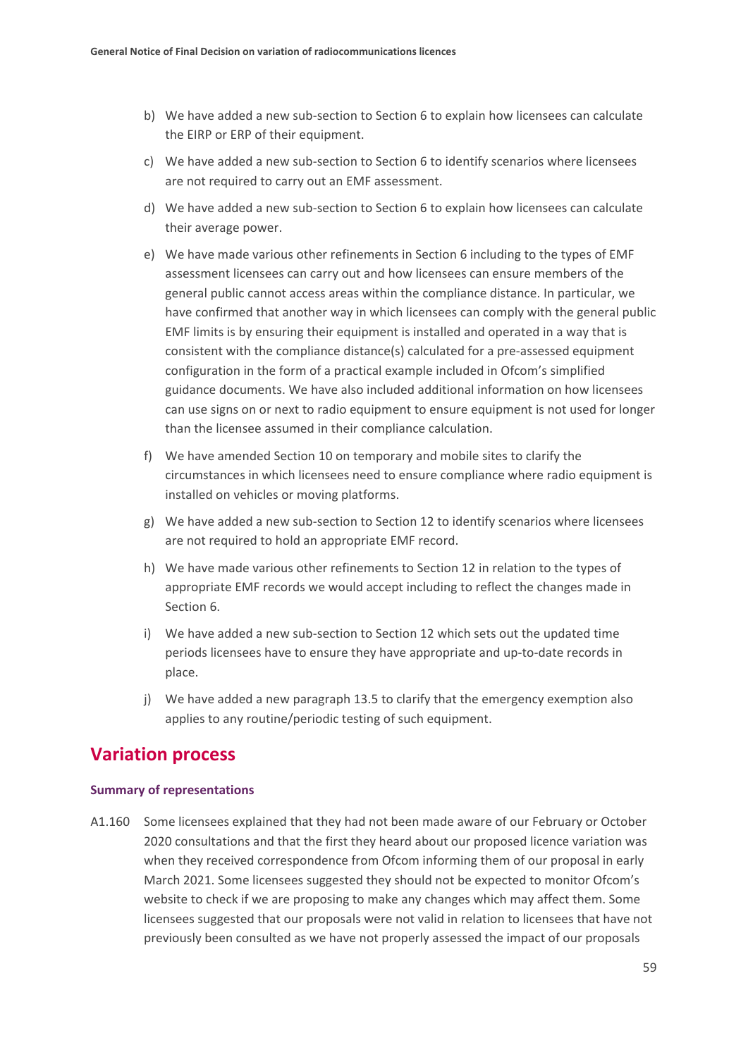b) We have added a new sub-section to Section 6 to explain how licensees can calculate the EIRP or ERP of their equipment.

c) We have added a new sub-section to Section 6 to identify scenarios where licensees are not required to carry out an EMF assessment.

d) We have added a new sub-section to Section 6 to explain how licensees can calculate their average power.

e) We have made various other refinements in Section 6 including to the types of EMF assessment licensees can carry out and how licensees can ensure members of the general public cannot access areas within the compliance distance. In particular, we have confirmed that another way in which licensees can comply with the general public EMF limits is by ensuring their equipment is installed and operated in a way that is consistent with the compliance distance(s) calculated for a pre-assessed equipment configuration in the form of a practical example included in Ofcom's simplified guidance documents. We have also included additional information on how licensees can use signs on or next to radio equipment to ensure equipment is not used for longer than the licensee assumed in their compliance calculation.

f) We have amended Section 10 on temporary and mobile sites to clarify the circumstances in which licensees need to ensure compliance where radio equipment is installed on vehicles or moving platforms.

g) We have added a new sub-section to Section 12 to identify scenarios where licensees are not required to hold an appropriate EMF record.

h) We have made various other refinements to Section 12 in relation to the types of appropriate EMF records we would accept including to reflect the changes made in Section 6.

i) We have added a new sub-section to Section 12 which sets out the updated time periods licensees have to ensure they have appropriate and up-to-date records in place.

j) We have added a new paragraph 13.5 to clarify that the emergency exemption also applies to any routine/periodic testing of such equipment.

## Variation process

### Summary of representations

A1.160 Some licensees explained that they had not been made aware of our February or October 2020 consultations and that the first they heard about our proposed licence variation was when they received correspondence from Ofcom informing them of our proposal in early March 2021. Some licensees suggested they should not be expected to monitor Ofcom's website to check if we are proposing to make any changes which may affect them. Some licensees suggested that our proposals were not valid in relation to licensees that have not previously been consulted as we have not properly assessed the impact of our proposals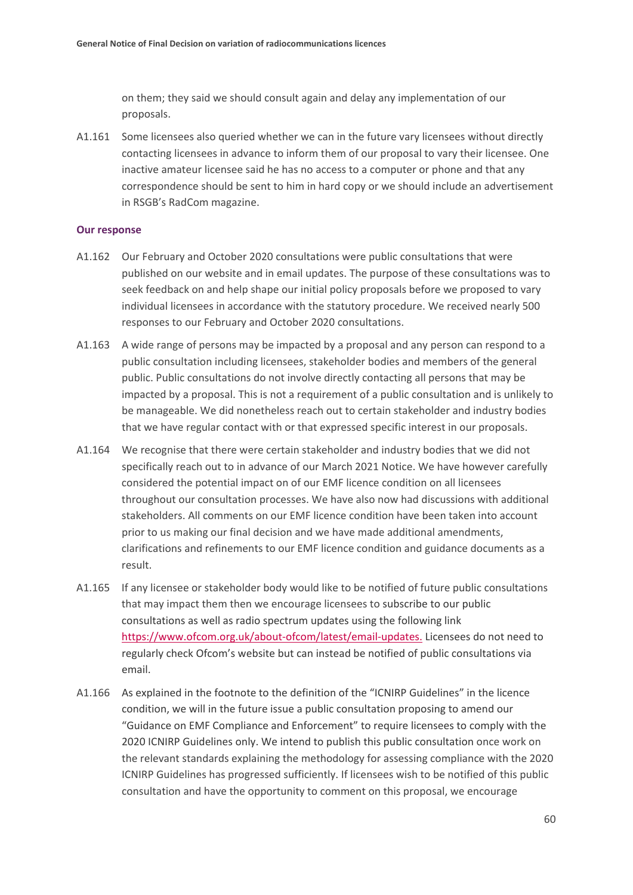on them; they said we should consult again and delay any implementation of our proposals.

A1.161 Some licensees also queried whether we can in the future vary licensees without directly contacting licensees in advance to inform them of our proposal to vary their licensee. One inactive amateur licensee said he has no access to a computer or phone and that any correspondence should be sent to him in hard copy or we should include an advertisement in RSGB's RadCom magazine.

### Our response

A1.162 Our February and October 2020 consultations were public consultations that were published on our website and in email updates. The purpose of these consultations was to seek feedback on and help shape our initial policy proposals before we proposed to vary individual licensees in accordance with the statutory procedure. We received nearly 500 responses to our February and October 2020 consultations.

A1.163 A wide range of persons may be impacted by a proposal and any person can respond to a public consultation including licensees, stakeholder bodies and members of the general public. Public consultations do not involve directly contacting all persons that may be impacted by a proposal. This is not a requirement of a public consultation and is unlikely to be manageable. We did nonetheless reach out to certain stakeholder and industry bodies that we have regular contact with or that expressed specific interest in our proposals.

A1.164 We recognise that there were certain stakeholder and industry bodies that we did not specifically reach out to in advance of our March 2021 Notice. We have however carefully considered the potential impact on of our EMF licence condition on all licensees throughout our consultation processes. We have also now had discussions with additional stakeholders. All comments on our EMF licence condition have been taken into account prior to us making our final decision and we have made additional amendments, clarifications and refinements to our EMF licence condition and guidance documents as a result.

A1.165 If any licensee or stakeholder body would like to be notified of future public consultations that may impact them then we encourage licensees to subscribe to our public consultations as well as radio spectrum updates using the following link [https://www.ofcom.org.uk/about-ofcom/latest/email-updates.](https://www.ofcom.org.uk/about-ofcom/latest/email-updates) Licensees do not need to regularly check Ofcom's website but can instead be notified of public consultations via email.

A1.166 As explained in the footnote to the definition of the "ICNIRP Guidelines" in the licence condition, we will in the future issue a public consultation proposing to amend our "Guidance on EMF Compliance and Enforcement" to require licensees to comply with the 2020 ICNIRP Guidelines only. We intend to publish this public consultation once work on the relevant standards explaining the methodology for assessing compliance with the 2020 ICNIRP Guidelines has progressed sufficiently. If licensees wish to be notified of this public consultation and have the opportunity to comment on this proposal, we encourage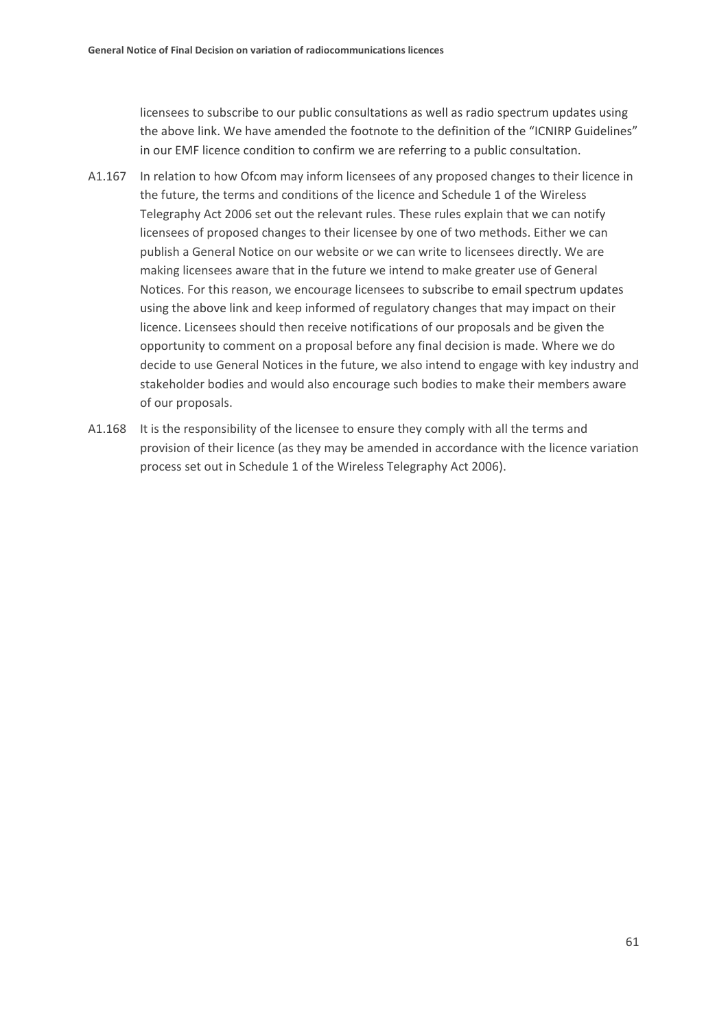licensees to subscribe to our public consultations as well as radio spectrum updates using the above link. We have amended the footnote to the definition of the "ICNIRP Guidelines" in our EMF licence condition to confirm we are referring to a public consultation.

A1.167 In relation to how Ofcom may inform licensees of any proposed changes to their licence in the future, the terms and conditions of the licence and Schedule 1 of the Wireless Telegraphy Act 2006 set out the relevant rules. These rules explain that we can notify licensees of proposed changes to their licensee by one of two methods. Either we can publish a General Notice on our website or we can write to licensees directly. We are making licensees aware that in the future we intend to make greater use of General Notices. For this reason, we encourage licensees to subscribe to email spectrum updates using the above link and keep informed of regulatory changes that may impact on their licence. Licensees should then receive notifications of our proposals and be given the opportunity to comment on a proposal before any final decision is made. Where we do decide to use General Notices in the future, we also intend to engage with key industry and stakeholder bodies and would also encourage such bodies to make their members aware of our proposals.

A1.168 It is the responsibility of the licensee to ensure they comply with all the terms and provision of their licence (as they may be amended in accordance with the licence variation process set out in Schedule 1 of the Wireless Telegraphy Act 2006).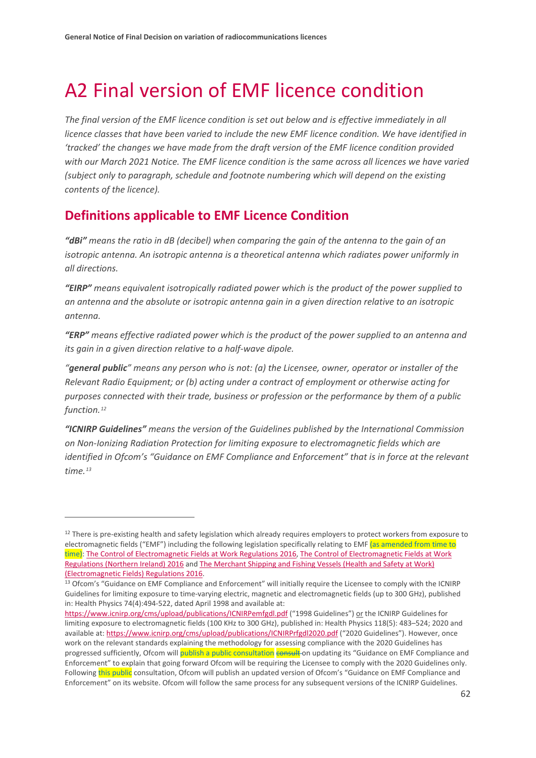# A2 Final version of EMF licence condition

*The final version of the EMF licence condition is set out below and is effective immediately in all licence classes that have been varied to include the new EMF licence condition. We have identified in 'tracked' the changes we have made from the draft version of the EMF licence condition provided with our March 2021 Notice. The EMF licence condition is the same across all licences we have varied (subject only to paragraph, schedule and footnote numbering which will depend on the existing contents of the licence).*

## Definitions applicable to EMF Licence Condition

***"dBi"*** *means the ratio in dB (decibel) when comparing the gain of the antenna to the gain of an isotropic antenna. An isotropic antenna is a theoretical antenna which radiates power uniformly in all directions.*

***"EIRP"*** *means equivalent isotropically radiated power which is the product of the power supplied to an antenna and the absolute or isotropic antenna gain in a given direction relative to an isotropic antenna.*

***"ERP"*** *means effective radiated power which is the product of the power supplied to an antenna and its gain in a given direction relative to a half-wave dipole.*

*"**general public**" means any person who is not: (a) the Licensee, owner, operator or installer of the Relevant Radio Equipment; or (b) acting under a contract of employment or otherwise acting for purposes connected with their trade, business or profession or the performance by them of a public function.*[12]

***"ICNIRP Guidelines"*** *means the version of the Guidelines published by the International Commission on Non-Ionizing Radiation Protection for limiting exposure to electromagnetic fields which are identified in Ofcom's "Guidance on EMF Compliance and Enforcement" that is in force at the relevant time.*[13]

---

[12] There is pre-existing health and safety legislation which already requires employers to protect workers from exposure to electromagnetic fields ("EMF") including the following legislation specifically relating to EMF (as amended from time to time): The Control of Electromagnetic Fields at Work Regulations 2016, The Control of Electromagnetic Fields at Work Regulations (Northern Ireland) 2016 and The Merchant Shipping and Fishing Vessels (Health and Safety at Work) (Electromagnetic Fields) Regulations 2016.

[13] Ofcom's "Guidance on EMF Compliance and Enforcement" will initially require the Licensee to comply with the ICNIRP Guidelines for limiting exposure to time-varying electric, magnetic and electromagnetic fields (up to 300 GHz), published in: Health Physics 74(4):494-522, dated April 1998 and available at: https://www.icnirp.org/cms/upload/publications/ICNIRPemfgdl.pdf ("1998 Guidelines") or the ICNIRP Guidelines for limiting exposure to electromagnetic fields (100 KHz to 300 GHz), published in: Health Physics 118(5): 483–524; 2020 and available at: https://www.icnirp.org/cms/upload/publications/ICNIRPrfgdl2020.pdf ("2020 Guidelines"). However, once work on the relevant standards explaining the methodology for assessing compliance with the 2020 Guidelines has progressed sufficiently, Ofcom will publish a public consultation ~~consult~~ on updating its "Guidance on EMF Compliance and Enforcement" to explain that going forward Ofcom will be requiring the Licensee to comply with the 2020 Guidelines only. Following this public consultation, Ofcom will publish an updated version of Ofcom's "Guidance on EMF Compliance and Enforcement" on its website. Ofcom will follow the same process for any subsequent versions of the ICNIRP Guidelines.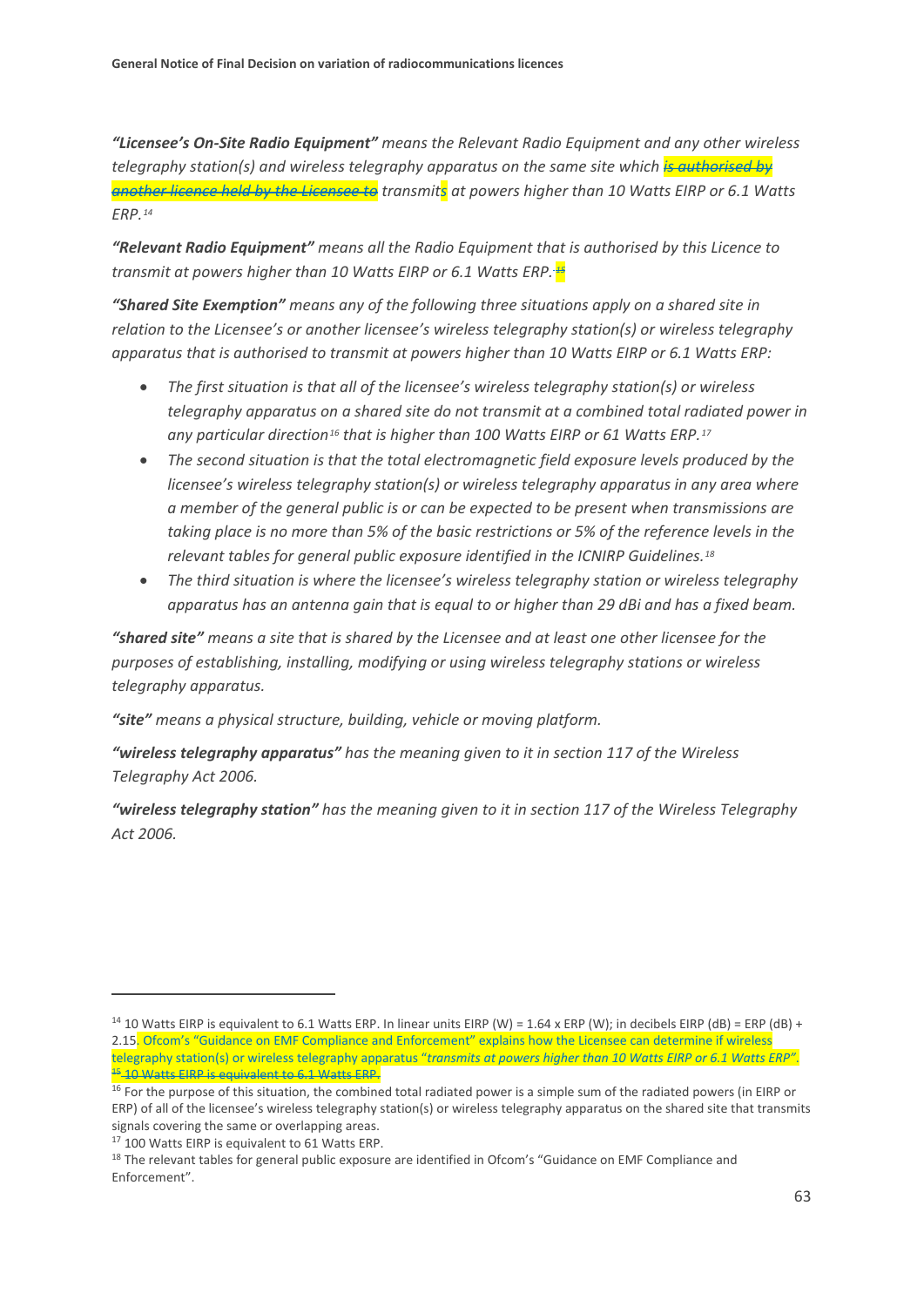***"Licensee's On-Site Radio Equipment"*** *means the Relevant Radio Equipment and any other wireless telegraphy station(s) and wireless telegraphy apparatus on the same site which ~~is authorised by another licence held by the Licensee to~~ transmits at powers higher than 10 Watts EIRP or 6.1 Watts ERP.*[14]

***"Relevant Radio Equipment"*** *means all the Radio Equipment that is authorised by this Licence to transmit at powers higher than 10 Watts EIRP or 6.1 Watts ERP.*~~[15]~~

***"Shared Site Exemption"*** *means any of the following three situations apply on a shared site in relation to the Licensee's or another licensee's wireless telegraphy station(s) or wireless telegraphy apparatus that is authorised to transmit at powers higher than 10 Watts EIRP or 6.1 Watts ERP:*

- *The first situation is that all of the licensee's wireless telegraphy station(s) or wireless telegraphy apparatus on a shared site do not transmit at a combined total radiated power in any particular direction*[16] *that is higher than 100 Watts EIRP or 61 Watts ERP.*[17]
- *The second situation is that the total electromagnetic field exposure levels produced by the licensee's wireless telegraphy station(s) or wireless telegraphy apparatus in any area where a member of the general public is or can be expected to be present when transmissions are taking place is no more than 5% of the basic restrictions or 5% of the reference levels in the relevant tables for general public exposure identified in the ICNIRP Guidelines.*[18]
- *The third situation is where the licensee's wireless telegraphy station or wireless telegraphy apparatus has an antenna gain that is equal to or higher than 29 dBi and has a fixed beam.*

***"shared site"*** *means a site that is shared by the Licensee and at least one other licensee for the purposes of establishing, installing, modifying or using wireless telegraphy stations or wireless telegraphy apparatus.*

***"site"*** *means a physical structure, building, vehicle or moving platform.*

***"wireless telegraphy apparatus"*** *has the meaning given to it in section 117 of the Wireless Telegraphy Act 2006.*

***"wireless telegraphy station"*** *has the meaning given to it in section 117 of the Wireless Telegraphy Act 2006.*

---

[14] 10 Watts EIRP is equivalent to 6.1 Watts ERP. In linear units EIRP (W) = 1.64 x ERP (W); in decibels EIRP (dB) = ERP (dB) + 2.15. Ofcom's "Guidance on EMF Compliance and Enforcement" explains how the Licensee can determine if wireless telegraphy station(s) or wireless telegraphy apparatus "*transmits at powers higher than 10 Watts EIRP or 6.1 Watts ERP*".

~~[15] 10 Watts EIRP is equivalent to 6.1 Watts ERP.~~

[16] For the purpose of this situation, the combined total radiated power is a simple sum of the radiated powers (in EIRP or ERP) of all of the licensee's wireless telegraphy station(s) or wireless telegraphy apparatus on the shared site that transmits signals covering the same or overlapping areas.

[17] 100 Watts EIRP is equivalent to 61 Watts ERP.

[18] The relevant tables for general public exposure are identified in Ofcom's "Guidance on EMF Compliance and Enforcement".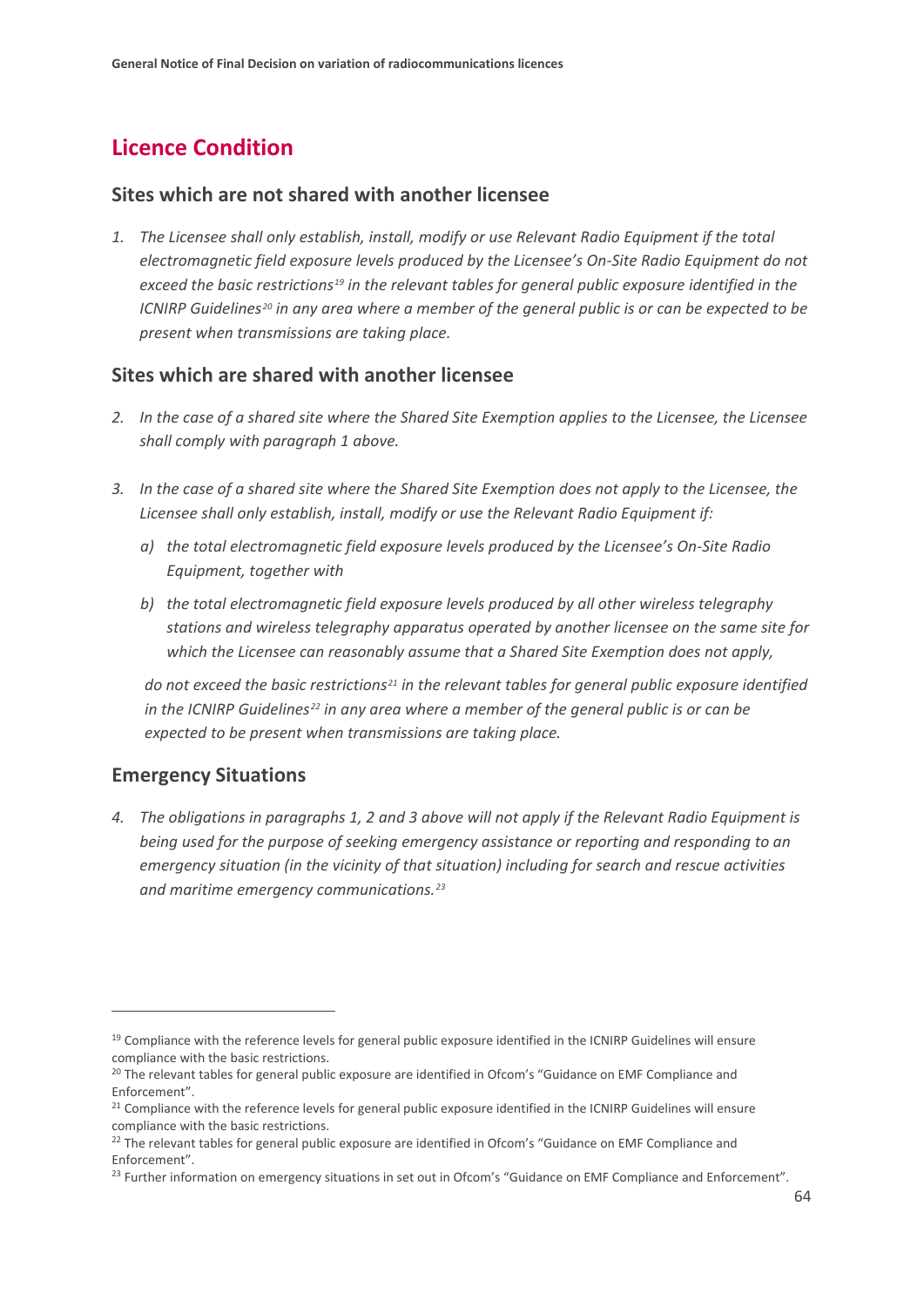## Licence Condition

### Sites which are not shared with another licensee

1. *The Licensee shall only establish, install, modify or use Relevant Radio Equipment if the total electromagnetic field exposure levels produced by the Licensee's On-Site Radio Equipment do not exceed the basic restrictions[19] in the relevant tables for general public exposure identified in the ICNIRP Guidelines[20] in any area where a member of the general public is or can be expected to be present when transmissions are taking place.*

### Sites which are shared with another licensee

2. *In the case of a shared site where the Shared Site Exemption applies to the Licensee, the Licensee shall comply with paragraph 1 above.*

3. *In the case of a shared site where the Shared Site Exemption does not apply to the Licensee, the Licensee shall only establish, install, modify or use the Relevant Radio Equipment if:*

   a) *the total electromagnetic field exposure levels produced by the Licensee's On-Site Radio Equipment, together with*

   b) *the total electromagnetic field exposure levels produced by all other wireless telegraphy stations and wireless telegraphy apparatus operated by another licensee on the same site for which the Licensee can reasonably assume that a Shared Site Exemption does not apply,*

   *do not exceed the basic restrictions[21] in the relevant tables for general public exposure identified in the ICNIRP Guidelines[22] in any area where a member of the general public is or can be expected to be present when transmissions are taking place.*

### Emergency Situations

4. *The obligations in paragraphs 1, 2 and 3 above will not apply if the Relevant Radio Equipment is being used for the purpose of seeking emergency assistance or reporting and responding to an emergency situation (in the vicinity of that situation) including for search and rescue activities and maritime emergency communications.[23]*

---

[19] Compliance with the reference levels for general public exposure identified in the ICNIRP Guidelines will ensure compliance with the basic restrictions.

[20] The relevant tables for general public exposure are identified in Ofcom's "Guidance on EMF Compliance and Enforcement".

[21] Compliance with the reference levels for general public exposure identified in the ICNIRP Guidelines will ensure compliance with the basic restrictions.

[22] The relevant tables for general public exposure are identified in Ofcom's "Guidance on EMF Compliance and Enforcement".

[23] Further information on emergency situations in set out in Ofcom's "Guidance on EMF Compliance and Enforcement".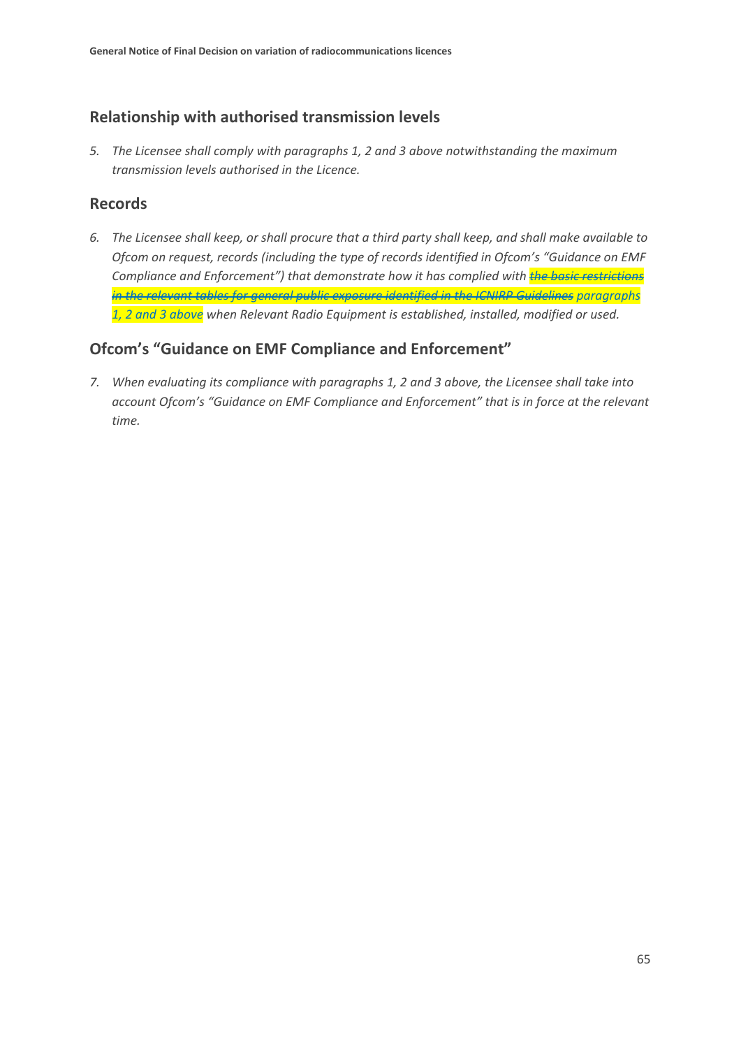## Relationship with authorised transmission levels

5. *The Licensee shall comply with paragraphs 1, 2 and 3 above notwithstanding the maximum transmission levels authorised in the Licence.*

## Records

6. *The Licensee shall keep, or shall procure that a third party shall keep, and shall make available to Ofcom on request, records (including the type of records identified in Ofcom's "Guidance on EMF Compliance and Enforcement") that demonstrate how it has complied with ~~the basic restrictions in the relevant tables for general public exposure identified in the ICNIRP Guidelines~~ paragraphs 1, 2 and 3 above when Relevant Radio Equipment is established, installed, modified or used.*

## Ofcom's "Guidance on EMF Compliance and Enforcement"

7. *When evaluating its compliance with paragraphs 1, 2 and 3 above, the Licensee shall take into account Ofcom's "Guidance on EMF Compliance and Enforcement" that is in force at the relevant time.*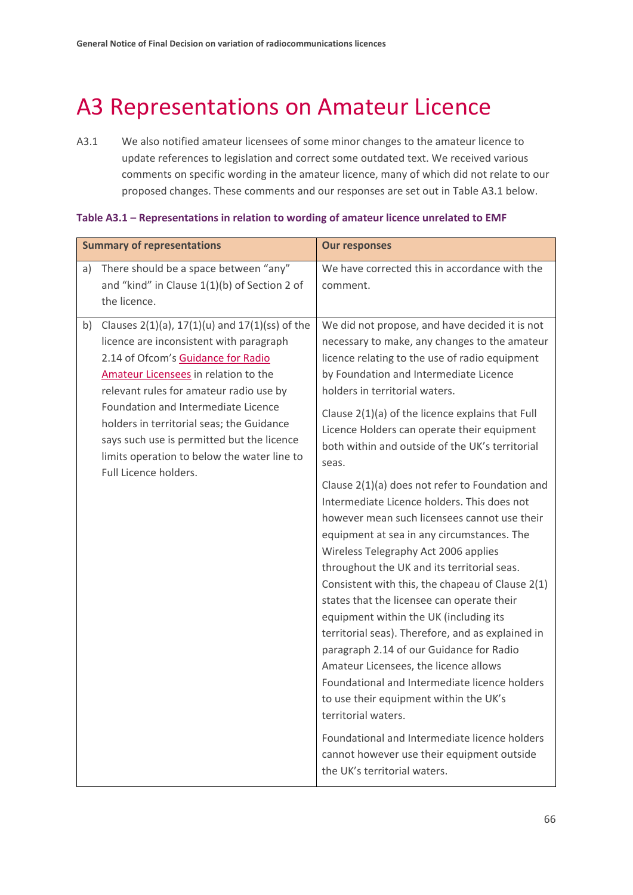# A3 Representations on Amateur Licence

A3.1 We also notified amateur licensees of some minor changes to the amateur licence to update references to legislation and correct some outdated text. We received various comments on specific wording in the amateur licence, many of which did not relate to our proposed changes. These comments and our responses are set out in Table A3.1 below.

**Table A3.1 – Representations in relation to wording of amateur licence unrelated to EMF**

| Summary of representations | Our responses |
|---|---|
| a) There should be a space between "any" and "kind" in Clause 1(1)(b) of Section 2 of the licence. | We have corrected this in accordance with the comment. |
| b) Clauses 2(1)(a), 17(1)(u) and 17(1)(ss) of the licence are inconsistent with paragraph 2.14 of Ofcom's Guidance for Radio Amateur Licensees in relation to the relevant rules for amateur radio use by Foundation and Intermediate Licence holders in territorial seas; the Guidance says such use is permitted but the licence limits operation to below the water line to Full Licence holders. | We did not propose, and have decided it is not necessary to make, any changes to the amateur licence relating to the use of radio equipment by Foundation and Intermediate Licence holders in territorial waters.<br><br>Clause 2(1)(a) of the licence explains that Full Licence Holders can operate their equipment both within and outside of the UK's territorial seas.<br><br>Clause 2(1)(a) does not refer to Foundation and Intermediate Licence holders. This does not however mean such licensees cannot use their equipment at sea in any circumstances. The Wireless Telegraphy Act 2006 applies throughout the UK and its territorial seas. Consistent with this, the chapeau of Clause 2(1) states that the licensee can operate their equipment within the UK (including its territorial seas). Therefore, and as explained in paragraph 2.14 of our Guidance for Radio Amateur Licensees, the licence allows Foundational and Intermediate licence holders to use their equipment within the UK's territorial waters.<br><br>Foundational and Intermediate licence holders cannot however use their equipment outside the UK's territorial waters. |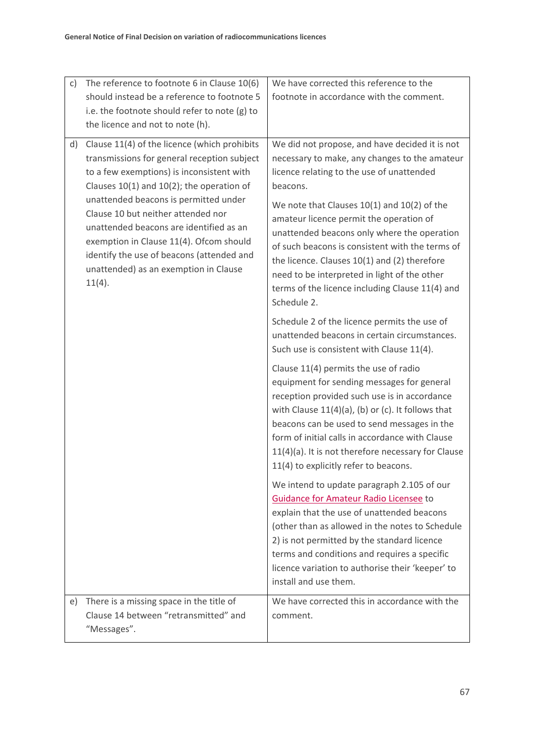| | |
|---|---|
| c) The reference to footnote 6 in Clause 10(6) should instead be a reference to footnote 5 i.e. the footnote should refer to note (g) to the licence and not to note (h). | We have corrected this reference to the footnote in accordance with the comment. |
| d) Clause 11(4) of the licence (which prohibits transmissions for general reception subject to a few exemptions) is inconsistent with Clauses 10(1) and 10(2); the operation of unattended beacons is permitted under Clause 10 but neither attended nor unattended beacons are identified as an exemption in Clause 11(4). Ofcom should identify the use of beacons (attended and unattended) as an exemption in Clause 11(4). | We did not propose, and have decided it is not necessary to make, any changes to the amateur licence relating to the use of unattended beacons.<br><br>We note that Clauses 10(1) and 10(2) of the amateur licence permit the operation of unattended beacons only where the operation of such beacons is consistent with the terms of the licence. Clauses 10(1) and (2) therefore need to be interpreted in light of the other terms of the licence including Clause 11(4) and Schedule 2.<br><br>Schedule 2 of the licence permits the use of unattended beacons in certain circumstances. Such use is consistent with Clause 11(4).<br><br>Clause 11(4) permits the use of radio equipment for sending messages for general reception provided such use is in accordance with Clause 11(4)(a), (b) or (c). It follows that beacons can be used to send messages in the form of initial calls in accordance with Clause 11(4)(a). It is not therefore necessary for Clause 11(4) to explicitly refer to beacons.<br><br>We intend to update paragraph 2.105 of our Guidance for Amateur Radio Licensee to explain that the use of unattended beacons (other than as allowed in the notes to Schedule 2) is not permitted by the standard licence terms and conditions and requires a specific licence variation to authorise their 'keeper' to install and use them. |
| e) There is a missing space in the title of Clause 14 between "retransmitted" and "Messages". | We have corrected this in accordance with the comment. |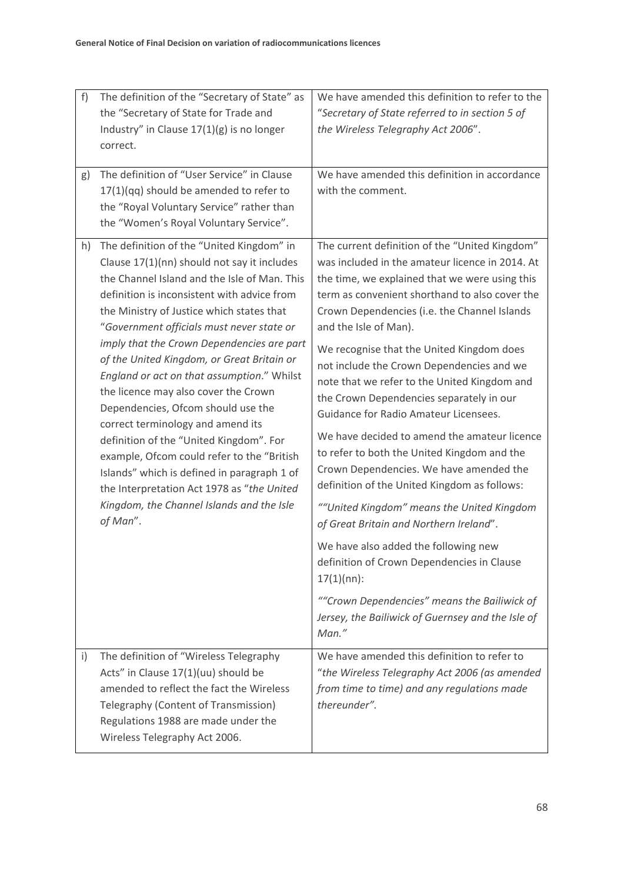| | | |
|---|---|---|
| f) | The definition of the "Secretary of State" as the "Secretary of State for Trade and Industry" in Clause 17(1)(g) is no longer correct. | We have amended this definition to refer to the "*Secretary of State referred to in section 5 of the Wireless Telegraphy Act 2006*". |
| g) | The definition of "User Service" in Clause 17(1)(qq) should be amended to refer to the "Royal Voluntary Service" rather than the "Women's Royal Voluntary Service". | We have amended this definition in accordance with the comment. |
| h) | The definition of the "United Kingdom" in Clause 17(1)(nn) should not say it includes the Channel Island and the Isle of Man. This definition is inconsistent with advice from the Ministry of Justice which states that "*Government officials must never state or imply that the Crown Dependencies are part of the United Kingdom, or Great Britain or England or act on that assumption*." Whilst the licence may also cover the Crown Dependencies, Ofcom should use the correct terminology and amend its definition of the "United Kingdom". For example, Ofcom could refer to the "British Islands" which is defined in paragraph 1 of the Interpretation Act 1978 as "*the United Kingdom, the Channel Islands and the Isle of Man*". | The current definition of the "United Kingdom" was included in the amateur licence in 2014. At the time, we explained that we were using this term as convenient shorthand to also cover the Crown Dependencies (i.e. the Channel Islands and the Isle of Man).<br><br>We recognise that the United Kingdom does not include the Crown Dependencies and we note that we refer to the United Kingdom and the Crown Dependencies separately in our Guidance for Radio Amateur Licensees.<br><br>We have decided to amend the amateur licence to refer to both the United Kingdom and the Crown Dependencies. We have amended the definition of the United Kingdom as follows:<br><br>*""United Kingdom" means the United Kingdom of Great Britain and Northern Ireland*".<br><br>We have also added the following new definition of Crown Dependencies in Clause 17(1)(nn):<br><br>*""Crown Dependencies" means the Bailiwick of Jersey, the Bailiwick of Guernsey and the Isle of Man."* |
| i) | The definition of "Wireless Telegraphy Acts" in Clause 17(1)(uu) should be amended to reflect the fact the Wireless Telegraphy (Content of Transmission) Regulations 1988 are made under the Wireless Telegraphy Act 2006. | We have amended this definition to refer to "*the Wireless Telegraphy Act 2006 (as amended from time to time) and any regulations made thereunder".* |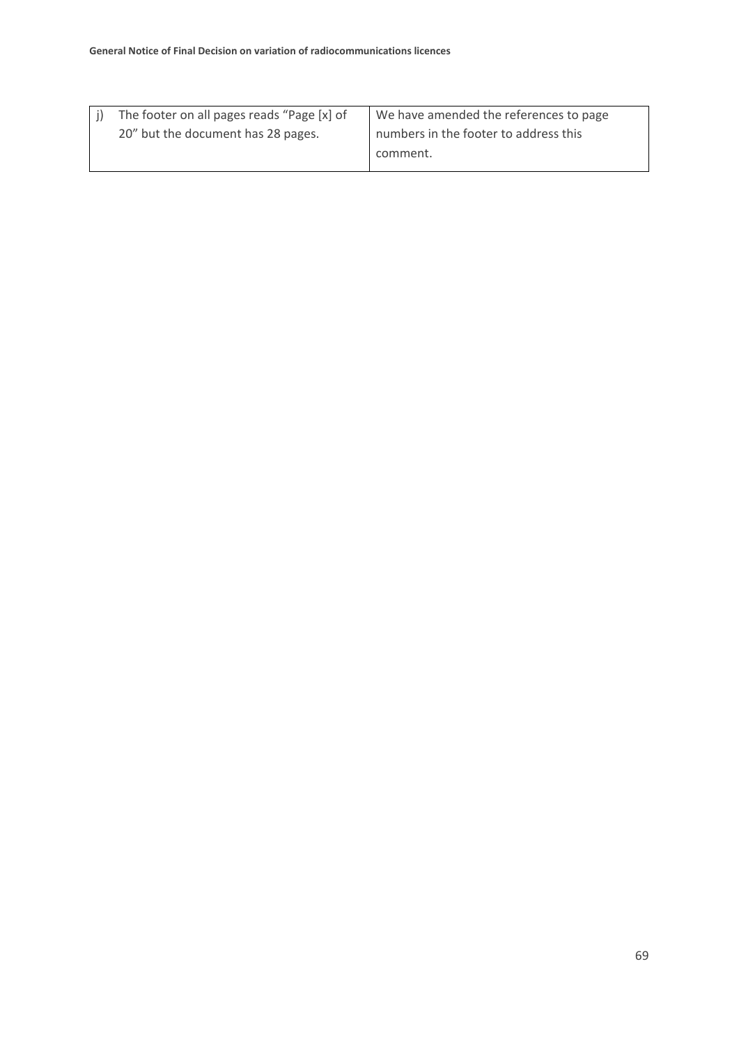| | | |
|---|---|---|
| j) | The footer on all pages reads "Page [x] of 20" but the document has 28 pages. | We have amended the references to page numbers in the footer to address this comment. |